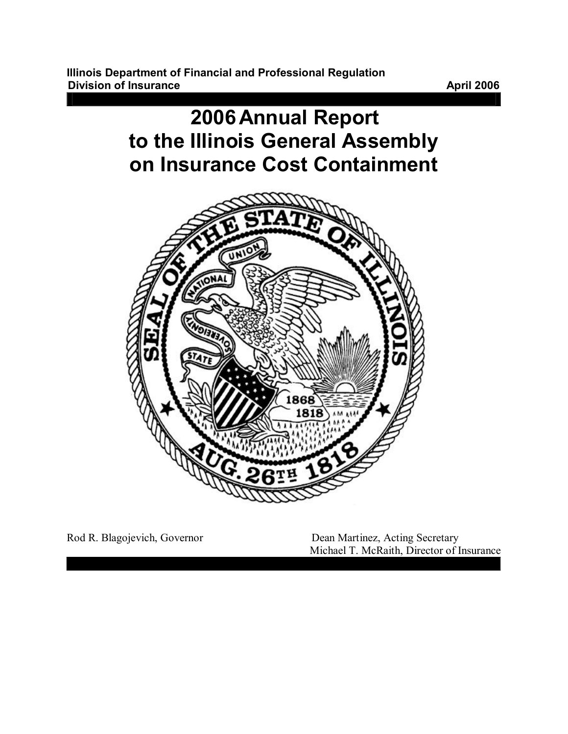**Illinois Department of Financial and Professional Regulation**
**Division of Insurance** **April 2006**

# 2006 Annual Report to the Illinois General Assembly on Insurance Cost Containment

Rod R. Blagojevich, Governor

Dean Martinez, Acting Secretary
Michael T. McRaith, Director of Insurance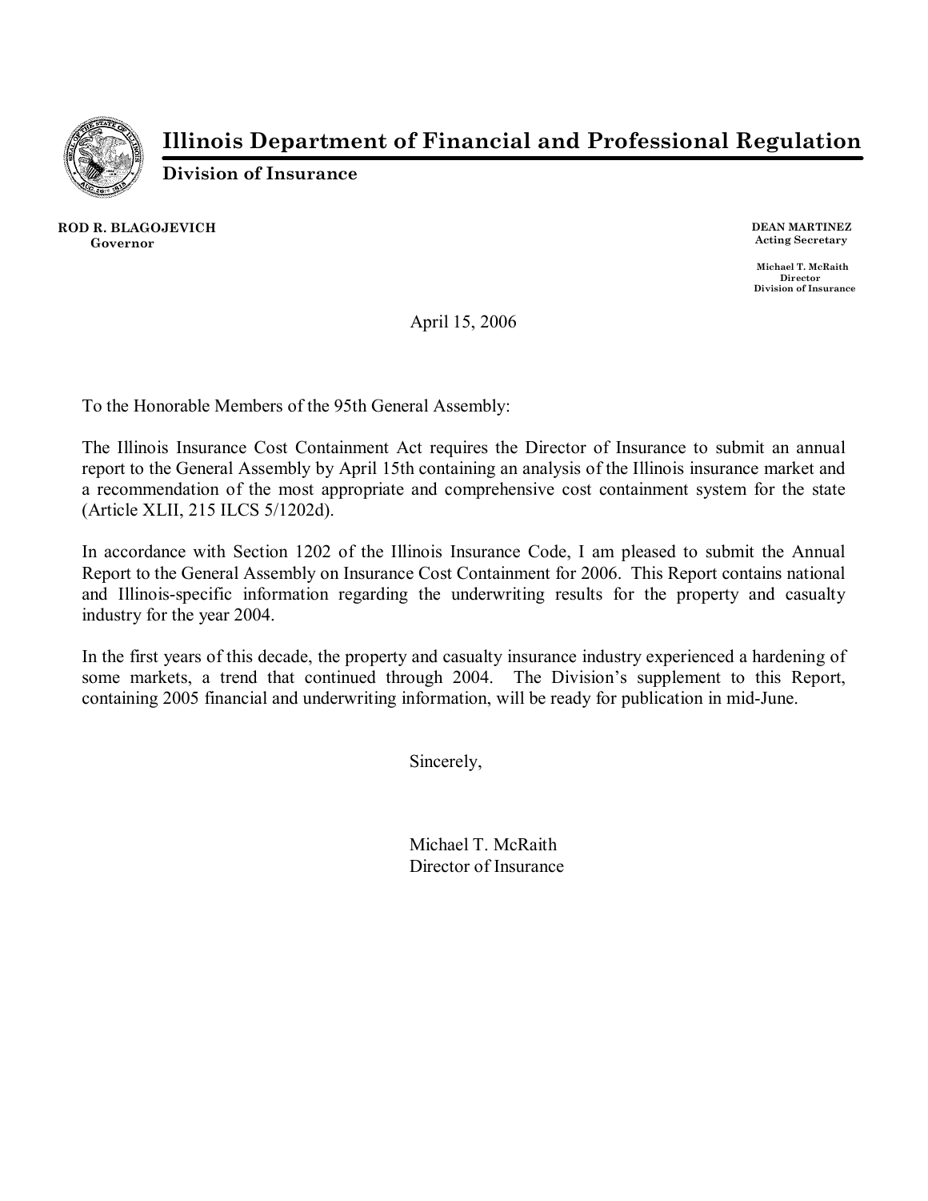# Illinois Department of Financial and Professional Regulation

**Division of Insurance**

**ROD R. BLAGOJEVICH**
**Governor**

**DEAN MARTINEZ**
**Acting Secretary**

**Michael T. McRaith**
**Director**
**Division of Insurance**

April 15, 2006

To the Honorable Members of the 95th General Assembly:

The Illinois Insurance Cost Containment Act requires the Director of Insurance to submit an annual report to the General Assembly by April 15th containing an analysis of the Illinois insurance market and a recommendation of the most appropriate and comprehensive cost containment system for the state (Article XLII, 215 ILCS 5/1202d).

In accordance with Section 1202 of the Illinois Insurance Code, I am pleased to submit the Annual Report to the General Assembly on Insurance Cost Containment for 2006. This Report contains national and Illinois-specific information regarding the underwriting results for the property and casualty industry for the year 2004.

In the first years of this decade, the property and casualty insurance industry experienced a hardening of some markets, a trend that continued through 2004. The Division's supplement to this Report, containing 2005 financial and underwriting information, will be ready for publication in mid-June.

Sincerely,

Michael T. McRaith
Director of Insurance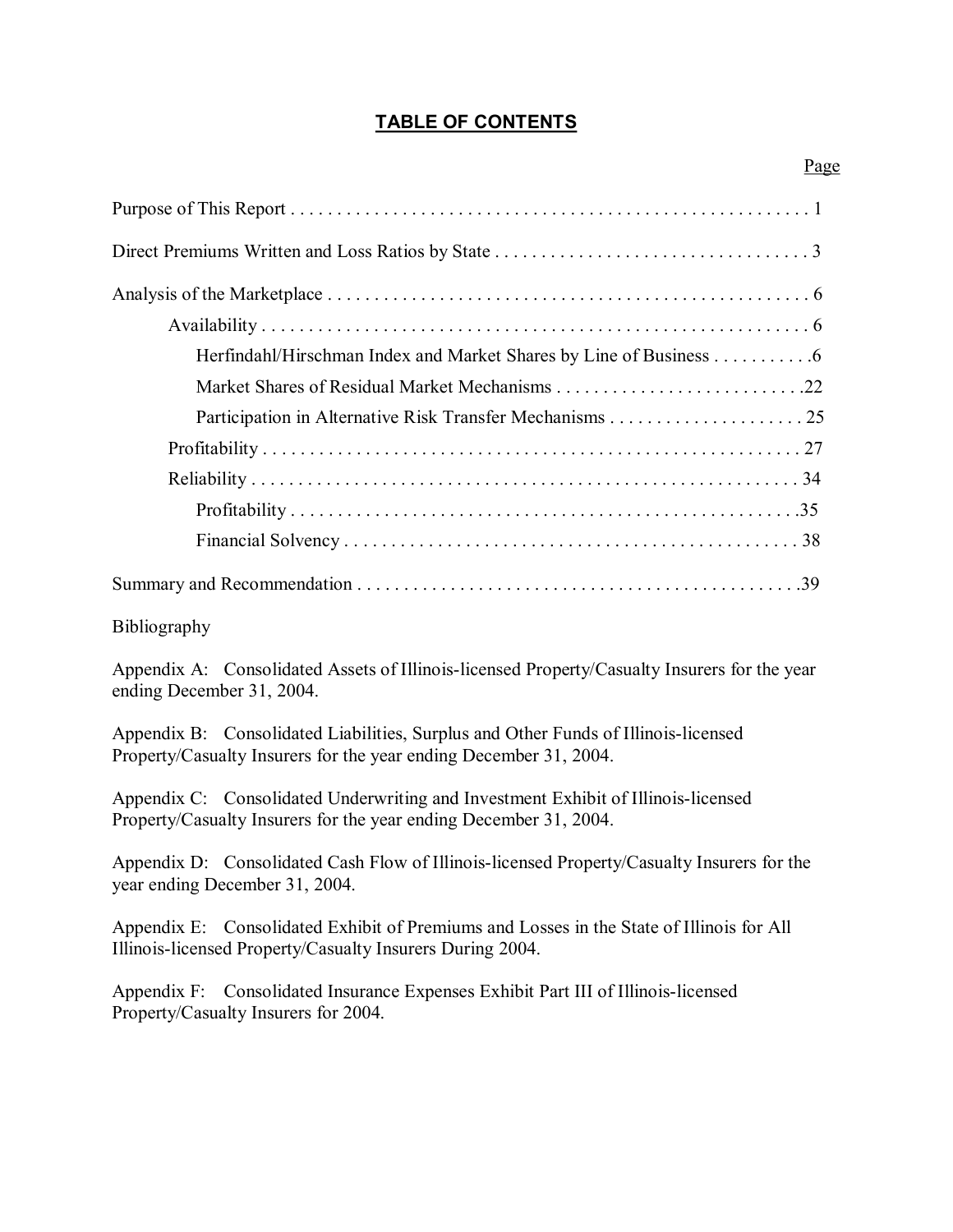# TABLE OF CONTENTS

| | Page |
|---|---|
| Purpose of This Report | 1 |
| Direct Premiums Written and Loss Ratios by State | 3 |
| Analysis of the Marketplace | 6 |
| &nbsp;&nbsp;&nbsp;&nbsp;Availability | 6 |
| &nbsp;&nbsp;&nbsp;&nbsp;&nbsp;&nbsp;&nbsp;&nbsp;Herfindahl/Hirschman Index and Market Shares by Line of Business | 6 |
| &nbsp;&nbsp;&nbsp;&nbsp;&nbsp;&nbsp;&nbsp;&nbsp;Market Shares of Residual Market Mechanisms | 22 |
| &nbsp;&nbsp;&nbsp;&nbsp;&nbsp;&nbsp;&nbsp;&nbsp;Participation in Alternative Risk Transfer Mechanisms | 25 |
| &nbsp;&nbsp;&nbsp;&nbsp;Profitability | 27 |
| &nbsp;&nbsp;&nbsp;&nbsp;Reliability | 34 |
| &nbsp;&nbsp;&nbsp;&nbsp;&nbsp;&nbsp;&nbsp;&nbsp;Profitability | 35 |
| &nbsp;&nbsp;&nbsp;&nbsp;&nbsp;&nbsp;&nbsp;&nbsp;Financial Solvency | 38 |
| Summary and Recommendation | 39 |

Bibliography

Appendix A: Consolidated Assets of Illinois-licensed Property/Casualty Insurers for the year ending December 31, 2004.

Appendix B: Consolidated Liabilities, Surplus and Other Funds of Illinois-licensed Property/Casualty Insurers for the year ending December 31, 2004.

Appendix C: Consolidated Underwriting and Investment Exhibit of Illinois-licensed Property/Casualty Insurers for the year ending December 31, 2004.

Appendix D: Consolidated Cash Flow of Illinois-licensed Property/Casualty Insurers for the year ending December 31, 2004.

Appendix E: Consolidated Exhibit of Premiums and Losses in the State of Illinois for All Illinois-licensed Property/Casualty Insurers During 2004.

Appendix F: Consolidated Insurance Expenses Exhibit Part III of Illinois-licensed Property/Casualty Insurers for 2004.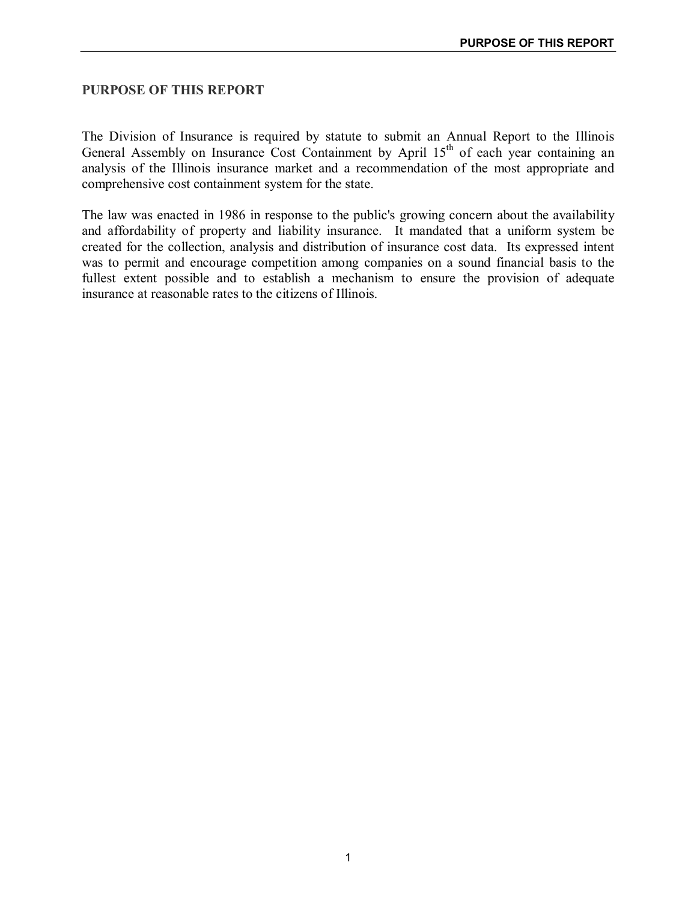# PURPOSE OF THIS REPORT

The Division of Insurance is required by statute to submit an Annual Report to the Illinois General Assembly on Insurance Cost Containment by April 15th of each year containing an analysis of the Illinois insurance market and a recommendation of the most appropriate and comprehensive cost containment system for the state.

The law was enacted in 1986 in response to the public's growing concern about the availability and affordability of property and liability insurance. It mandated that a uniform system be created for the collection, analysis and distribution of insurance cost data. Its expressed intent was to permit and encourage competition among companies on a sound financial basis to the fullest extent possible and to establish a mechanism to ensure the provision of adequate insurance at reasonable rates to the citizens of Illinois.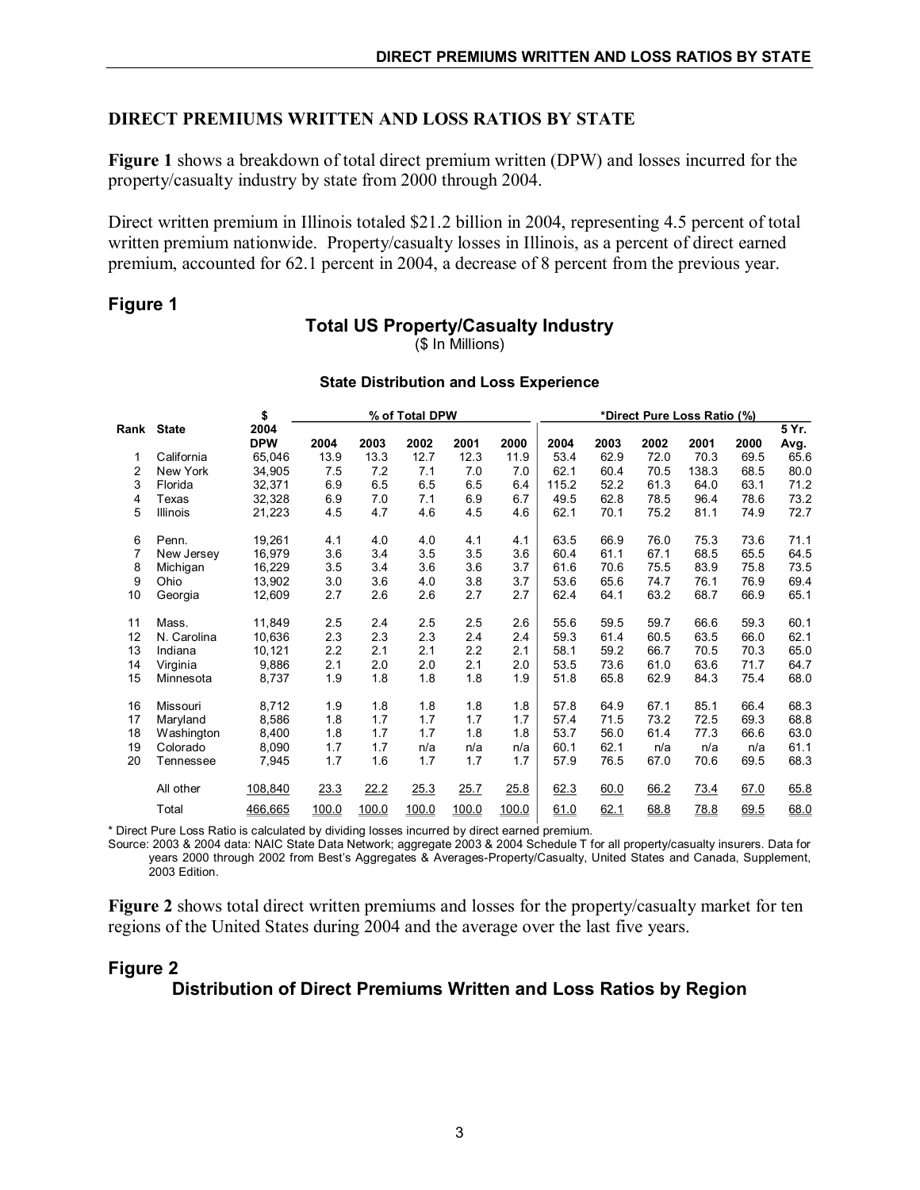## DIRECT PREMIUMS WRITTEN AND LOSS RATIOS BY STATE

**Figure 1** shows a breakdown of total direct premium written (DPW) and losses incurred for the property/casualty industry by state from 2000 through 2004.

Direct written premium in Illinois totaled $21.2 billion in 2004, representing 4.5 percent of total written premium nationwide. Property/casualty losses in Illinois, as a percent of direct earned premium, accounted for 62.1 percent in 2004, a decrease of 8 percent from the previous year.

### Figure 1

**Total US Property/Casualty Industry**
($ In Millions)

**State Distribution and Loss Experience**

| Rank | State | $ 2004 DPW | % of Total DPW | | | | | *Direct Pure Loss Ratio (%) | | | | | |
|---|---|---|---|---|---|---|---|---|---|---|---|---|---|
| | | | 2004 | 2003 | 2002 | 2001 | 2000 | 2004 | 2003 | 2002 | 2001 | 2000 | 5 Yr. Avg. |
| 1 | California | 65,046 | 13.9 | 13.3 | 12.7 | 12.3 | 11.9 | 53.4 | 62.9 | 72.0 | 70.3 | 69.5 | 65.6 |
| 2 | New York | 34,905 | 7.5 | 7.2 | 7.1 | 7.0 | 7.0 | 62.1 | 60.4 | 70.5 | 138.3 | 68.5 | 80.0 |
| 3 | Florida | 32,371 | 6.9 | 6.5 | 6.5 | 6.5 | 6.4 | 115.2 | 52.2 | 61.3 | 64.0 | 63.1 | 71.2 |
| 4 | Texas | 32,328 | 6.9 | 7.0 | 7.1 | 6.9 | 6.7 | 49.5 | 62.8 | 78.5 | 96.4 | 78.6 | 73.2 |
| 5 | Illinois | 21,223 | 4.5 | 4.7 | 4.6 | 4.5 | 4.6 | 62.1 | 70.1 | 75.2 | 81.1 | 74.9 | 72.7 |
| 6 | Penn. | 19,261 | 4.1 | 4.0 | 4.0 | 4.1 | 4.1 | 63.5 | 66.9 | 76.0 | 75.3 | 73.6 | 71.1 |
| 7 | New Jersey | 16,979 | 3.6 | 3.4 | 3.5 | 3.5 | 3.6 | 60.4 | 61.1 | 67.1 | 68.5 | 65.5 | 64.5 |
| 8 | Michigan | 16,229 | 3.5 | 3.4 | 3.6 | 3.6 | 3.7 | 61.6 | 70.6 | 75.5 | 83.9 | 75.8 | 73.5 |
| 9 | Ohio | 13,902 | 3.0 | 3.6 | 4.0 | 3.8 | 3.7 | 53.6 | 65.6 | 74.7 | 76.1 | 76.9 | 69.4 |
| 10 | Georgia | 12,609 | 2.7 | 2.6 | 2.6 | 2.7 | 2.7 | 62.4 | 64.1 | 63.2 | 68.7 | 66.9 | 65.1 |
| 11 | Mass. | 11,849 | 2.5 | 2.4 | 2.5 | 2.5 | 2.6 | 55.6 | 59.5 | 59.7 | 66.6 | 59.3 | 60.1 |
| 12 | N. Carolina | 10,636 | 2.3 | 2.3 | 2.3 | 2.4 | 2.4 | 59.3 | 61.4 | 60.5 | 63.5 | 66.0 | 62.1 |
| 13 | Indiana | 10,121 | 2.2 | 2.1 | 2.1 | 2.2 | 2.1 | 58.1 | 59.2 | 66.7 | 70.5 | 70.3 | 65.0 |
| 14 | Virginia | 9,886 | 2.1 | 2.0 | 2.0 | 2.1 | 2.0 | 53.5 | 73.6 | 61.0 | 63.6 | 71.7 | 64.7 |
| 15 | Minnesota | 8,737 | 1.9 | 1.8 | 1.8 | 1.8 | 1.9 | 51.8 | 65.8 | 62.9 | 84.3 | 75.4 | 68.0 |
| 16 | Missouri | 8,712 | 1.9 | 1.8 | 1.8 | 1.8 | 1.8 | 57.8 | 64.9 | 67.1 | 85.1 | 66.4 | 68.3 |
| 17 | Maryland | 8,586 | 1.8 | 1.7 | 1.7 | 1.7 | 1.7 | 57.4 | 71.5 | 73.2 | 72.5 | 69.3 | 68.8 |
| 18 | Washington | 8,400 | 1.8 | 1.7 | 1.7 | 1.8 | 1.8 | 53.7 | 56.0 | 61.4 | 77.3 | 66.6 | 63.0 |
| 19 | Colorado | 8,090 | 1.7 | 1.7 | n/a | n/a | n/a | 60.1 | 62.1 | n/a | n/a | n/a | 61.1 |
| 20 | Tennessee | 7,945 | 1.7 | 1.6 | 1.7 | 1.7 | 1.7 | 57.9 | 76.5 | 67.0 | 70.6 | 69.5 | 68.3 |
| | All other | 108,840 | 23.3 | 22.2 | 25.3 | 25.7 | 25.8 | 62.3 | 60.0 | 66.2 | 73.4 | 67.0 | 65.8 |
| | Total | 466,665 | 100.0 | 100.0 | 100.0 | 100.0 | 100.0 | 61.0 | 62.1 | 68.8 | 78.8 | 69.5 | 68.0 |

* Direct Pure Loss Ratio is calculated by dividing losses incurred by direct earned premium.
Source: 2003 & 2004 data: NAIC State Data Network; aggregate 2003 & 2004 Schedule T for all property/casualty insurers. Data for years 2000 through 2002 from Best's Aggregates & Averages-Property/Casualty, United States and Canada, Supplement, 2003 Edition.

**Figure 2** shows total direct written premiums and losses for the property/casualty market for ten regions of the United States during 2004 and the average over the last five years.

### Figure 2

**Distribution of Direct Premiums Written and Loss Ratios by Region**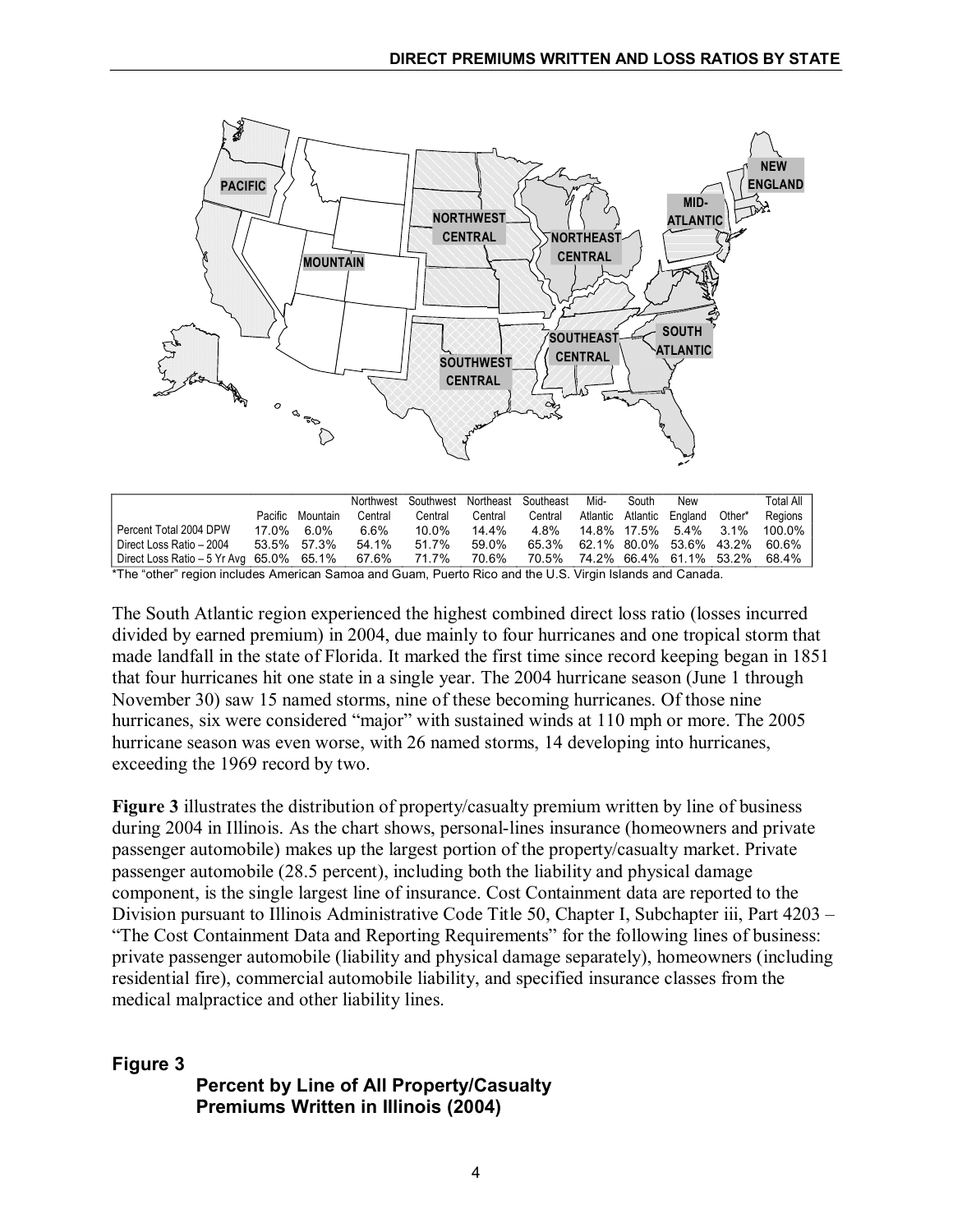| | Pacific | Mountain | Northwest Central | Southwest Central | Northeast Central | Southeast Central | Mid-Atlantic | South Atlantic | New England | Other* | Total All Regions |
|---|---|---|---|---|---|---|---|---|---|---|---|
| Percent Total 2004 DPW | 17.0% | 6.0% | 6.6% | 10.0% | 14.4% | 4.8% | 14.8% | 17.5% | 5.4% | 3.1% | 100.0% |
| Direct Loss Ratio – 2004 | 53.5% | 57.3% | 54.1% | 51.7% | 59.0% | 65.3% | 62.1% | 80.0% | 53.6% | 43.2% | 60.6% |
| Direct Loss Ratio – 5 Yr Avg | 65.0% | 65.1% | 67.6% | 71.7% | 70.6% | 70.5% | 74.2% | 66.4% | 61.1% | 53.2% | 68.4% |

*The "other" region includes American Samoa and Guam, Puerto Rico and the U.S. Virgin Islands and Canada.

The South Atlantic region experienced the highest combined direct loss ratio (losses incurred divided by earned premium) in 2004, due mainly to four hurricanes and one tropical storm that made landfall in the state of Florida. It marked the first time since record keeping began in 1851 that four hurricanes hit one state in a single year. The 2004 hurricane season (June 1 through November 30) saw 15 named storms, nine of these becoming hurricanes. Of those nine hurricanes, six were considered "major" with sustained winds at 110 mph or more. The 2005 hurricane season was even worse, with 26 named storms, 14 developing into hurricanes, exceeding the 1969 record by two.

**Figure 3** illustrates the distribution of property/casualty premium written by line of business during 2004 in Illinois. As the chart shows, personal-lines insurance (homeowners and private passenger automobile) makes up the largest portion of the property/casualty market. Private passenger automobile (28.5 percent), including both the liability and physical damage component, is the single largest line of insurance. Cost Containment data are reported to the Division pursuant to Illinois Administrative Code Title 50, Chapter I, Subchapter iii, Part 4203 – "The Cost Containment Data and Reporting Requirements" for the following lines of business: private passenger automobile (liability and physical damage separately), homeowners (including residential fire), commercial automobile liability, and specified insurance classes from the medical malpractice and other liability lines.

**Figure 3**

**Percent by Line of All Property/Casualty Premiums Written in Illinois (2004)**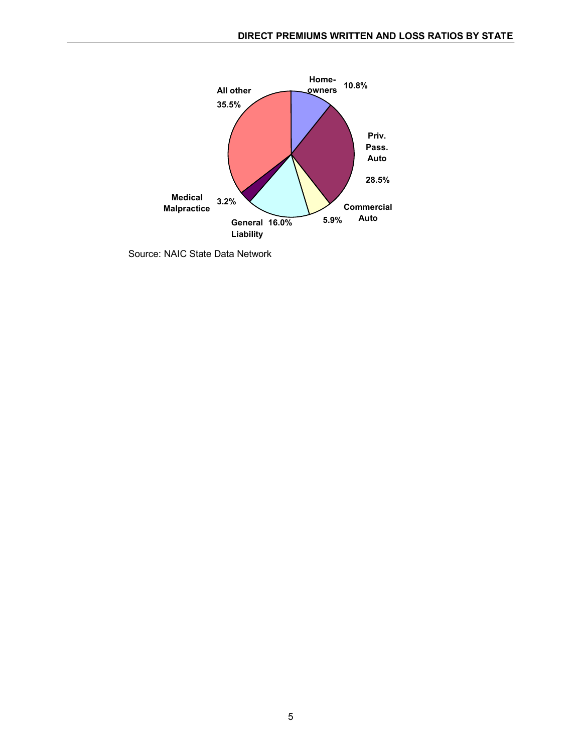| Line | Share |
| --- | --- |
| Homeowners | 10.8% |
| Priv. Pass. Auto | 28.5% |
| Commercial Auto | 5.9% |
| General Liability | 16.0% |
| Medical Malpractice | 3.2% |
| All other | 35.5% |

Source: NAIC State Data Network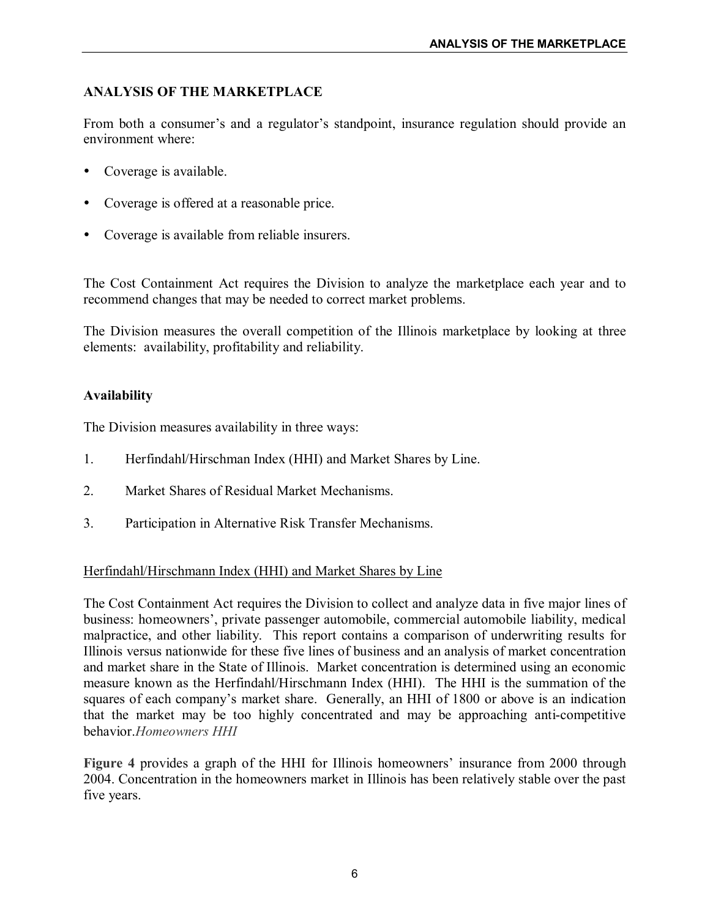## ANALYSIS OF THE MARKETPLACE

From both a consumer's and a regulator's standpoint, insurance regulation should provide an environment where:

- Coverage is available.
- Coverage is offered at a reasonable price.
- Coverage is available from reliable insurers.

The Cost Containment Act requires the Division to analyze the marketplace each year and to recommend changes that may be needed to correct market problems.

The Division measures the overall competition of the Illinois marketplace by looking at three elements: availability, profitability and reliability.

### Availability

The Division measures availability in three ways:

1. Herfindahl/Hirschman Index (HHI) and Market Shares by Line.
2. Market Shares of Residual Market Mechanisms.
3. Participation in Alternative Risk Transfer Mechanisms.

<u>Herfindahl/Hirschmann Index (HHI) and Market Shares by Line</u>

The Cost Containment Act requires the Division to collect and analyze data in five major lines of business: homeowners', private passenger automobile, commercial automobile liability, medical malpractice, and other liability. This report contains a comparison of underwriting results for Illinois versus nationwide for these five lines of business and an analysis of market concentration and market share in the State of Illinois. Market concentration is determined using an economic measure known as the Herfindahl/Hirschmann Index (HHI). The HHI is the summation of the squares of each company's market share. Generally, an HHI of 1800 or above is an indication that the market may be too highly concentrated and may be approaching anti-competitive behavior.

*Homeowners HHI*

**Figure 4** provides a graph of the HHI for Illinois homeowners' insurance from 2000 through 2004. Concentration in the homeowners market in Illinois has been relatively stable over the past five years.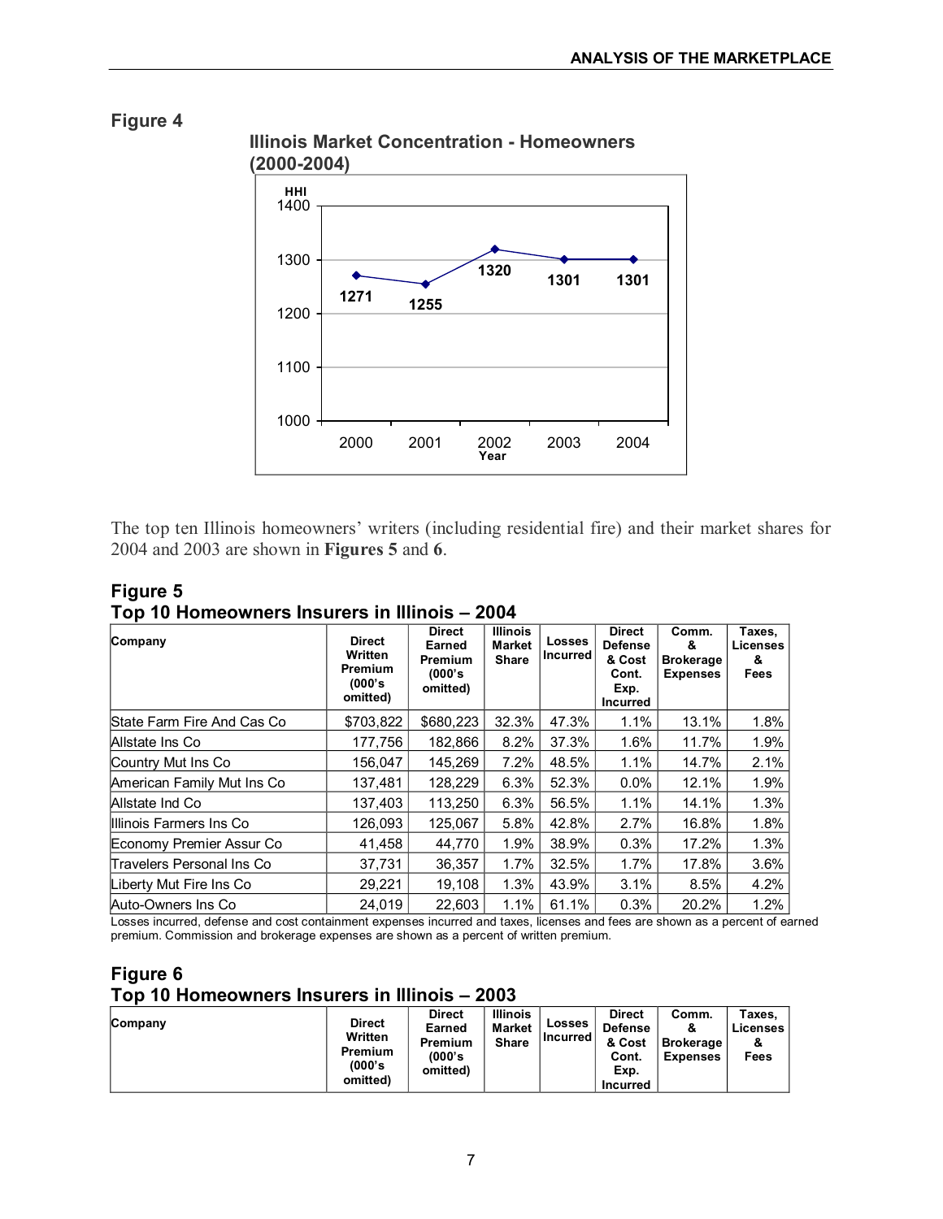## Figure 4

**Illinois Market Concentration - Homeowners (2000-2004)**

| Year | HHI |
|---|---|
| 2000 | 1271 |
| 2001 | 1255 |
| 2002 | 1320 |
| 2003 | 1301 |
| 2004 | 1301 |

The top ten Illinois homeowners' writers (including residential fire) and their market shares for 2004 and 2003 are shown in **Figures 5** and **6**.

## Figure 5
## Top 10 Homeowners Insurers in Illinois – 2004

| Company | Direct Written Premium (000's omitted) | Direct Earned Premium (000's omitted) | Illinois Market Share | Losses Incurred | Direct Defense & Cost Cont. Exp. Incurred | Comm. & Brokerage Expenses | Taxes, Licenses & Fees |
|---|---|---|---|---|---|---|---|
| State Farm Fire And Cas Co | $703,822 | $680,223 | 32.3% | 47.3% | 1.1% | 13.1% | 1.8% |
| Allstate Ins Co | 177,756 | 182,866 | 8.2% | 37.3% | 1.6% | 11.7% | 1.9% |
| Country Mut Ins Co | 156,047 | 145,269 | 7.2% | 48.5% | 1.1% | 14.7% | 2.1% |
| American Family Mut Ins Co | 137,481 | 128,229 | 6.3% | 52.3% | 0.0% | 12.1% | 1.9% |
| Allstate Ind Co | 137,403 | 113,250 | 6.3% | 56.5% | 1.1% | 14.1% | 1.3% |
| Illinois Farmers Ins Co | 126,093 | 125,067 | 5.8% | 42.8% | 2.7% | 16.8% | 1.8% |
| Economy Premier Assur Co | 41,458 | 44,770 | 1.9% | 38.9% | 0.3% | 17.2% | 1.3% |
| Travelers Personal Ins Co | 37,731 | 36,357 | 1.7% | 32.5% | 1.7% | 17.8% | 3.6% |
| Liberty Mut Fire Ins Co | 29,221 | 19,108 | 1.3% | 43.9% | 3.1% | 8.5% | 4.2% |
| Auto-Owners Ins Co | 24,019 | 22,603 | 1.1% | 61.1% | 0.3% | 20.2% | 1.2% |

Losses incurred, defense and cost containment expenses incurred and taxes, licenses and fees are shown as a percent of earned premium. Commission and brokerage expenses are shown as a percent of written premium.

## Figure 6
## Top 10 Homeowners Insurers in Illinois – 2003

| Company | Direct Written Premium (000's omitted) | Direct Earned Premium (000's omitted) | Illinois Market Share | Losses Incurred | Direct Defense & Cost Cont. Exp. Incurred | Comm. & Brokerage Expenses | Taxes, Licenses & Fees |
|---|---|---|---|---|---|---|---|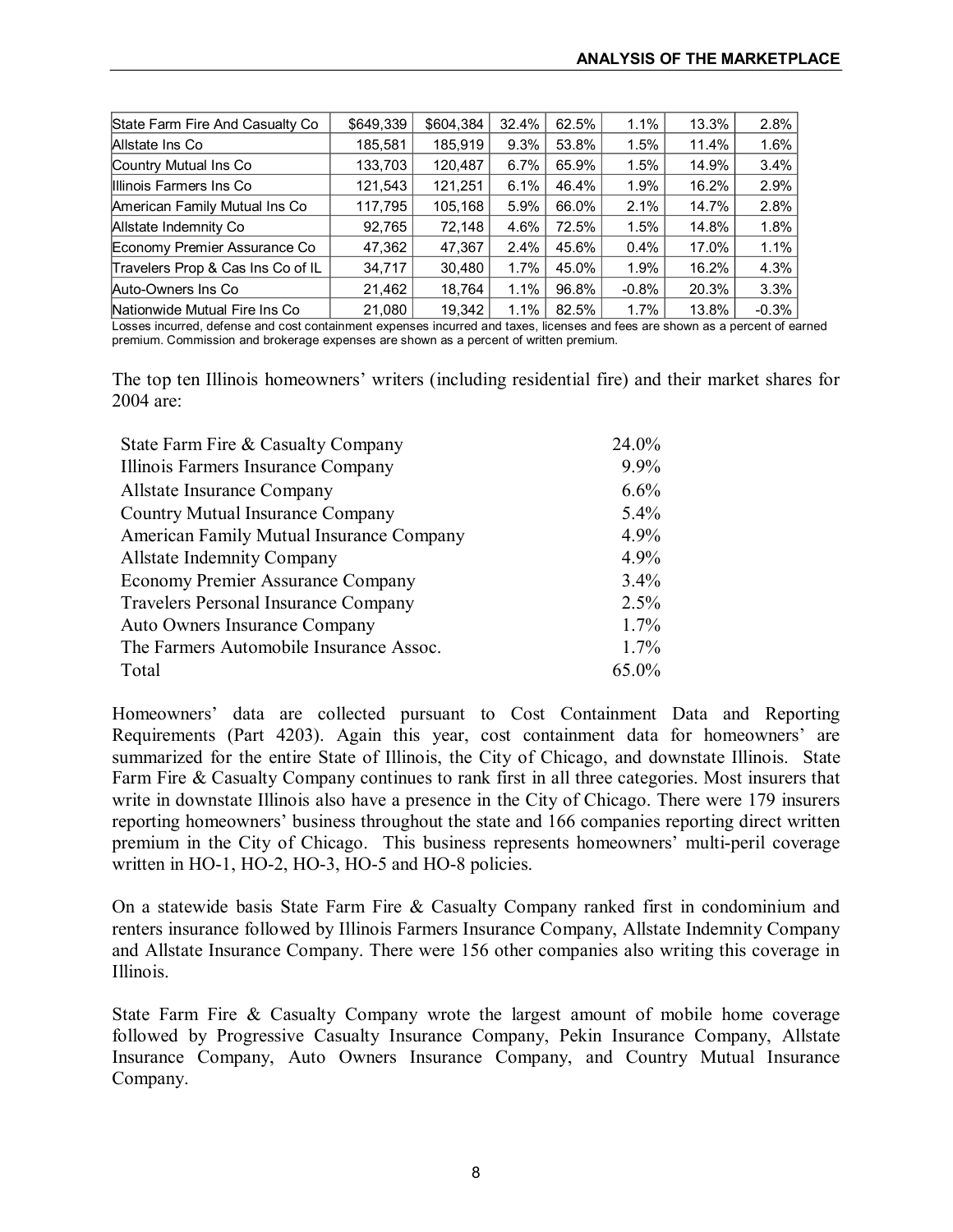| State Farm Fire And Casualty Co | $649,339 | $604,384 | 32.4% | 62.5% | 1.1% | 13.3% | 2.8% |
|---|---|---|---|---|---|---|---|
| Allstate Ins Co | 185,581 | 185,919 | 9.3% | 53.8% | 1.5% | 11.4% | 1.6% |
| Country Mutual Ins Co | 133,703 | 120,487 | 6.7% | 65.9% | 1.5% | 14.9% | 3.4% |
| Illinois Farmers Ins Co | 121,543 | 121,251 | 6.1% | 46.4% | 1.9% | 16.2% | 2.9% |
| American Family Mutual Ins Co | 117,795 | 105,168 | 5.9% | 66.0% | 2.1% | 14.7% | 2.8% |
| Allstate Indemnity Co | 92,765 | 72,148 | 4.6% | 72.5% | 1.5% | 14.8% | 1.8% |
| Economy Premier Assurance Co | 47,362 | 47,367 | 2.4% | 45.6% | 0.4% | 17.0% | 1.1% |
| Travelers Prop & Cas Ins Co of IL | 34,717 | 30,480 | 1.7% | 45.0% | 1.9% | 16.2% | 4.3% |
| Auto-Owners Ins Co | 21,462 | 18,764 | 1.1% | 96.8% | -0.8% | 20.3% | 3.3% |
| Nationwide Mutual Fire Ins Co | 21,080 | 19,342 | 1.1% | 82.5% | 1.7% | 13.8% | -0.3% |

Losses incurred, defense and cost containment expenses incurred and taxes, licenses and fees are shown as a percent of earned premium. Commission and brokerage expenses are shown as a percent of written premium.

The top ten Illinois homeowners' writers (including residential fire) and their market shares for 2004 are:

| | |
|---|---|
| State Farm Fire & Casualty Company | 24.0% |
| Illinois Farmers Insurance Company | 9.9% |
| Allstate Insurance Company | 6.6% |
| Country Mutual Insurance Company | 5.4% |
| American Family Mutual Insurance Company | 4.9% |
| Allstate Indemnity Company | 4.9% |
| Economy Premier Assurance Company | 3.4% |
| Travelers Personal Insurance Company | 2.5% |
| Auto Owners Insurance Company | 1.7% |
| The Farmers Automobile Insurance Assoc. | 1.7% |
| Total | 65.0% |

Homeowners' data are collected pursuant to Cost Containment Data and Reporting Requirements (Part 4203). Again this year, cost containment data for homeowners' are summarized for the entire State of Illinois, the City of Chicago, and downstate Illinois. State Farm Fire & Casualty Company continues to rank first in all three categories. Most insurers that write in downstate Illinois also have a presence in the City of Chicago. There were 179 insurers reporting homeowners' business throughout the state and 166 companies reporting direct written premium in the City of Chicago. This business represents homeowners' multi-peril coverage written in HO-1, HO-2, HO-3, HO-5 and HO-8 policies.

On a statewide basis State Farm Fire & Casualty Company ranked first in condominium and renters insurance followed by Illinois Farmers Insurance Company, Allstate Indemnity Company and Allstate Insurance Company. There were 156 other companies also writing this coverage in Illinois.

State Farm Fire & Casualty Company wrote the largest amount of mobile home coverage followed by Progressive Casualty Insurance Company, Pekin Insurance Company, Allstate Insurance Company, Auto Owners Insurance Company, and Country Mutual Insurance Company.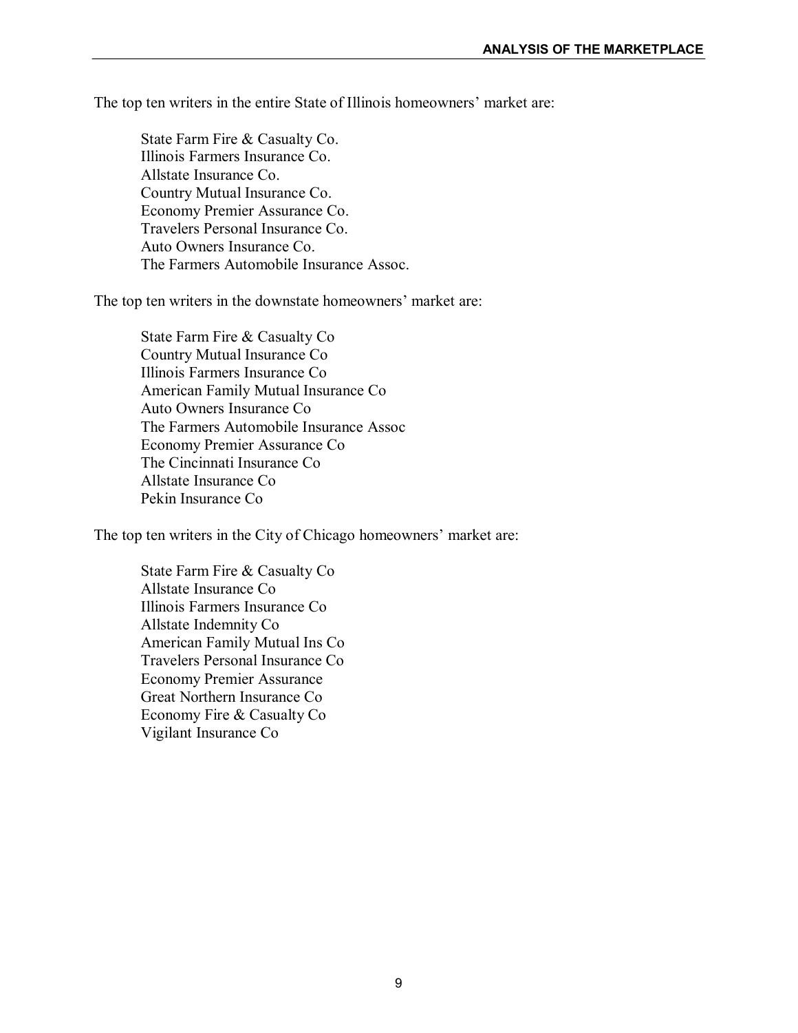The top ten writers in the entire State of Illinois homeowners' market are:

State Farm Fire & Casualty Co.
Illinois Farmers Insurance Co.
Allstate Insurance Co.
Country Mutual Insurance Co.
Economy Premier Assurance Co.
Travelers Personal Insurance Co.
Auto Owners Insurance Co.
The Farmers Automobile Insurance Assoc.

The top ten writers in the downstate homeowners' market are:

State Farm Fire & Casualty Co
Country Mutual Insurance Co
Illinois Farmers Insurance Co
American Family Mutual Insurance Co
Auto Owners Insurance Co
The Farmers Automobile Insurance Assoc
Economy Premier Assurance Co
The Cincinnati Insurance Co
Allstate Insurance Co
Pekin Insurance Co

The top ten writers in the City of Chicago homeowners' market are:

State Farm Fire & Casualty Co
Allstate Insurance Co
Illinois Farmers Insurance Co
Allstate Indemnity Co
American Family Mutual Ins Co
Travelers Personal Insurance Co
Economy Premier Assurance
Great Northern Insurance Co
Economy Fire & Casualty Co
Vigilant Insurance Co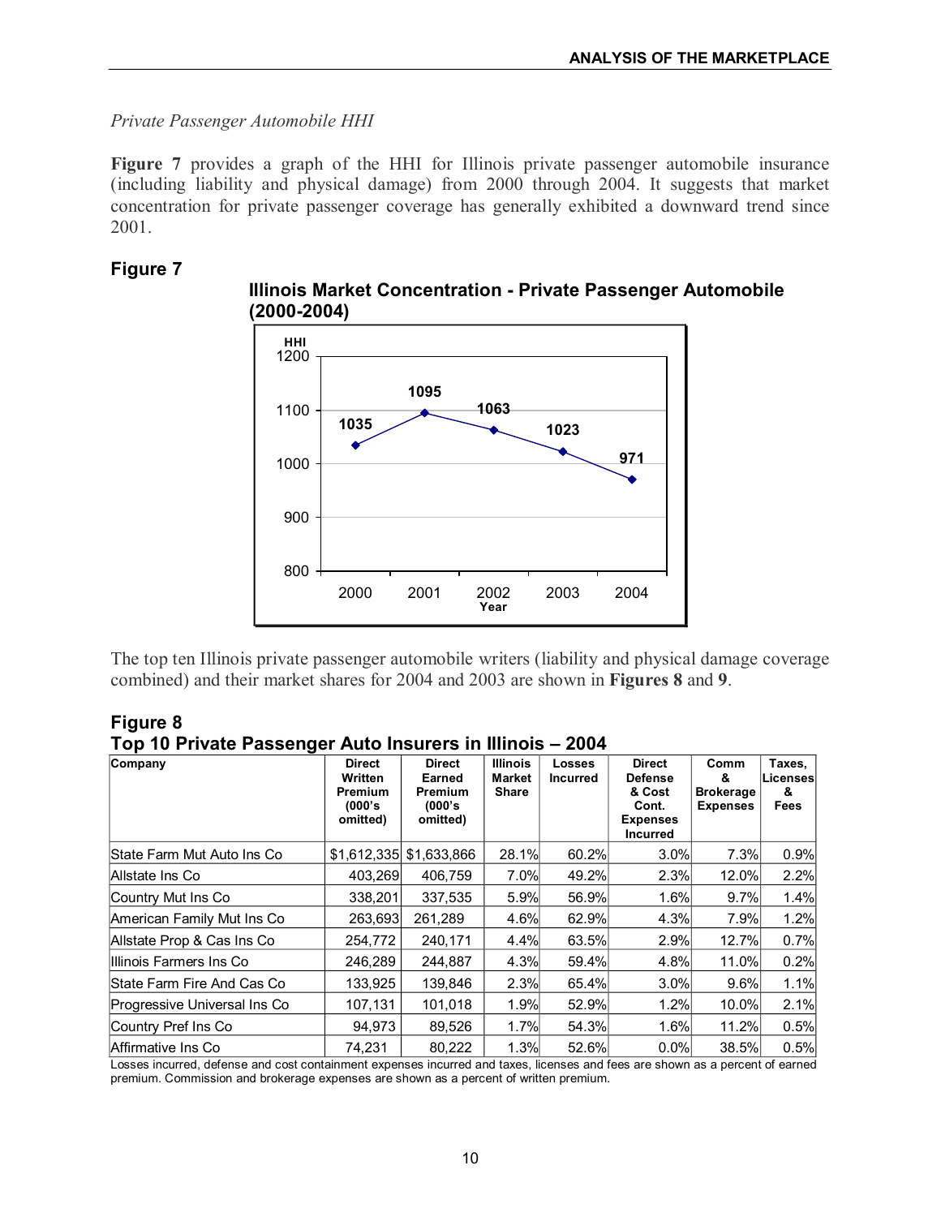*Private Passenger Automobile HHI*

**Figure 7** provides a graph of the HHI for Illinois private passenger automobile insurance (including liability and physical damage) from 2000 through 2004. It suggests that market concentration for private passenger coverage has generally exhibited a downward trend since 2001.

**Figure 7**

**Illinois Market Concentration - Private Passenger Automobile (2000-2004)**

| Year | HHI |
|---|---|
| 2000 | 1035 |
| 2001 | 1095 |
| 2002 | 1063 |
| 2003 | 1023 |
| 2004 | 971 |

The top ten Illinois private passenger automobile writers (liability and physical damage coverage combined) and their market shares for 2004 and 2003 are shown in **Figures 8** and **9**.

**Figure 8**
**Top 10 Private Passenger Auto Insurers in Illinois – 2004**

| Company | Direct Written Premium (000's omitted) | Direct Earned Premium (000's omitted) | Illinois Market Share | Losses Incurred | Direct Defense & Cost Cont. Expenses Incurred | Comm & Brokerage Expenses | Taxes, Licenses & Fees |
|---|---|---|---|---|---|---|---|
| State Farm Mut Auto Ins Co | $1,612,335 | $1,633,866 | 28.1% | 60.2% | 3.0% | 7.3% | 0.9% |
| Allstate Ins Co | 403,269 | 406,759 | 7.0% | 49.2% | 2.3% | 12.0% | 2.2% |
| Country Mut Ins Co | 338,201 | 337,535 | 5.9% | 56.9% | 1.6% | 9.7% | 1.4% |
| American Family Mut Ins Co | 263,693 | 261,289 | 4.6% | 62.9% | 4.3% | 7.9% | 1.2% |
| Allstate Prop & Cas Ins Co | 254,772 | 240,171 | 4.4% | 63.5% | 2.9% | 12.7% | 0.7% |
| Illinois Farmers Ins Co | 246,289 | 244,887 | 4.3% | 59.4% | 4.8% | 11.0% | 0.2% |
| State Farm Fire And Cas Co | 133,925 | 139,846 | 2.3% | 65.4% | 3.0% | 9.6% | 1.1% |
| Progressive Universal Ins Co | 107,131 | 101,018 | 1.9% | 52.9% | 1.2% | 10.0% | 2.1% |
| Country Pref Ins Co | 94,973 | 89,526 | 1.7% | 54.3% | 1.6% | 11.2% | 0.5% |
| Affirmative Ins Co | 74,231 | 80,222 | 1.3% | 52.6% | 0.0% | 38.5% | 0.5% |

Losses incurred, defense and cost containment expenses incurred and taxes, licenses and fees are shown as a percent of earned premium. Commission and brokerage expenses are shown as a percent of written premium.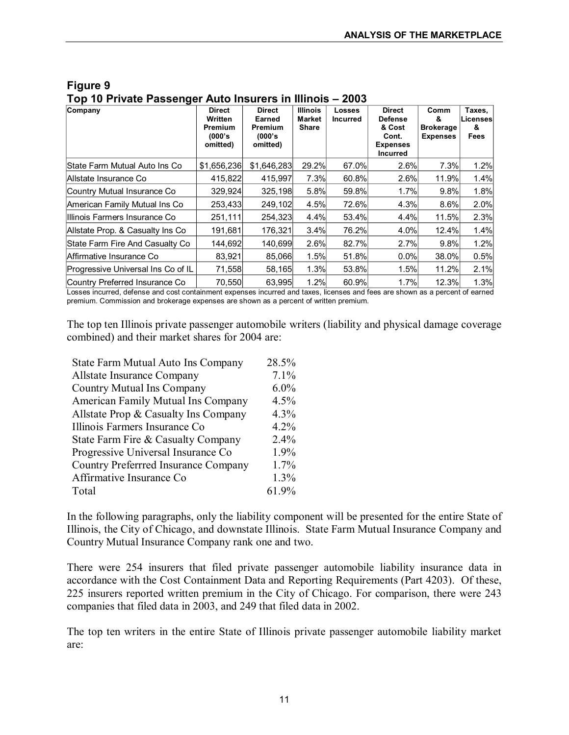## Figure 9
## Top 10 Private Passenger Auto Insurers in Illinois – 2003

| Company | Direct Written Premium (000's omitted) | Direct Earned Premium (000's omitted) | Illinois Market Share | Losses Incurred | Direct Defense & Cost Cont. Expenses Incurred | Comm & Brokerage Expenses | Taxes, Licenses & Fees |
|---|---|---|---|---|---|---|---|
| State Farm Mutual Auto Ins Co | $1,656,236 | $1,646,283 | 29.2% | 67.0% | 2.6% | 7.3% | 1.2% |
| Allstate Insurance Co | 415,822 | 415,997 | 7.3% | 60.8% | 2.6% | 11.9% | 1.4% |
| Country Mutual Insurance Co | 329,924 | 325,198 | 5.8% | 59.8% | 1.7% | 9.8% | 1.8% |
| American Family Mutual Ins Co | 253,433 | 249,102 | 4.5% | 72.6% | 4.3% | 8.6% | 2.0% |
| Illinois Farmers Insurance Co | 251,111 | 254,323 | 4.4% | 53.4% | 4.4% | 11.5% | 2.3% |
| Allstate Prop. & Casualty Ins Co | 191,681 | 176,321 | 3.4% | 76.2% | 4.0% | 12.4% | 1.4% |
| State Farm Fire And Casualty Co | 144,692 | 140,699 | 2.6% | 82.7% | 2.7% | 9.8% | 1.2% |
| Affirmative Insurance Co | 83,921 | 85,066 | 1.5% | 51.8% | 0.0% | 38.0% | 0.5% |
| Progressive Universal Ins Co of IL | 71,558 | 58,165 | 1.3% | 53.8% | 1.5% | 11.2% | 2.1% |
| Country Preferred Insurance Co | 70,550 | 63,995 | 1.2% | 60.9% | 1.7% | 12.3% | 1.3% |

Losses incurred, defense and cost containment expenses incurred and taxes, licenses and fees are shown as a percent of earned premium. Commission and brokerage expenses are shown as a percent of written premium.

The top ten Illinois private passenger automobile writers (liability and physical damage coverage combined) and their market shares for 2004 are:

| | |
|---|---|
| State Farm Mutual Auto Ins Company | 28.5% |
| Allstate Insurance Company | 7.1% |
| Country Mutual Ins Company | 6.0% |
| American Family Mutual Ins Company | 4.5% |
| Allstate Prop & Casualty Ins Company | 4.3% |
| Illinois Farmers Insurance Co | 4.2% |
| State Farm Fire & Casualty Company | 2.4% |
| Progressive Universal Insurance Co | 1.9% |
| Country Preferrred Insurance Company | 1.7% |
| Affirmative Insurance Co | 1.3% |
| Total | 61.9% |

In the following paragraphs, only the liability component will be presented for the entire State of Illinois, the City of Chicago, and downstate Illinois. State Farm Mutual Insurance Company and Country Mutual Insurance Company rank one and two.

There were 254 insurers that filed private passenger automobile liability insurance data in accordance with the Cost Containment Data and Reporting Requirements (Part 4203). Of these, 225 insurers reported written premium in the City of Chicago. For comparison, there were 243 companies that filed data in 2003, and 249 that filed data in 2002.

The top ten writers in the entire State of Illinois private passenger automobile liability market are: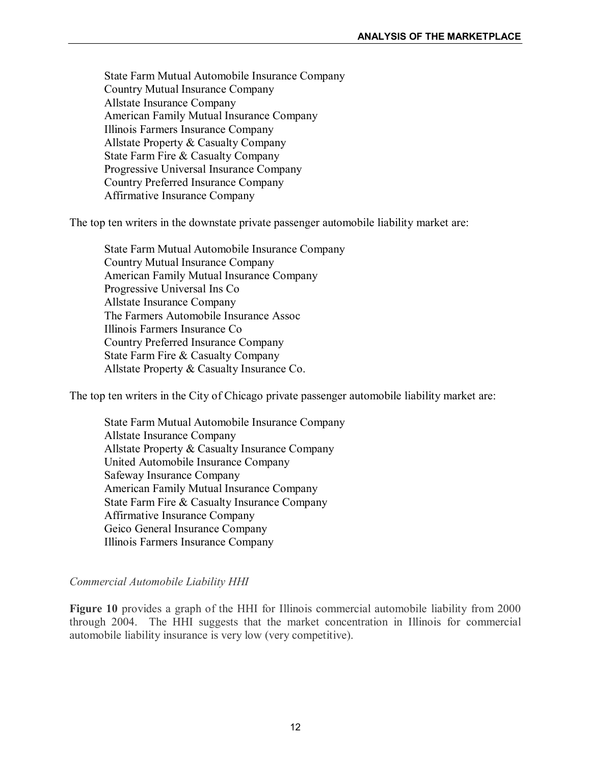State Farm Mutual Automobile Insurance Company
Country Mutual Insurance Company
Allstate Insurance Company
American Family Mutual Insurance Company
Illinois Farmers Insurance Company
Allstate Property & Casualty Company
State Farm Fire & Casualty Company
Progressive Universal Insurance Company
Country Preferred Insurance Company
Affirmative Insurance Company

The top ten writers in the downstate private passenger automobile liability market are:

State Farm Mutual Automobile Insurance Company
Country Mutual Insurance Company
American Family Mutual Insurance Company
Progressive Universal Ins Co
Allstate Insurance Company
The Farmers Automobile Insurance Assoc
Illinois Farmers Insurance Co
Country Preferred Insurance Company
State Farm Fire & Casualty Company
Allstate Property & Casualty Insurance Co.

The top ten writers in the City of Chicago private passenger automobile liability market are:

State Farm Mutual Automobile Insurance Company
Allstate Insurance Company
Allstate Property & Casualty Insurance Company
United Automobile Insurance Company
Safeway Insurance Company
American Family Mutual Insurance Company
State Farm Fire & Casualty Insurance Company
Affirmative Insurance Company
Geico General Insurance Company
Illinois Farmers Insurance Company

*Commercial Automobile Liability HHI*

**Figure 10** provides a graph of the HHI for Illinois commercial automobile liability from 2000 through 2004. The HHI suggests that the market concentration in Illinois for commercial automobile liability insurance is very low (very competitive).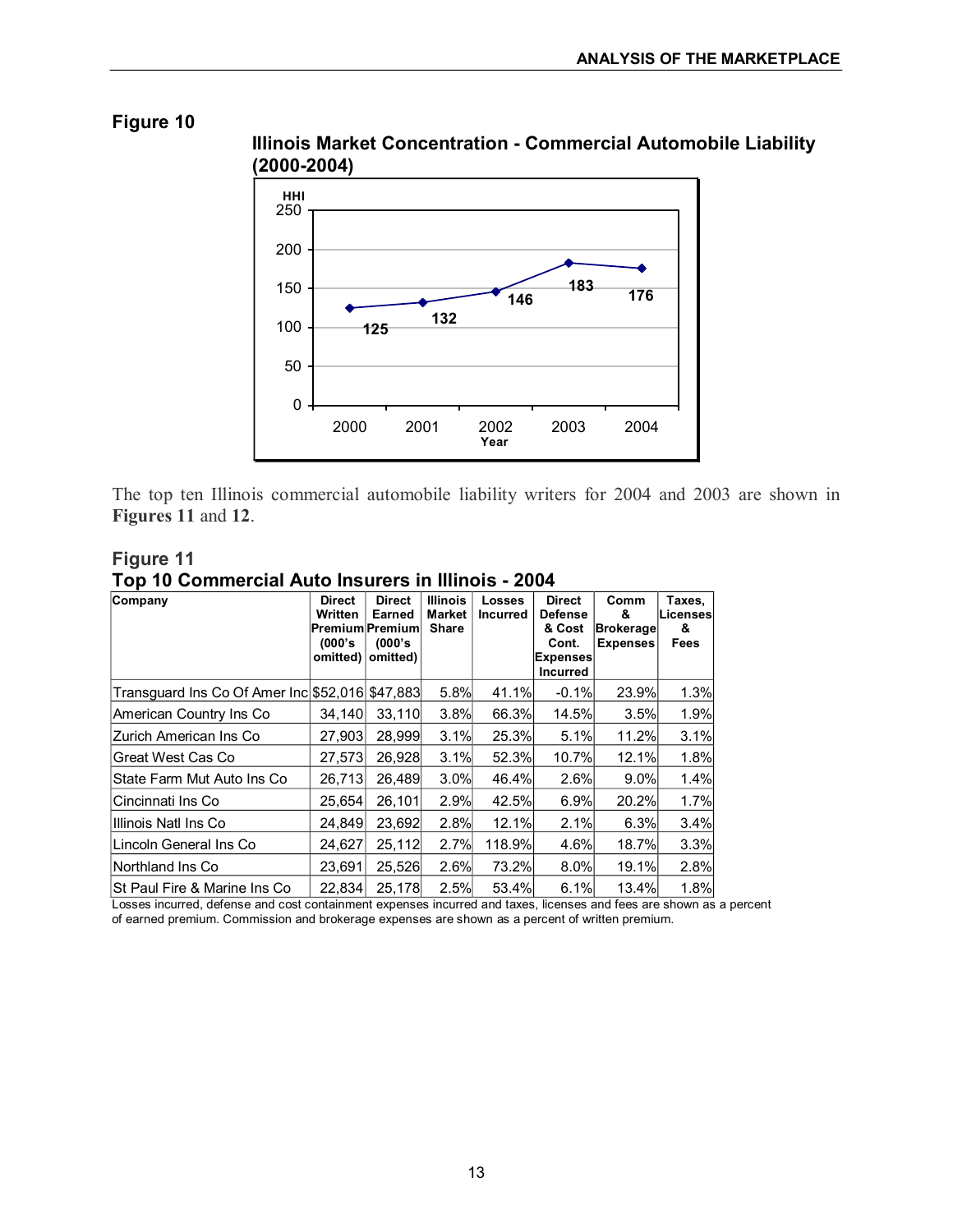## Figure 10

**Illinois Market Concentration - Commercial Automobile Liability (2000-2004)**

| Year | HHI |
|---|---|
| 2000 | 125 |
| 2001 | 132 |
| 2002 | 146 |
| 2003 | 183 |
| 2004 | 176 |

The top ten Illinois commercial automobile liability writers for 2004 and 2003 are shown in **Figures 11** and **12**.

## Figure 11
## Top 10 Commercial Auto Insurers in Illinois - 2004

| Company | Direct Written Premium (000's omitted) | Direct Earned Premium (000's omitted) | Illinois Market Share | Losses Incurred | Direct Defense & Cost Cont. Expenses Incurred | Comm & Brokerage Expenses | Taxes, Licenses & Fees |
|---|---|---|---|---|---|---|---|
| Transguard Ins Co Of Amer Inc | $52,016 | $47,883 | 5.8% | 41.1% | -0.1% | 23.9% | 1.3% |
| American Country Ins Co | 34,140 | 33,110 | 3.8% | 66.3% | 14.5% | 3.5% | 1.9% |
| Zurich American Ins Co | 27,903 | 28,999 | 3.1% | 25.3% | 5.1% | 11.2% | 3.1% |
| Great West Cas Co | 27,573 | 26,928 | 3.1% | 52.3% | 10.7% | 12.1% | 1.8% |
| State Farm Mut Auto Ins Co | 26,713 | 26,489 | 3.0% | 46.4% | 2.6% | 9.0% | 1.4% |
| Cincinnati Ins Co | 25,654 | 26,101 | 2.9% | 42.5% | 6.9% | 20.2% | 1.7% |
| Illinois Natl Ins Co | 24,849 | 23,692 | 2.8% | 12.1% | 2.1% | 6.3% | 3.4% |
| Lincoln General Ins Co | 24,627 | 25,112 | 2.7% | 118.9% | 4.6% | 18.7% | 3.3% |
| Northland Ins Co | 23,691 | 25,526 | 2.6% | 73.2% | 8.0% | 19.1% | 2.8% |
| St Paul Fire & Marine Ins Co | 22,834 | 25,178 | 2.5% | 53.4% | 6.1% | 13.4% | 1.8% |

Losses incurred, defense and cost containment expenses incurred and taxes, licenses and fees are shown as a percent of earned premium. Commission and brokerage expenses are shown as a percent of written premium.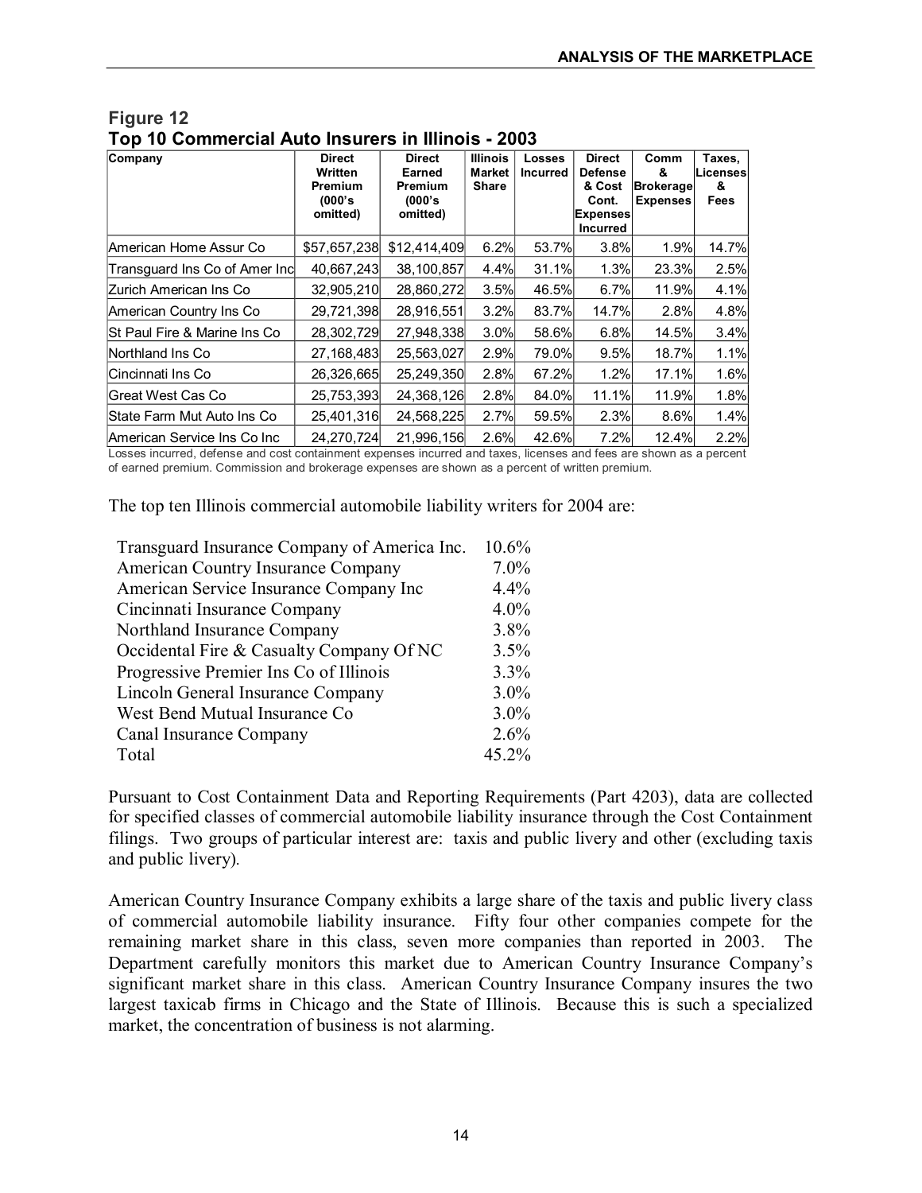## Figure 12
## Top 10 Commercial Auto Insurers in Illinois - 2003

| Company | Direct Written Premium (000's omitted) | Direct Earned Premium (000's omitted) | Illinois Market Share | Losses Incurred | Direct Defense & Cost Cont. Expenses Incurred | Comm & Brokerage Expenses | Taxes, Licenses & Fees |
|---|---|---|---|---|---|---|---|
| American Home Assur Co | $57,657,238 | $12,414,409 | 6.2% | 53.7% | 3.8% | 1.9% | 14.7% |
| Transguard Ins Co of Amer Inc | 40,667,243 | 38,100,857 | 4.4% | 31.1% | 1.3% | 23.3% | 2.5% |
| Zurich American Ins Co | 32,905,210 | 28,860,272 | 3.5% | 46.5% | 6.7% | 11.9% | 4.1% |
| American Country Ins Co | 29,721,398 | 28,916,551 | 3.2% | 83.7% | 14.7% | 2.8% | 4.8% |
| St Paul Fire & Marine Ins Co | 28,302,729 | 27,948,338 | 3.0% | 58.6% | 6.8% | 14.5% | 3.4% |
| Northland Ins Co | 27,168,483 | 25,563,027 | 2.9% | 79.0% | 9.5% | 18.7% | 1.1% |
| Cincinnati Ins Co | 26,326,665 | 25,249,350 | 2.8% | 67.2% | 1.2% | 17.1% | 1.6% |
| Great West Cas Co | 25,753,393 | 24,368,126 | 2.8% | 84.0% | 11.1% | 11.9% | 1.8% |
| State Farm Mut Auto Ins Co | 25,401,316 | 24,568,225 | 2.7% | 59.5% | 2.3% | 8.6% | 1.4% |
| American Service Ins Co Inc | 24,270,724 | 21,996,156 | 2.6% | 42.6% | 7.2% | 12.4% | 2.2% |

Losses incurred, defense and cost containment expenses incurred and taxes, licenses and fees are shown as a percent of earned premium. Commission and brokerage expenses are shown as a percent of written premium.

The top ten Illinois commercial automobile liability writers for 2004 are:

| | |
|---|---|
| Transguard Insurance Company of America Inc. | 10.6% |
| American Country Insurance Company | 7.0% |
| American Service Insurance Company Inc | 4.4% |
| Cincinnati Insurance Company | 4.0% |
| Northland Insurance Company | 3.8% |
| Occidental Fire & Casualty Company Of NC | 3.5% |
| Progressive Premier Ins Co of Illinois | 3.3% |
| Lincoln General Insurance Company | 3.0% |
| West Bend Mutual Insurance Co | 3.0% |
| Canal Insurance Company | 2.6% |
| Total | 45.2% |

Pursuant to Cost Containment Data and Reporting Requirements (Part 4203), data are collected for specified classes of commercial automobile liability insurance through the Cost Containment filings. Two groups of particular interest are: taxis and public livery and other (excluding taxis and public livery).

American Country Insurance Company exhibits a large share of the taxis and public livery class of commercial automobile liability insurance. Fifty four other companies compete for the remaining market share in this class, seven more companies than reported in 2003. The Department carefully monitors this market due to American Country Insurance Company's significant market share in this class. American Country Insurance Company insures the two largest taxicab firms in Chicago and the State of Illinois. Because this is such a specialized market, the concentration of business is not alarming.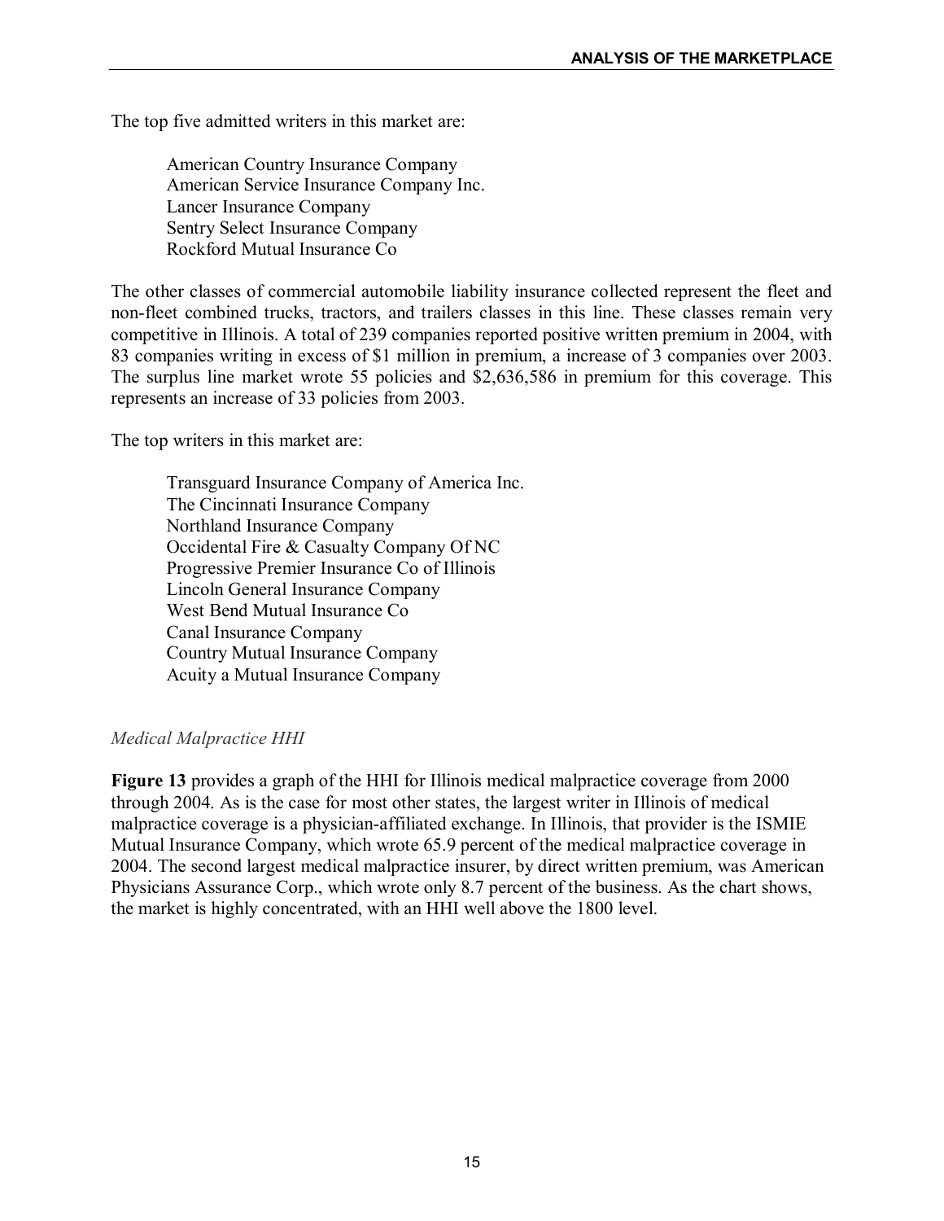The top five admitted writers in this market are:

- American Country Insurance Company
- American Service Insurance Company Inc.
- Lancer Insurance Company
- Sentry Select Insurance Company
- Rockford Mutual Insurance Co

The other classes of commercial automobile liability insurance collected represent the fleet and non-fleet combined trucks, tractors, and trailers classes in this line. These classes remain very competitive in Illinois. A total of 239 companies reported positive written premium in 2004, with 83 companies writing in excess of $1 million in premium, a increase of 3 companies over 2003. The surplus line market wrote 55 policies and $2,636,586 in premium for this coverage. This represents an increase of 33 policies from 2003.

The top writers in this market are:

- Transguard Insurance Company of America Inc.
- The Cincinnati Insurance Company
- Northland Insurance Company
- Occidental Fire & Casualty Company Of NC
- Progressive Premier Insurance Co of Illinois
- Lincoln General Insurance Company
- West Bend Mutual Insurance Co
- Canal Insurance Company
- Country Mutual Insurance Company
- Acuity a Mutual Insurance Company

### *Medical Malpractice HHI*

**Figure 13** provides a graph of the HHI for Illinois medical malpractice coverage from 2000 through 2004. As is the case for most other states, the largest writer in Illinois of medical malpractice coverage is a physician-affiliated exchange. In Illinois, that provider is the ISMIE Mutual Insurance Company, which wrote 65.9 percent of the medical malpractice coverage in 2004. The second largest medical malpractice insurer, by direct written premium, was American Physicians Assurance Corp., which wrote only 8.7 percent of the business. As the chart shows, the market is highly concentrated, with an HHI well above the 1800 level.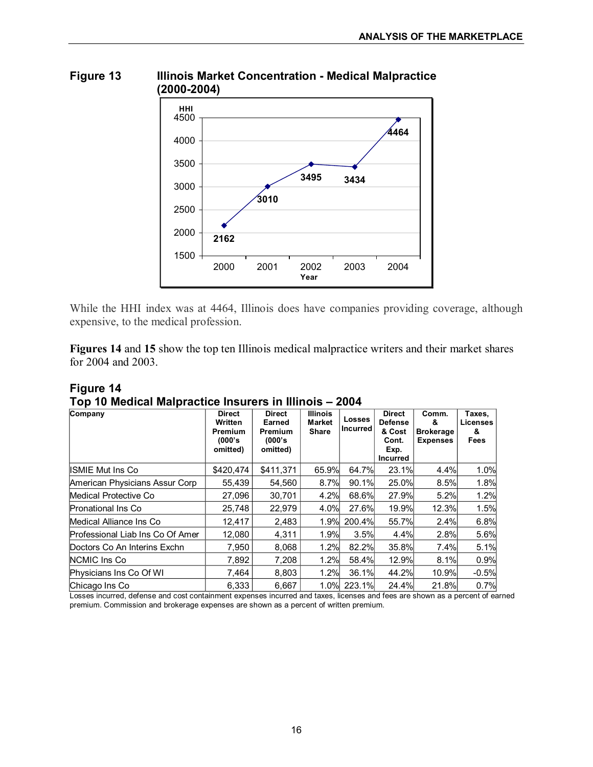**Figure 13 Illinois Market Concentration - Medical Malpractice (2000-2004)**

| Year | HHI |
|---|---|
| 2000 | 2162 |
| 2001 | 3010 |
| 2002 | 3495 |
| 2003 | 3434 |
| 2004 | 4464 |

While the HHI index was at 4464, Illinois does have companies providing coverage, although expensive, to the medical profession.

**Figures 14** and **15** show the top ten Illinois medical malpractice writers and their market shares for 2004 and 2003.

**Figure 14**
**Top 10 Medical Malpractice Insurers in Illinois – 2004**

| Company | Direct Written Premium (000's omitted) | Direct Earned Premium (000's omitted) | Illinois Market Share | Losses Incurred | Direct Defense & Cost Cont. Exp. Incurred | Comm. & Brokerage Expenses | Taxes, Licenses & Fees |
|---|---|---|---|---|---|---|---|
| ISMIE Mut Ins Co | $420,474 | $411,371 | 65.9% | 64.7% | 23.1% | 4.4% | 1.0% |
| American Physicians Assur Corp | 55,439 | 54,560 | 8.7% | 90.1% | 25.0% | 8.5% | 1.8% |
| Medical Protective Co | 27,096 | 30,701 | 4.2% | 68.6% | 27.9% | 5.2% | 1.2% |
| Pronational Ins Co | 25,748 | 22,979 | 4.0% | 27.6% | 19.9% | 12.3% | 1.5% |
| Medical Alliance Ins Co | 12,417 | 2,483 | 1.9% | 200.4% | 55.7% | 2.4% | 6.8% |
| Professional Liab Ins Co Of Amer | 12,080 | 4,311 | 1.9% | 3.5% | 4.4% | 2.8% | 5.6% |
| Doctors Co An Interins Exchn | 7,950 | 8,068 | 1.2% | 82.2% | 35.8% | 7.4% | 5.1% |
| NCMIC Ins Co | 7,892 | 7,208 | 1.2% | 58.4% | 12.9% | 8.1% | 0.9% |
| Physicians Ins Co Of WI | 7,464 | 8,803 | 1.2% | 36.1% | 44.2% | 10.9% | -0.5% |
| Chicago Ins Co | 6,333 | 6,667 | 1.0% | 223.1% | 24.4% | 21.8% | 0.7% |

Losses incurred, defense and cost containment expenses incurred and taxes, licenses and fees are shown as a percent of earned premium. Commission and brokerage expenses are shown as a percent of written premium.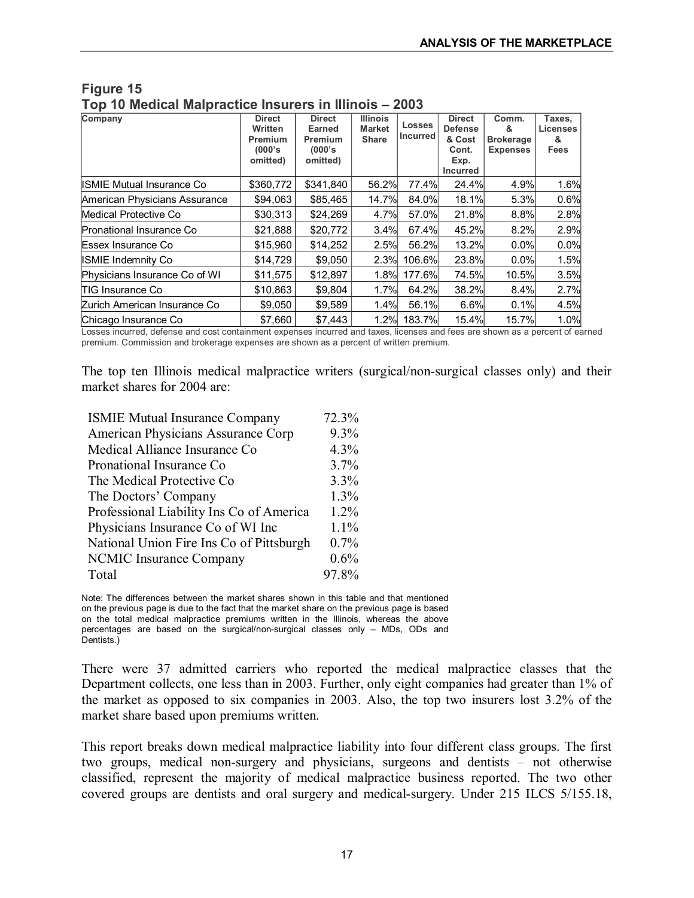## Figure 15
## Top 10 Medical Malpractice Insurers in Illinois – 2003

| Company | Direct Written Premium (000's omitted) | Direct Earned Premium (000's omitted) | Illinois Market Share | Losses Incurred | Direct Defense & Cost Cont. Exp. Incurred | Comm. & Brokerage Expenses | Taxes, Licenses & Fees |
|---|---|---|---|---|---|---|---|
| ISMIE Mutual Insurance Co | $360,772 | $341,840 | 56.2% | 77.4% | 24.4% | 4.9% | 1.6% |
| American Physicians Assurance | $94,063 | $85,465 | 14.7% | 84.0% | 18.1% | 5.3% | 0.6% |
| Medical Protective Co | $30,313 | $24,269 | 4.7% | 57.0% | 21.8% | 8.8% | 2.8% |
| Pronational Insurance Co | $21,888 | $20,772 | 3.4% | 67.4% | 45.2% | 8.2% | 2.9% |
| Essex Insurance Co | $15,960 | $14,252 | 2.5% | 56.2% | 13.2% | 0.0% | 0.0% |
| ISMIE Indemnity Co | $14,729 | $9,050 | 2.3% | 106.6% | 23.8% | 0.0% | 1.5% |
| Physicians Insurance Co of WI | $11,575 | $12,897 | 1.8% | 177.6% | 74.5% | 10.5% | 3.5% |
| TIG Insurance Co | $10,863 | $9,804 | 1.7% | 64.2% | 38.2% | 8.4% | 2.7% |
| Zurich American Insurance Co | $9,050 | $9,589 | 1.4% | 56.1% | 6.6% | 0.1% | 4.5% |
| Chicago Insurance Co | $7,660 | $7,443 | 1.2% | 183.7% | 15.4% | 15.7% | 1.0% |

Losses incurred, defense and cost containment expenses incurred and taxes, licenses and fees are shown as a percent of earned premium. Commission and brokerage expenses are shown as a percent of written premium.

The top ten Illinois medical malpractice writers (surgical/non-surgical classes only) and their market shares for 2004 are:

| | |
|---|---|
| ISMIE Mutual Insurance Company | 72.3% |
| American Physicians Assurance Corp | 9.3% |
| Medical Alliance Insurance Co | 4.3% |
| Pronational Insurance Co | 3.7% |
| The Medical Protective Co | 3.3% |
| The Doctors' Company | 1.3% |
| Professional Liability Ins Co of America | 1.2% |
| Physicians Insurance Co of WI Inc | 1.1% |
| National Union Fire Ins Co of Pittsburgh | 0.7% |
| NCMIC Insurance Company | 0.6% |
| Total | 97.8% |

Note: The differences between the market shares shown in this table and that mentioned on the previous page is due to the fact that the market share on the previous page is based on the total medical malpractice premiums written in the Illinois, whereas the above percentages are based on the surgical/non-surgical classes only – MDs, ODs and Dentists.)

There were 37 admitted carriers who reported the medical malpractice classes that the Department collects, one less than in 2003. Further, only eight companies had greater than 1% of the market as opposed to six companies in 2003. Also, the top two insurers lost 3.2% of the market share based upon premiums written.

This report breaks down medical malpractice liability into four different class groups. The first two groups, medical non-surgery and physicians, surgeons and dentists – not otherwise classified, represent the majority of medical malpractice business reported. The two other covered groups are dentists and oral surgery and medical-surgery. Under 215 ILCS 5/155.18,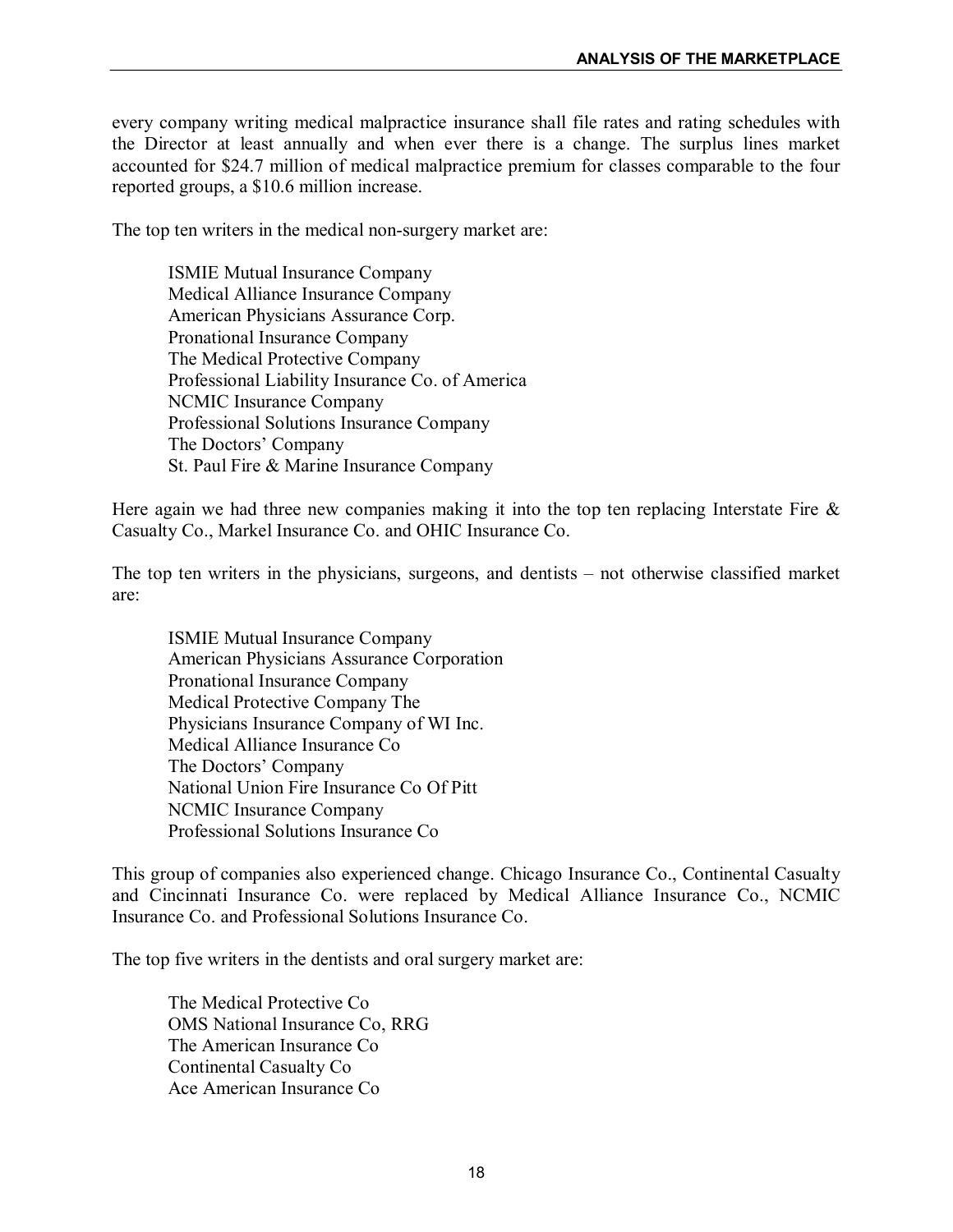every company writing medical malpractice insurance shall file rates and rating schedules with the Director at least annually and when ever there is a change. The surplus lines market accounted for $24.7 million of medical malpractice premium for classes comparable to the four reported groups, a $10.6 million increase.

The top ten writers in the medical non-surgery market are:

- ISMIE Mutual Insurance Company
- Medical Alliance Insurance Company
- American Physicians Assurance Corp.
- Pronational Insurance Company
- The Medical Protective Company
- Professional Liability Insurance Co. of America
- NCMIC Insurance Company
- Professional Solutions Insurance Company
- The Doctors' Company
- St. Paul Fire & Marine Insurance Company

Here again we had three new companies making it into the top ten replacing Interstate Fire & Casualty Co., Markel Insurance Co. and OHIC Insurance Co.

The top ten writers in the physicians, surgeons, and dentists – not otherwise classified market are:

- ISMIE Mutual Insurance Company
- American Physicians Assurance Corporation
- Pronational Insurance Company
- Medical Protective Company The
- Physicians Insurance Company of WI Inc.
- Medical Alliance Insurance Co
- The Doctors' Company
- National Union Fire Insurance Co Of Pitt
- NCMIC Insurance Company
- Professional Solutions Insurance Co

This group of companies also experienced change. Chicago Insurance Co., Continental Casualty and Cincinnati Insurance Co. were replaced by Medical Alliance Insurance Co., NCMIC Insurance Co. and Professional Solutions Insurance Co.

The top five writers in the dentists and oral surgery market are:

- The Medical Protective Co
- OMS National Insurance Co, RRG
- The American Insurance Co
- Continental Casualty Co
- Ace American Insurance Co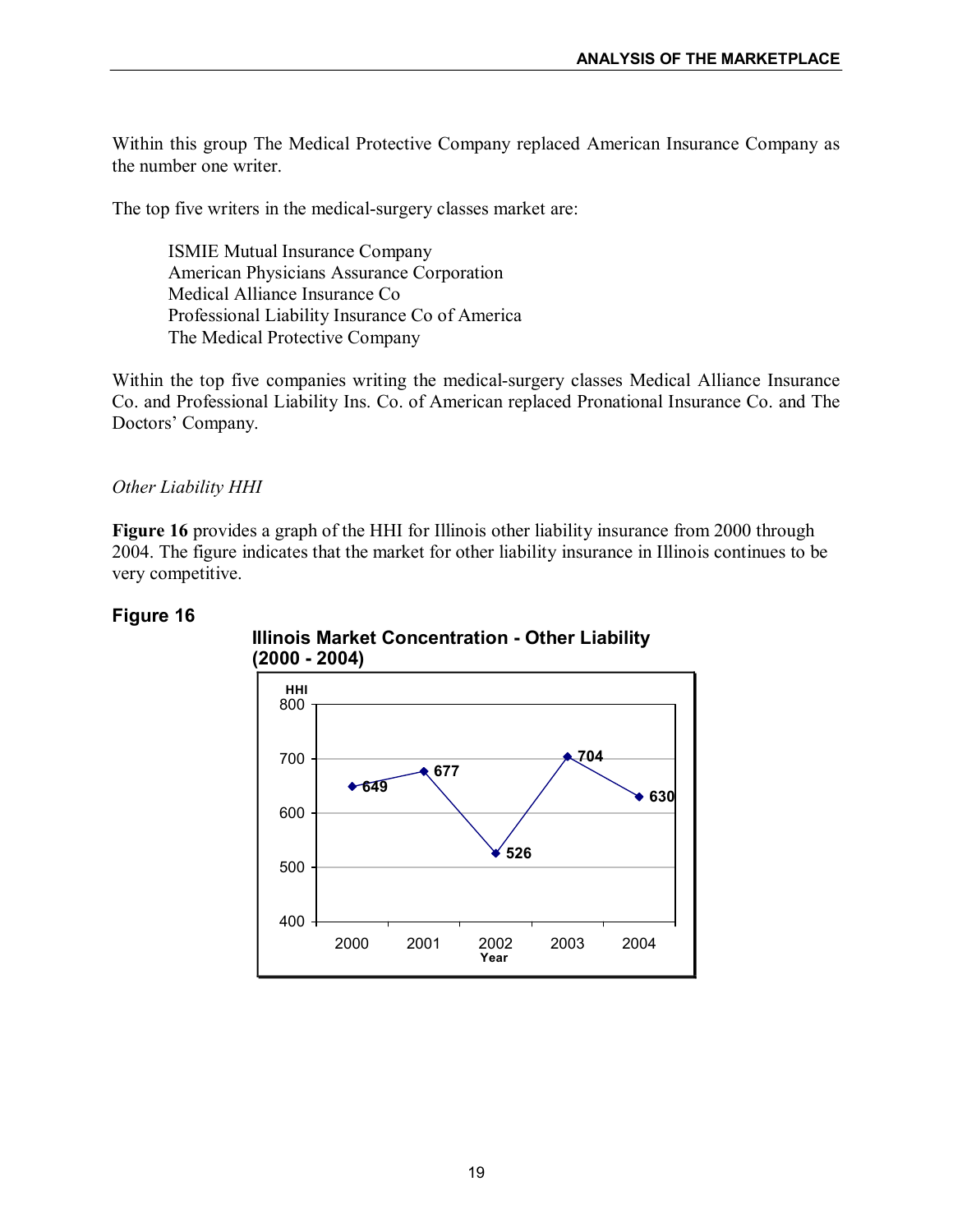Within this group The Medical Protective Company replaced American Insurance Company as the number one writer.

The top five writers in the medical-surgery classes market are:

ISMIE Mutual Insurance Company
American Physicians Assurance Corporation
Medical Alliance Insurance Co
Professional Liability Insurance Co of America
The Medical Protective Company

Within the top five companies writing the medical-surgery classes Medical Alliance Insurance Co. and Professional Liability Ins. Co. of American replaced Pronational Insurance Co. and The Doctors' Company.

*Other Liability HHI*

**Figure 16** provides a graph of the HHI for Illinois other liability insurance from 2000 through 2004. The figure indicates that the market for other liability insurance in Illinois continues to be very competitive.

**Figure 16**

**Illinois Market Concentration - Other Liability (2000 - 2004)**

| Year | HHI |
|---|---|
| 2000 | 649 |
| 2001 | 677 |
| 2002 | 526 |
| 2003 | 704 |
| 2004 | 630 |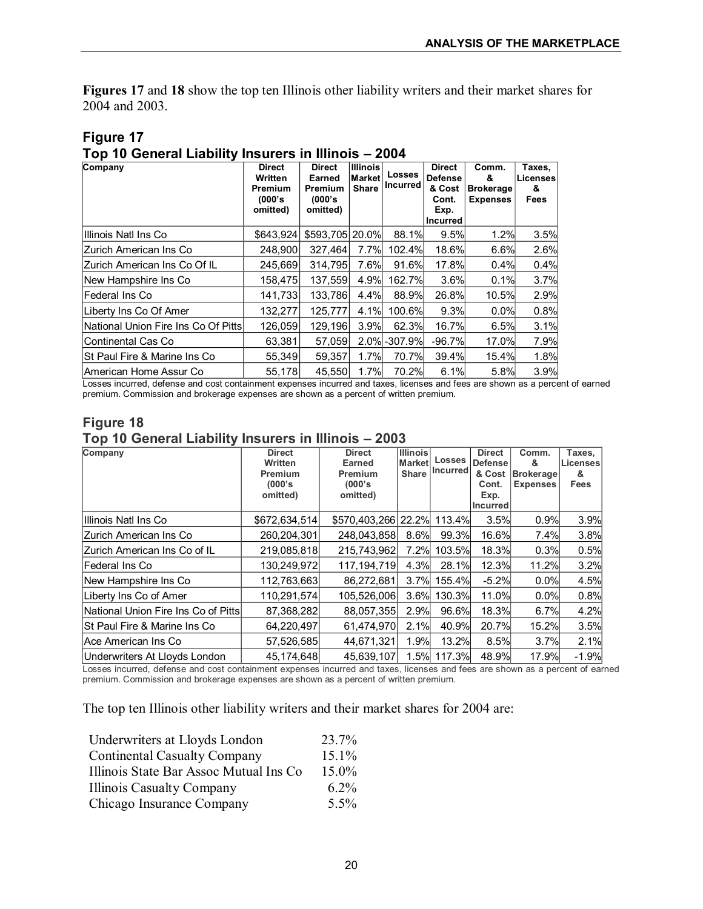**Figures 17** and **18** show the top ten Illinois other liability writers and their market shares for 2004 and 2003.

## Figure 17

### Top 10 General Liability Insurers in Illinois – 2004

| Company | Direct Written Premium (000's omitted) | Direct Earned Premium (000's omitted) | Illinois Market Share | Losses Incurred | Direct Defense & Cost Cont. Exp. Incurred | Comm. & Brokerage Expenses | Taxes, Licenses & Fees |
|---|---|---|---|---|---|---|---|
| Illinois Natl Ins Co | $643,924 | $593,705 | 20.0% | 88.1% | 9.5% | 1.2% | 3.5% |
| Zurich American Ins Co | 248,900 | 327,464 | 7.7% | 102.4% | 18.6% | 6.6% | 2.6% |
| Zurich American Ins Co Of IL | 245,669 | 314,795 | 7.6% | 91.6% | 17.8% | 0.4% | 0.4% |
| New Hampshire Ins Co | 158,475 | 137,559 | 4.9% | 162.7% | 3.6% | 0.1% | 3.7% |
| Federal Ins Co | 141,733 | 133,786 | 4.4% | 88.9% | 26.8% | 10.5% | 2.9% |
| Liberty Ins Co Of Amer | 132,277 | 125,777 | 4.1% | 100.6% | 9.3% | 0.0% | 0.8% |
| National Union Fire Ins Co Of Pitts | 126,059 | 129,196 | 3.9% | 62.3% | 16.7% | 6.5% | 3.1% |
| Continental Cas Co | 63,381 | 57,059 | 2.0% | -307.9% | -96.7% | 17.0% | 7.9% |
| St Paul Fire & Marine Ins Co | 55,349 | 59,357 | 1.7% | 70.7% | 39.4% | 15.4% | 1.8% |
| American Home Assur Co | 55,178 | 45,550 | 1.7% | 70.2% | 6.1% | 5.8% | 3.9% |

Losses incurred, defense and cost containment expenses incurred and taxes, licenses and fees are shown as a percent of earned premium. Commission and brokerage expenses are shown as a percent of written premium.

## Figure 18

### Top 10 General Liability Insurers in Illinois – 2003

| Company | Direct Written Premium (000's omitted) | Direct Earned Premium (000's omitted) | Illinois Market Share | Losses Incurred | Direct Defense & Cost Cont. Exp. Incurred | Comm. & Brokerage Expenses | Taxes, Licenses & Fees |
|---|---|---|---|---|---|---|---|
| Illinois Natl Ins Co | $672,634,514 | $570,403,266 | 22.2% | 113.4% | 3.5% | 0.9% | 3.9% |
| Zurich American Ins Co | 260,204,301 | 248,043,858 | 8.6% | 99.3% | 16.6% | 7.4% | 3.8% |
| Zurich American Ins Co of IL | 219,085,818 | 215,743,962 | 7.2% | 103.5% | 18.3% | 0.3% | 0.5% |
| Federal Ins Co | 130,249,972 | 117,194,719 | 4.3% | 28.1% | 12.3% | 11.2% | 3.2% |
| New Hampshire Ins Co | 112,763,663 | 86,272,681 | 3.7% | 155.4% | -5.2% | 0.0% | 4.5% |
| Liberty Ins Co of Amer | 110,291,574 | 105,526,006 | 3.6% | 130.3% | 11.0% | 0.0% | 0.8% |
| National Union Fire Ins Co of Pitts | 87,368,282 | 88,057,355 | 2.9% | 96.6% | 18.3% | 6.7% | 4.2% |
| St Paul Fire & Marine Ins Co | 64,220,497 | 61,474,970 | 2.1% | 40.9% | 20.7% | 15.2% | 3.5% |
| Ace American Ins Co | 57,526,585 | 44,671,321 | 1.9% | 13.2% | 8.5% | 3.7% | 2.1% |
| Underwriters At Lloyds London | 45,174,648 | 45,639,107 | 1.5% | 117.3% | 48.9% | 17.9% | -1.9% |

Losses incurred, defense and cost containment expenses incurred and taxes, licenses and fees are shown as a percent of earned premium. Commission and brokerage expenses are shown as a percent of written premium.

The top ten Illinois other liability writers and their market shares for 2004 are:

| | |
|---|---|
| Underwriters at Lloyds London | 23.7% |
| Continental Casualty Company | 15.1% |
| Illinois State Bar Assoc Mutual Ins Co | 15.0% |
| Illinois Casualty Company | 6.2% |
| Chicago Insurance Company | 5.5% |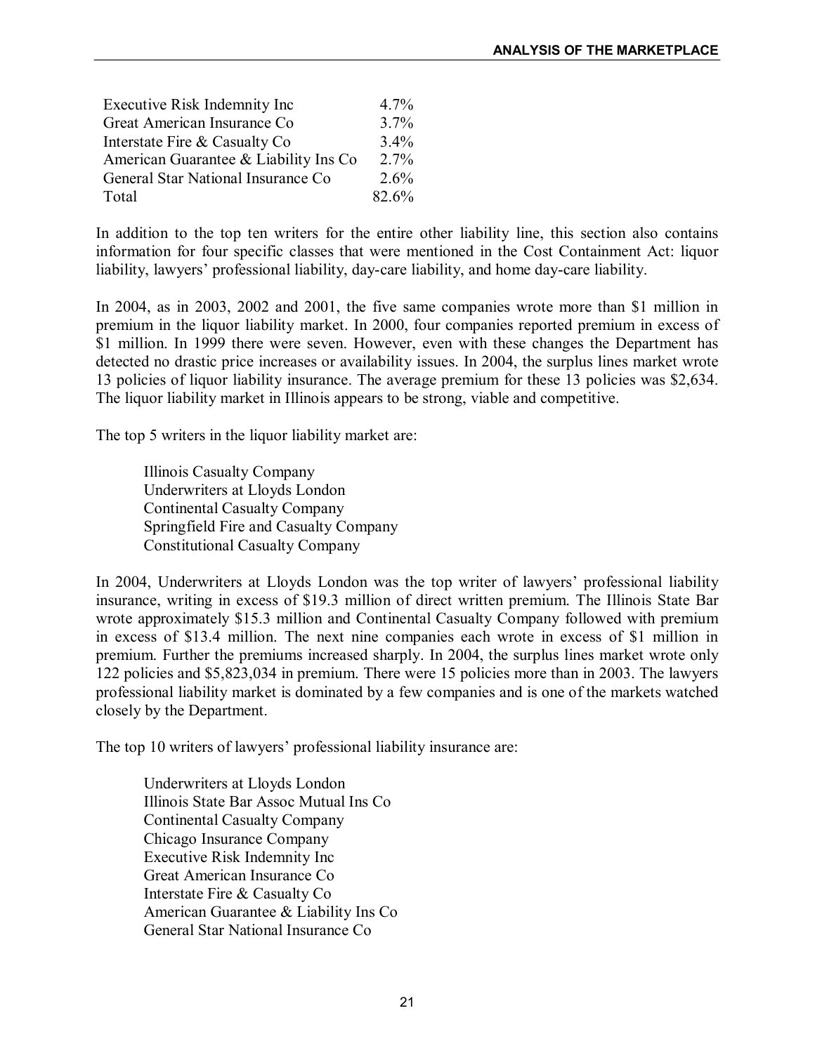| | |
|---|---|
| Executive Risk Indemnity Inc | 4.7% |
| Great American Insurance Co | 3.7% |
| Interstate Fire & Casualty Co | 3.4% |
| American Guarantee & Liability Ins Co | 2.7% |
| General Star National Insurance Co | 2.6% |
| Total | 82.6% |

In addition to the top ten writers for the entire other liability line, this section also contains information for four specific classes that were mentioned in the Cost Containment Act: liquor liability, lawyers' professional liability, day-care liability, and home day-care liability.

In 2004, as in 2003, 2002 and 2001, the five same companies wrote more than $1 million in premium in the liquor liability market. In 2000, four companies reported premium in excess of $1 million. In 1999 there were seven. However, even with these changes the Department has detected no drastic price increases or availability issues. In 2004, the surplus lines market wrote 13 policies of liquor liability insurance. The average premium for these 13 policies was $2,634. The liquor liability market in Illinois appears to be strong, viable and competitive.

The top 5 writers in the liquor liability market are:

Illinois Casualty Company
Underwriters at Lloyds London
Continental Casualty Company
Springfield Fire and Casualty Company
Constitutional Casualty Company

In 2004, Underwriters at Lloyds London was the top writer of lawyers' professional liability insurance, writing in excess of $19.3 million of direct written premium. The Illinois State Bar wrote approximately $15.3 million and Continental Casualty Company followed with premium in excess of $13.4 million. The next nine companies each wrote in excess of $1 million in premium. Further the premiums increased sharply. In 2004, the surplus lines market wrote only 122 policies and $5,823,034 in premium. There were 15 policies more than in 2003. The lawyers professional liability market is dominated by a few companies and is one of the markets watched closely by the Department.

The top 10 writers of lawyers' professional liability insurance are:

Underwriters at Lloyds London
Illinois State Bar Assoc Mutual Ins Co
Continental Casualty Company
Chicago Insurance Company
Executive Risk Indemnity Inc
Great American Insurance Co
Interstate Fire & Casualty Co
American Guarantee & Liability Ins Co
General Star National Insurance Co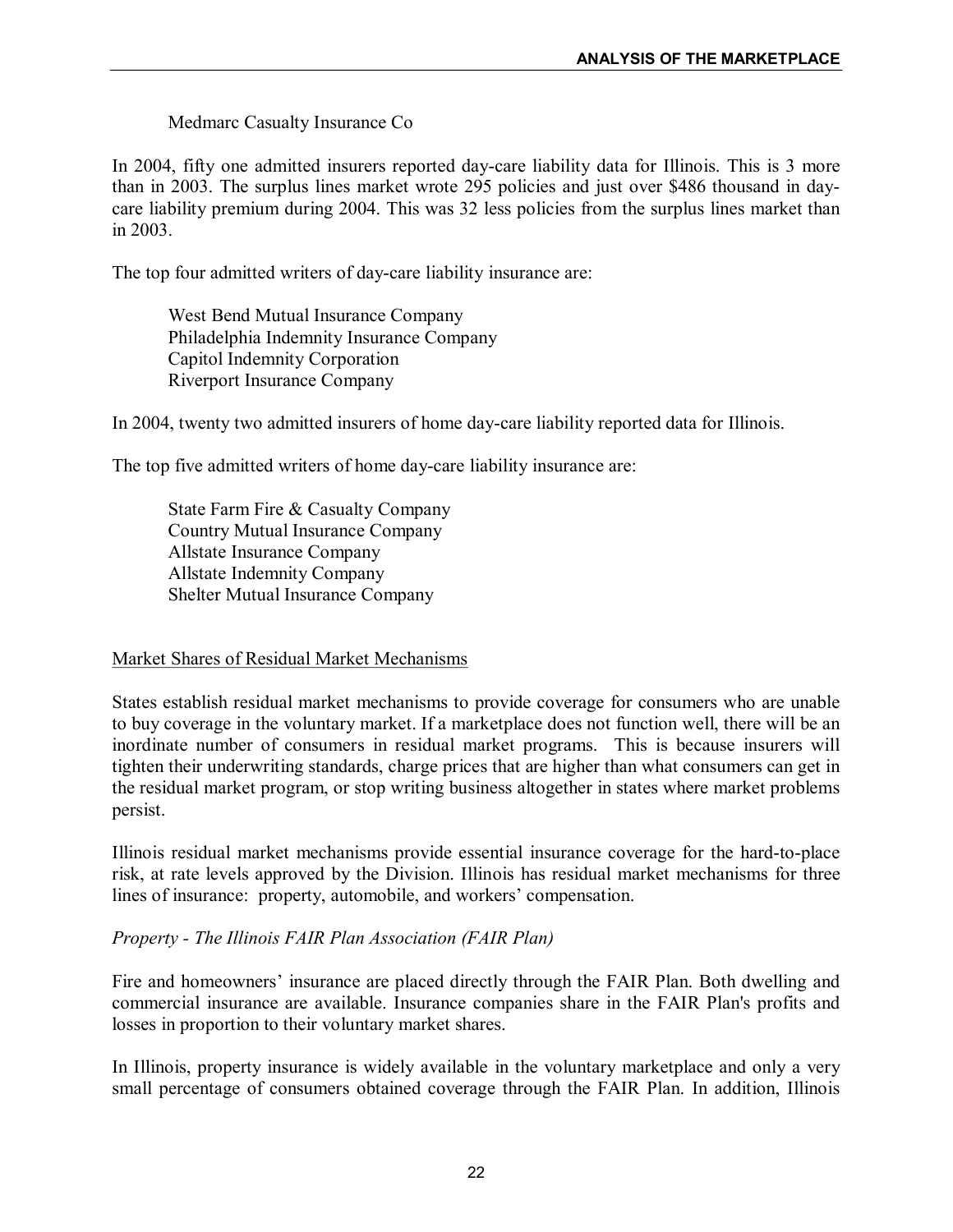Medmarc Casualty Insurance Co

In 2004, fifty one admitted insurers reported day-care liability data for Illinois. This is 3 more than in 2003. The surplus lines market wrote 295 policies and just over $486 thousand in day-care liability premium during 2004. This was 32 less policies from the surplus lines market than in 2003.

The top four admitted writers of day-care liability insurance are:

West Bend Mutual Insurance Company
Philadelphia Indemnity Insurance Company
Capitol Indemnity Corporation
Riverport Insurance Company

In 2004, twenty two admitted insurers of home day-care liability reported data for Illinois.

The top five admitted writers of home day-care liability insurance are:

State Farm Fire & Casualty Company
Country Mutual Insurance Company
Allstate Insurance Company
Allstate Indemnity Company
Shelter Mutual Insurance Company

## Market Shares of Residual Market Mechanisms

States establish residual market mechanisms to provide coverage for consumers who are unable to buy coverage in the voluntary market. If a marketplace does not function well, there will be an inordinate number of consumers in residual market programs. This is because insurers will tighten their underwriting standards, charge prices that are higher than what consumers can get in the residual market program, or stop writing business altogether in states where market problems persist.

Illinois residual market mechanisms provide essential insurance coverage for the hard-to-place risk, at rate levels approved by the Division. Illinois has residual market mechanisms for three lines of insurance: property, automobile, and workers' compensation.

*Property - The Illinois FAIR Plan Association (FAIR Plan)*

Fire and homeowners' insurance are placed directly through the FAIR Plan. Both dwelling and commercial insurance are available. Insurance companies share in the FAIR Plan's profits and losses in proportion to their voluntary market shares.

In Illinois, property insurance is widely available in the voluntary marketplace and only a very small percentage of consumers obtained coverage through the FAIR Plan. In addition, Illinois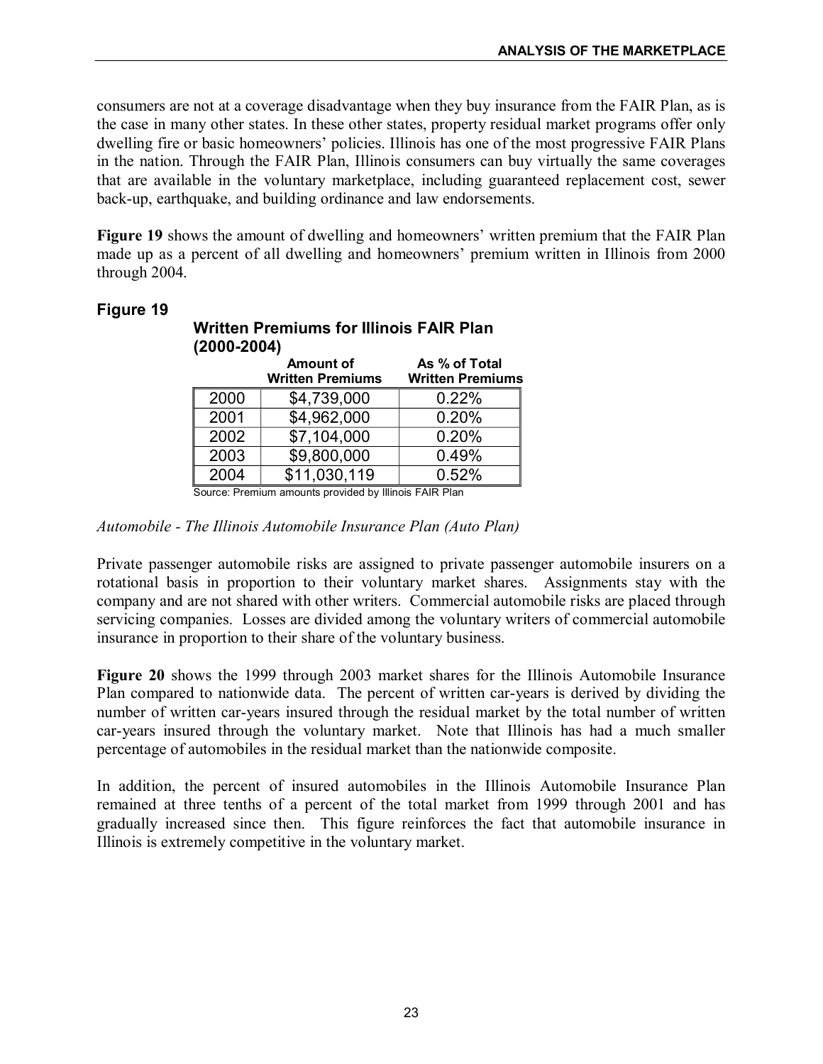consumers are not at a coverage disadvantage when they buy insurance from the FAIR Plan, as is the case in many other states. In these other states, property residual market programs offer only dwelling fire or basic homeowners' policies. Illinois has one of the most progressive FAIR Plans in the nation. Through the FAIR Plan, Illinois consumers can buy virtually the same coverages that are available in the voluntary marketplace, including guaranteed replacement cost, sewer back-up, earthquake, and building ordinance and law endorsements.

**Figure 19** shows the amount of dwelling and homeowners' written premium that the FAIR Plan made up as a percent of all dwelling and homeowners' premium written in Illinois from 2000 through 2004.

**Figure 19**

**Written Premiums for Illinois FAIR Plan (2000-2004)**

| | Amount of Written Premiums | As % of Total Written Premiums |
|---|---|---|
| 2000 | $4,739,000 | 0.22% |
| 2001 | $4,962,000 | 0.20% |
| 2002 | $7,104,000 | 0.20% |
| 2003 | $9,800,000 | 0.49% |
| 2004 | $11,030,119 | 0.52% |

Source: Premium amounts provided by Illinois FAIR Plan

*Automobile - The Illinois Automobile Insurance Plan (Auto Plan)*

Private passenger automobile risks are assigned to private passenger automobile insurers on a rotational basis in proportion to their voluntary market shares. Assignments stay with the company and are not shared with other writers. Commercial automobile risks are placed through servicing companies. Losses are divided among the voluntary writers of commercial automobile insurance in proportion to their share of the voluntary business.

**Figure 20** shows the 1999 through 2003 market shares for the Illinois Automobile Insurance Plan compared to nationwide data. The percent of written car-years is derived by dividing the number of written car-years insured through the residual market by the total number of written car-years insured through the voluntary market. Note that Illinois has had a much smaller percentage of automobiles in the residual market than the nationwide composite.

In addition, the percent of insured automobiles in the Illinois Automobile Insurance Plan remained at three tenths of a percent of the total market from 1999 through 2001 and has gradually increased since then. This figure reinforces the fact that automobile insurance in Illinois is extremely competitive in the voluntary market.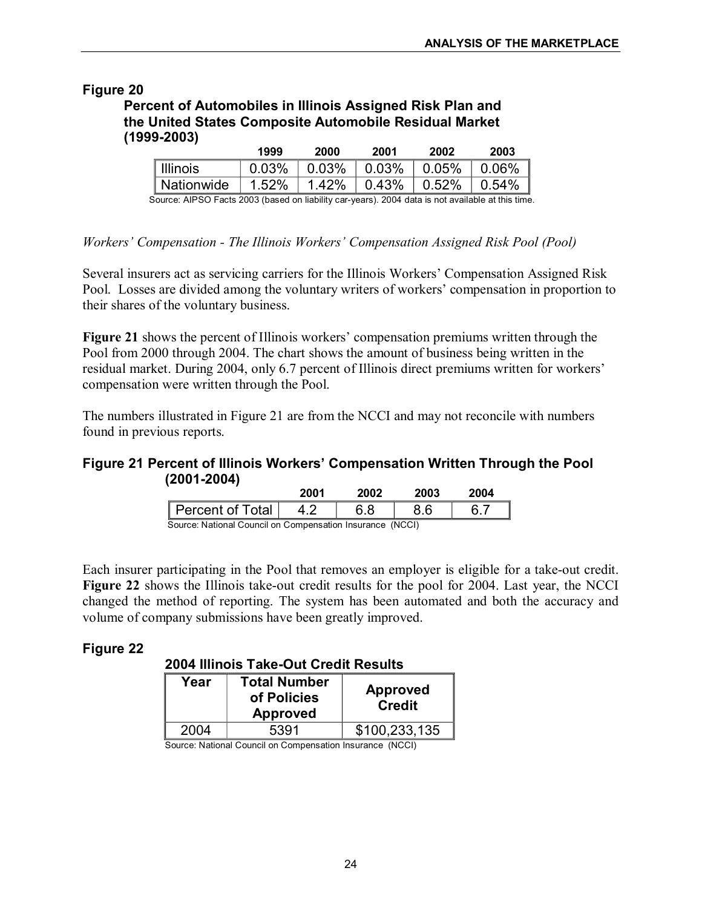## Figure 20

**Percent of Automobiles in Illinois Assigned Risk Plan and the United States Composite Automobile Residual Market (1999-2003)**

| | 1999 | 2000 | 2001 | 2002 | 2003 |
|---|---|---|---|---|---|
| Illinois | 0.03% | 0.03% | 0.03% | 0.05% | 0.06% |
| Nationwide | 1.52% | 1.42% | 0.43% | 0.52% | 0.54% |

Source: AIPSO Facts 2003 (based on liability car-years). 2004 data is not available at this time.

*Workers' Compensation - The Illinois Workers' Compensation Assigned Risk Pool (Pool)*

Several insurers act as servicing carriers for the Illinois Workers' Compensation Assigned Risk Pool. Losses are divided among the voluntary writers of workers' compensation in proportion to their shares of the voluntary business.

**Figure 21** shows the percent of Illinois workers' compensation premiums written through the Pool from 2000 through 2004. The chart shows the amount of business being written in the residual market. During 2004, only 6.7 percent of Illinois direct premiums written for workers' compensation were written through the Pool.

The numbers illustrated in Figure 21 are from the NCCI and may not reconcile with numbers found in previous reports.

## Figure 21 Percent of Illinois Workers' Compensation Written Through the Pool (2001-2004)

| | 2001 | 2002 | 2003 | 2004 |
|---|---|---|---|---|
| Percent of Total | 4.2 | 6.8 | 8.6 | 6.7 |

Source: National Council on Compensation Insurance (NCCI)

Each insurer participating in the Pool that removes an employer is eligible for a take-out credit. **Figure 22** shows the Illinois take-out credit results for the pool for 2004. Last year, the NCCI changed the method of reporting. The system has been automated and both the accuracy and volume of company submissions have been greatly improved.

## Figure 22

**2004 Illinois Take-Out Credit Results**

| Year | Total Number of Policies Approved | Approved Credit |
|---|---|---|
| 2004 | 5391 | $100,233,135 |

Source: National Council on Compensation Insurance (NCCI)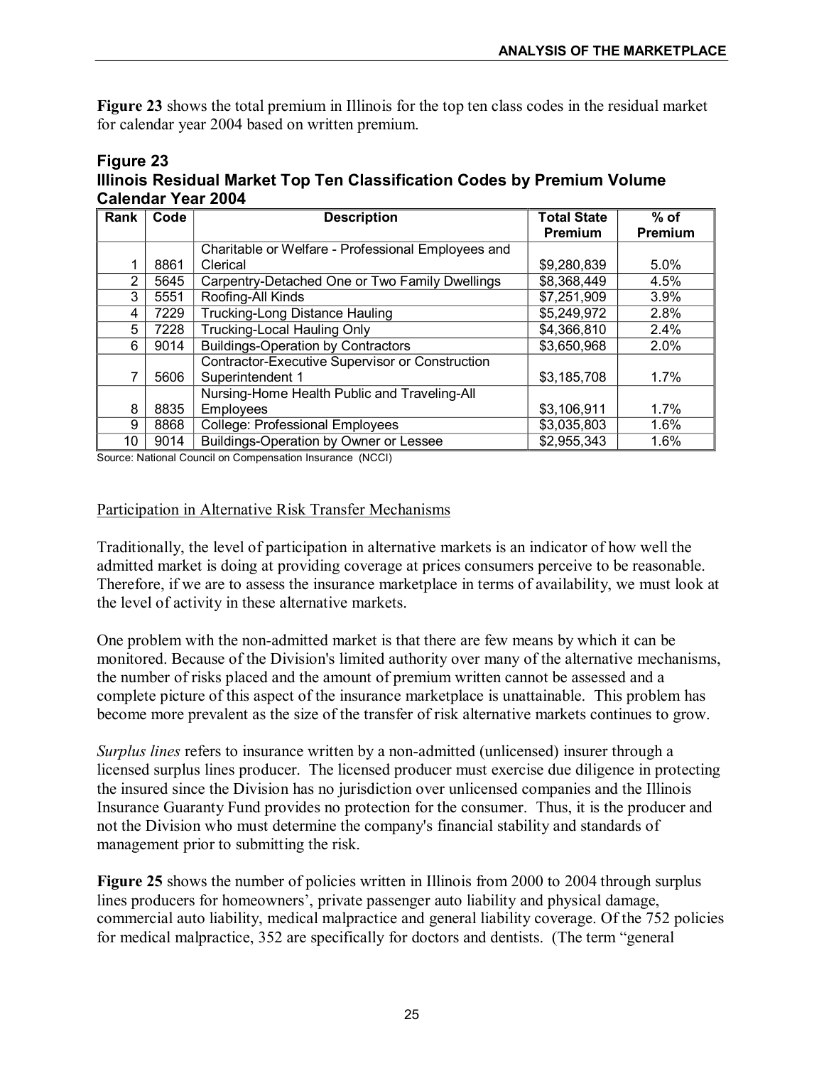**Figure 23** shows the total premium in Illinois for the top ten class codes in the residual market for calendar year 2004 based on written premium.

### Figure 23
### Illinois Residual Market Top Ten Classification Codes by Premium Volume Calendar Year 2004

| Rank | Code | Description | Total State Premium | % of Premium |
|---|---|---|---|---|
| 1 | 8861 | Charitable or Welfare - Professional Employees and Clerical | $9,280,839 | 5.0% |
| 2 | 5645 | Carpentry-Detached One or Two Family Dwellings | $8,368,449 | 4.5% |
| 3 | 5551 | Roofing-All Kinds | $7,251,909 | 3.9% |
| 4 | 7229 | Trucking-Long Distance Hauling | $5,249,972 | 2.8% |
| 5 | 7228 | Trucking-Local Hauling Only | $4,366,810 | 2.4% |
| 6 | 9014 | Buildings-Operation by Contractors | $3,650,968 | 2.0% |
| 7 | 5606 | Contractor-Executive Supervisor or Construction Superintendent 1 | $3,185,708 | 1.7% |
| 8 | 8835 | Nursing-Home Health Public and Traveling-All Employees | $3,106,911 | 1.7% |
| 9 | 8868 | College: Professional Employees | $3,035,803 | 1.6% |
| 10 | 9014 | Buildings-Operation by Owner or Lessee | $2,955,343 | 1.6% |

Source: National Council on Compensation Insurance (NCCI)

Participation in Alternative Risk Transfer Mechanisms

Traditionally, the level of participation in alternative markets is an indicator of how well the admitted market is doing at providing coverage at prices consumers perceive to be reasonable. Therefore, if we are to assess the insurance marketplace in terms of availability, we must look at the level of activity in these alternative markets.

One problem with the non-admitted market is that there are few means by which it can be monitored. Because of the Division's limited authority over many of the alternative mechanisms, the number of risks placed and the amount of premium written cannot be assessed and a complete picture of this aspect of the insurance marketplace is unattainable. This problem has become more prevalent as the size of the transfer of risk alternative markets continues to grow.

*Surplus lines* refers to insurance written by a non-admitted (unlicensed) insurer through a licensed surplus lines producer. The licensed producer must exercise due diligence in protecting the insured since the Division has no jurisdiction over unlicensed companies and the Illinois Insurance Guaranty Fund provides no protection for the consumer. Thus, it is the producer and not the Division who must determine the company's financial stability and standards of management prior to submitting the risk.

**Figure 25** shows the number of policies written in Illinois from 2000 to 2004 through surplus lines producers for homeowners', private passenger auto liability and physical damage, commercial auto liability, medical malpractice and general liability coverage. Of the 752 policies for medical malpractice, 352 are specifically for doctors and dentists. (The term "general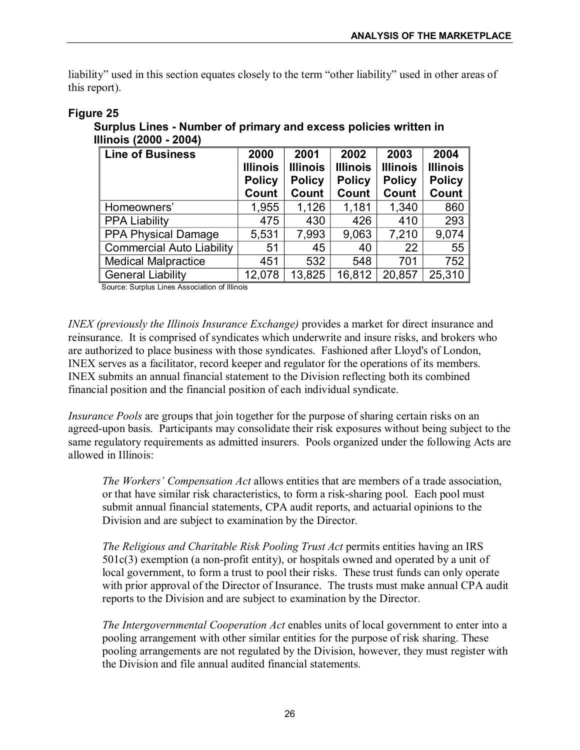liability" used in this section equates closely to the term "other liability" used in other areas of this report).

**Figure 25**

**Surplus Lines - Number of primary and excess policies written in Illinois (2000 - 2004)**

| Line of Business | 2000 Illinois Policy Count | 2001 Illinois Policy Count | 2002 Illinois Policy Count | 2003 Illinois Policy Count | 2004 Illinois Policy Count |
|---|---|---|---|---|---|
| Homeowners' | 1,955 | 1,126 | 1,181 | 1,340 | 860 |
| PPA Liability | 475 | 430 | 426 | 410 | 293 |
| PPA Physical Damage | 5,531 | 7,993 | 9,063 | 7,210 | 9,074 |
| Commercial Auto Liability | 51 | 45 | 40 | 22 | 55 |
| Medical Malpractice | 451 | 532 | 548 | 701 | 752 |
| General Liability | 12,078 | 13,825 | 16,812 | 20,857 | 25,310 |

Source: Surplus Lines Association of Illinois

*INEX (previously the Illinois Insurance Exchange)* provides a market for direct insurance and reinsurance. It is comprised of syndicates which underwrite and insure risks, and brokers who are authorized to place business with those syndicates. Fashioned after Lloyd's of London, INEX serves as a facilitator, record keeper and regulator for the operations of its members. INEX submits an annual financial statement to the Division reflecting both its combined financial position and the financial position of each individual syndicate.

*Insurance Pools* are groups that join together for the purpose of sharing certain risks on an agreed-upon basis. Participants may consolidate their risk exposures without being subject to the same regulatory requirements as admitted insurers. Pools organized under the following Acts are allowed in Illinois:

> *The Workers' Compensation Act* allows entities that are members of a trade association, or that have similar risk characteristics, to form a risk-sharing pool. Each pool must submit annual financial statements, CPA audit reports, and actuarial opinions to the Division and are subject to examination by the Director.
>
> *The Religious and Charitable Risk Pooling Trust Act* permits entities having an IRS 501c(3) exemption (a non-profit entity), or hospitals owned and operated by a unit of local government, to form a trust to pool their risks. These trust funds can only operate with prior approval of the Director of Insurance. The trusts must make annual CPA audit reports to the Division and are subject to examination by the Director.
>
> *The Intergovernmental Cooperation Act* enables units of local government to enter into a pooling arrangement with other similar entities for the purpose of risk sharing. These pooling arrangements are not regulated by the Division, however, they must register with the Division and file annual audited financial statements.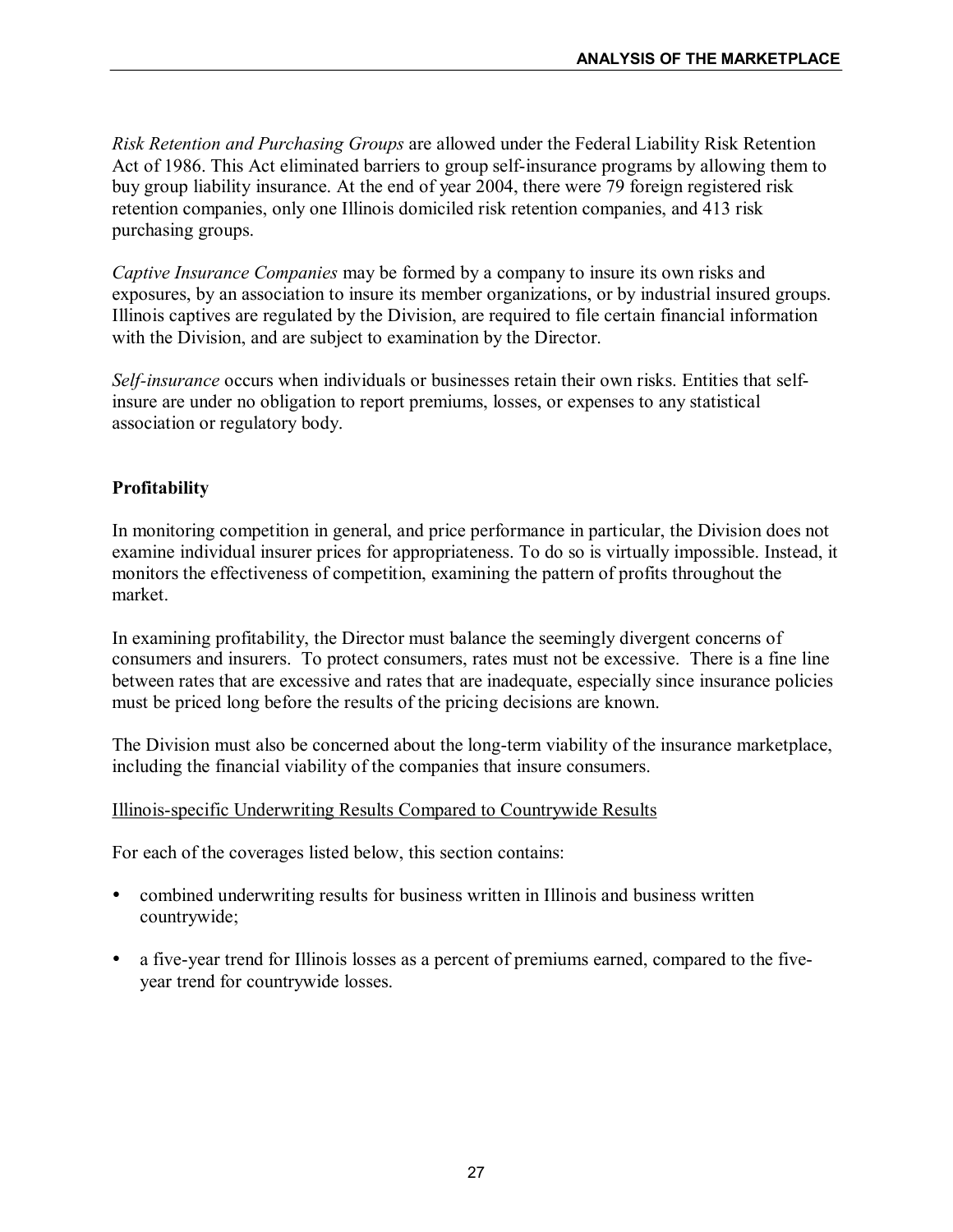*Risk Retention and Purchasing Groups* are allowed under the Federal Liability Risk Retention Act of 1986. This Act eliminated barriers to group self-insurance programs by allowing them to buy group liability insurance. At the end of year 2004, there were 79 foreign registered risk retention companies, only one Illinois domiciled risk retention companies, and 413 risk purchasing groups.

*Captive Insurance Companies* may be formed by a company to insure its own risks and exposures, by an association to insure its member organizations, or by industrial insured groups. Illinois captives are regulated by the Division, are required to file certain financial information with the Division, and are subject to examination by the Director.

*Self-insurance* occurs when individuals or businesses retain their own risks. Entities that self-insure are under no obligation to report premiums, losses, or expenses to any statistical association or regulatory body.

## Profitability

In monitoring competition in general, and price performance in particular, the Division does not examine individual insurer prices for appropriateness. To do so is virtually impossible. Instead, it monitors the effectiveness of competition, examining the pattern of profits throughout the market.

In examining profitability, the Director must balance the seemingly divergent concerns of consumers and insurers. To protect consumers, rates must not be excessive. There is a fine line between rates that are excessive and rates that are inadequate, especially since insurance policies must be priced long before the results of the pricing decisions are known.

The Division must also be concerned about the long-term viability of the insurance marketplace, including the financial viability of the companies that insure consumers.

<u>Illinois-specific Underwriting Results Compared to Countrywide Results</u>

For each of the coverages listed below, this section contains:

- combined underwriting results for business written in Illinois and business written countrywide;
- a five-year trend for Illinois losses as a percent of premiums earned, compared to the five-year trend for countrywide losses.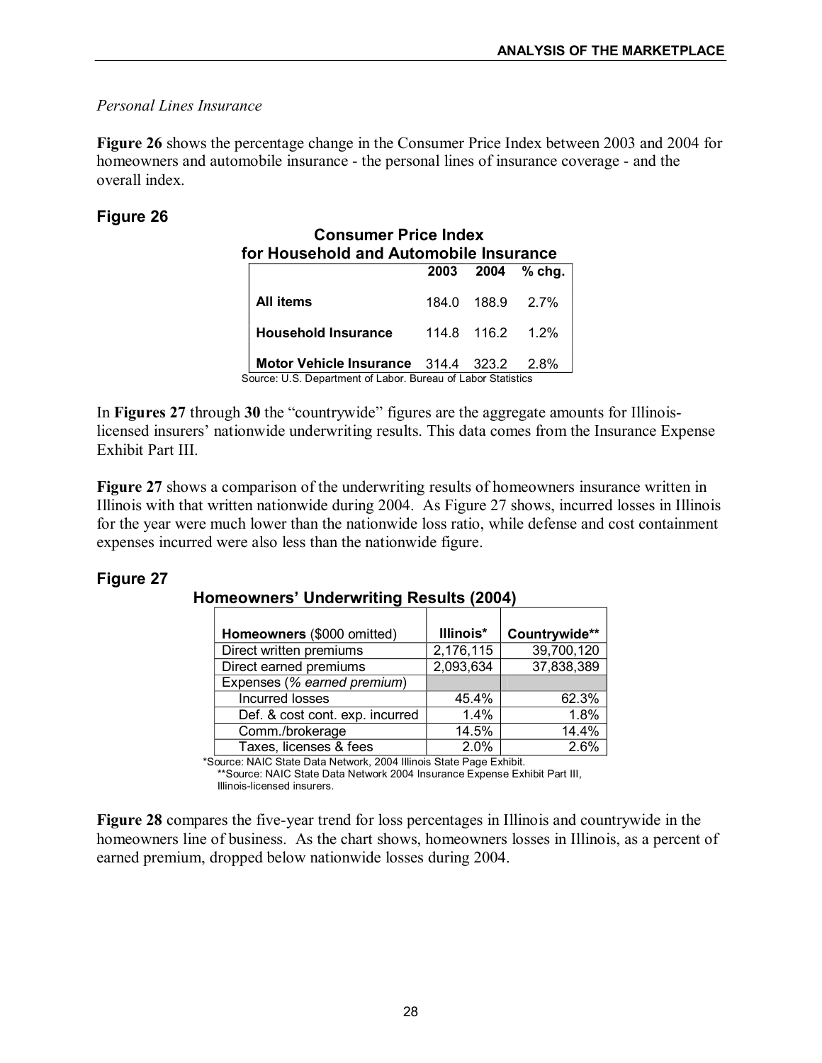*Personal Lines Insurance*

**Figure 26** shows the percentage change in the Consumer Price Index between 2003 and 2004 for homeowners and automobile insurance - the personal lines of insurance coverage - and the overall index.

### Figure 26

**Consumer Price Index for Household and Automobile Insurance**

| | 2003 | 2004 | % chg. |
|---|---|---|---|
| **All items** | 184.0 | 188.9 | 2.7% |
| **Household Insurance** | 114.8 | 116.2 | 1.2% |
| **Motor Vehicle Insurance** | 314.4 | 323.2 | 2.8% |

Source: U.S. Department of Labor. Bureau of Labor Statistics

In **Figures 27** through **30** the "countrywide" figures are the aggregate amounts for Illinois-licensed insurers' nationwide underwriting results. This data comes from the Insurance Expense Exhibit Part III.

**Figure 27** shows a comparison of the underwriting results of homeowners insurance written in Illinois with that written nationwide during 2004. As Figure 27 shows, incurred losses in Illinois for the year were much lower than the nationwide loss ratio, while defense and cost containment expenses incurred were also less than the nationwide figure.

### Figure 27

**Homeowners' Underwriting Results (2004)**

| **Homeowners** ($000 omitted) | **Illinois*** | **Countrywide**** |
|---|---|---|
| Direct written premiums | 2,176,115 | 39,700,120 |
| Direct earned premiums | 2,093,634 | 37,838,389 |
| Expenses (*% earned premium*) | | |
| Incurred losses | 45.4% | 62.3% |
| Def. & cost cont. exp. incurred | 1.4% | 1.8% |
| Comm./brokerage | 14.5% | 14.4% |
| Taxes, licenses & fees | 2.0% | 2.6% |

*Source: NAIC State Data Network, 2004 Illinois State Page Exhibit.
**Source: NAIC State Data Network 2004 Insurance Expense Exhibit Part III, Illinois-licensed insurers.

**Figure 28** compares the five-year trend for loss percentages in Illinois and countrywide in the homeowners line of business. As the chart shows, homeowners losses in Illinois, as a percent of earned premium, dropped below nationwide losses during 2004.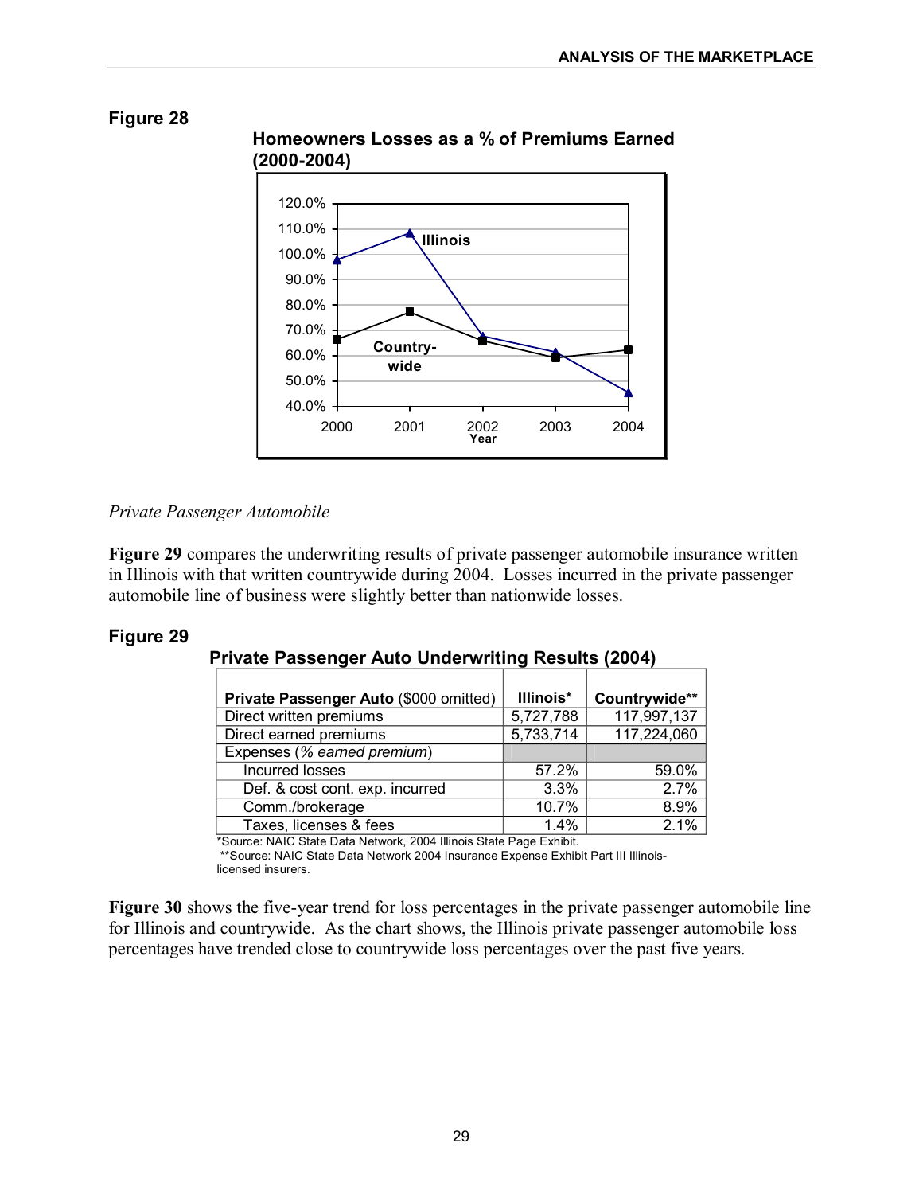**Figure 28**

**Homeowners Losses as a % of Premiums Earned (2000-2004)**

*Private Passenger Automobile*

**Figure 29** compares the underwriting results of private passenger automobile insurance written in Illinois with that written countrywide during 2004. Losses incurred in the private passenger automobile line of business were slightly better than nationwide losses.

**Figure 29**

**Private Passenger Auto Underwriting Results (2004)**

| **Private Passenger Auto** ($000 omitted) | **Illinois*** | **Countrywide**** |
|---|---|---|
| Direct written premiums | 5,727,788 | 117,997,137 |
| Direct earned premiums | 5,733,714 | 117,224,060 |
| Expenses (*% earned premium*) | | |
| Incurred losses | 57.2% | 59.0% |
| Def. & cost cont. exp. incurred | 3.3% | 2.7% |
| Comm./brokerage | 10.7% | 8.9% |
| Taxes, licenses & fees | 1.4% | 2.1% |

*Source: NAIC State Data Network, 2004 Illinois State Page Exhibit.
**Source: NAIC State Data Network 2004 Insurance Expense Exhibit Part III Illinois-licensed insurers.

**Figure 30** shows the five-year trend for loss percentages in the private passenger automobile line for Illinois and countrywide. As the chart shows, the Illinois private passenger automobile loss percentages have trended close to countrywide loss percentages over the past five years.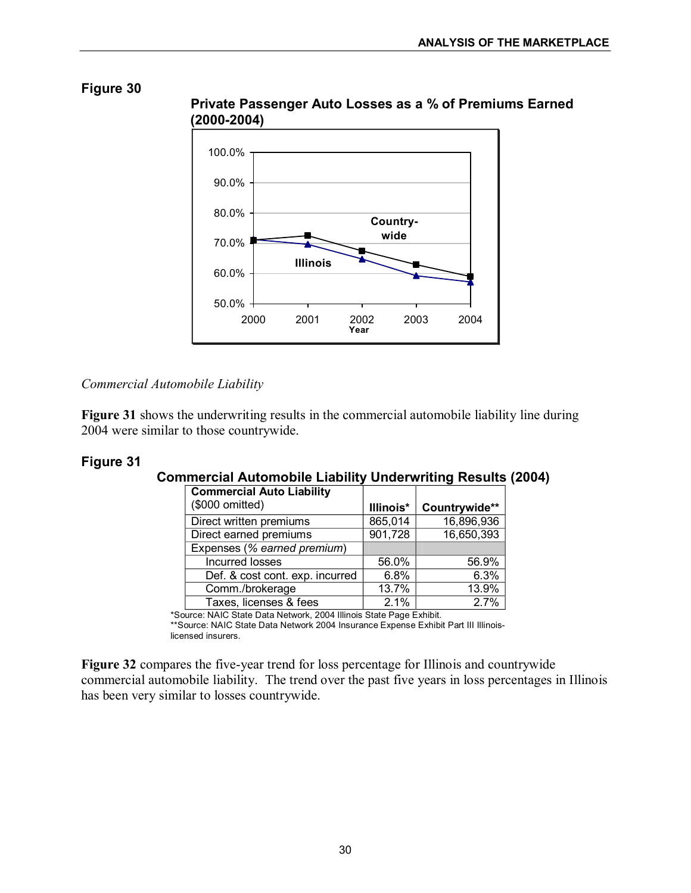**Figure 30**

**Private Passenger Auto Losses as a % of Premiums Earned (2000-2004)**

100.0%
90.0%
80.0%
70.0%
60.0%
50.0%

2000 2001 2002 2003 2004
Year

Country-wide

Illinois

*Commercial Automobile Liability*

**Figure 31** shows the underwriting results in the commercial automobile liability line during 2004 were similar to those countrywide.

**Figure 31**

**Commercial Automobile Liability Underwriting Results (2004)**

| **Commercial Auto Liability** ($000 omitted) | **Illinois*** | **Countrywide**** |
|---|---|---|
| Direct written premiums | 865,014 | 16,896,936 |
| Direct earned premiums | 901,728 | 16,650,393 |
| Expenses (*% earned premium*) | | |
| Incurred losses | 56.0% | 56.9% |
| Def. & cost cont. exp. incurred | 6.8% | 6.3% |
| Comm./brokerage | 13.7% | 13.9% |
| Taxes, licenses & fees | 2.1% | 2.7% |

*Source: NAIC State Data Network, 2004 Illinois State Page Exhibit.
**Source: NAIC State Data Network 2004 Insurance Expense Exhibit Part III Illinois-licensed insurers.

**Figure 32** compares the five-year trend for loss percentage for Illinois and countrywide commercial automobile liability. The trend over the past five years in loss percentages in Illinois has been very similar to losses countrywide.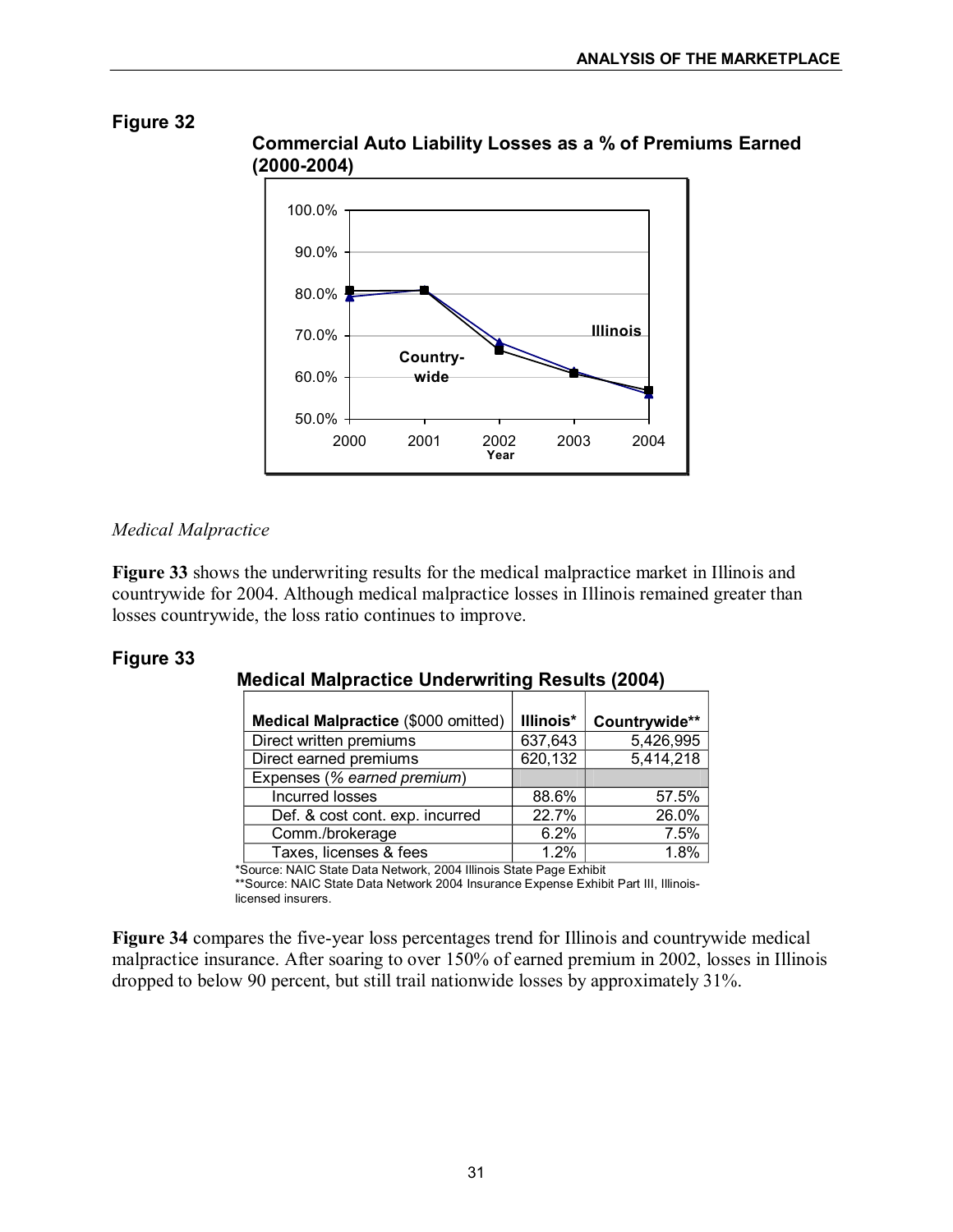**Figure 32**

**Commercial Auto Liability Losses as a % of Premiums Earned (2000-2004)**

*Medical Malpractice*

**Figure 33** shows the underwriting results for the medical malpractice market in Illinois and countrywide for 2004. Although medical malpractice losses in Illinois remained greater than losses countrywide, the loss ratio continues to improve.

**Figure 33**

**Medical Malpractice Underwriting Results (2004)**

| **Medical Malpractice** ($000 omitted) | **Illinois*** | **Countrywide**** |
|---|---|---|
| Direct written premiums | 637,643 | 5,426,995 |
| Direct earned premiums | 620,132 | 5,414,218 |
| Expenses (*% earned premium*) | | |
| Incurred losses | 88.6% | 57.5% |
| Def. & cost cont. exp. incurred | 22.7% | 26.0% |
| Comm./brokerage | 6.2% | 7.5% |
| Taxes, licenses & fees | 1.2% | 1.8% |

*Source: NAIC State Data Network, 2004 Illinois State Page Exhibit
**Source: NAIC State Data Network 2004 Insurance Expense Exhibit Part III, Illinois-licensed insurers.

**Figure 34** compares the five-year loss percentages trend for Illinois and countrywide medical malpractice insurance. After soaring to over 150% of earned premium in 2002, losses in Illinois dropped to below 90 percent, but still trail nationwide losses by approximately 31%.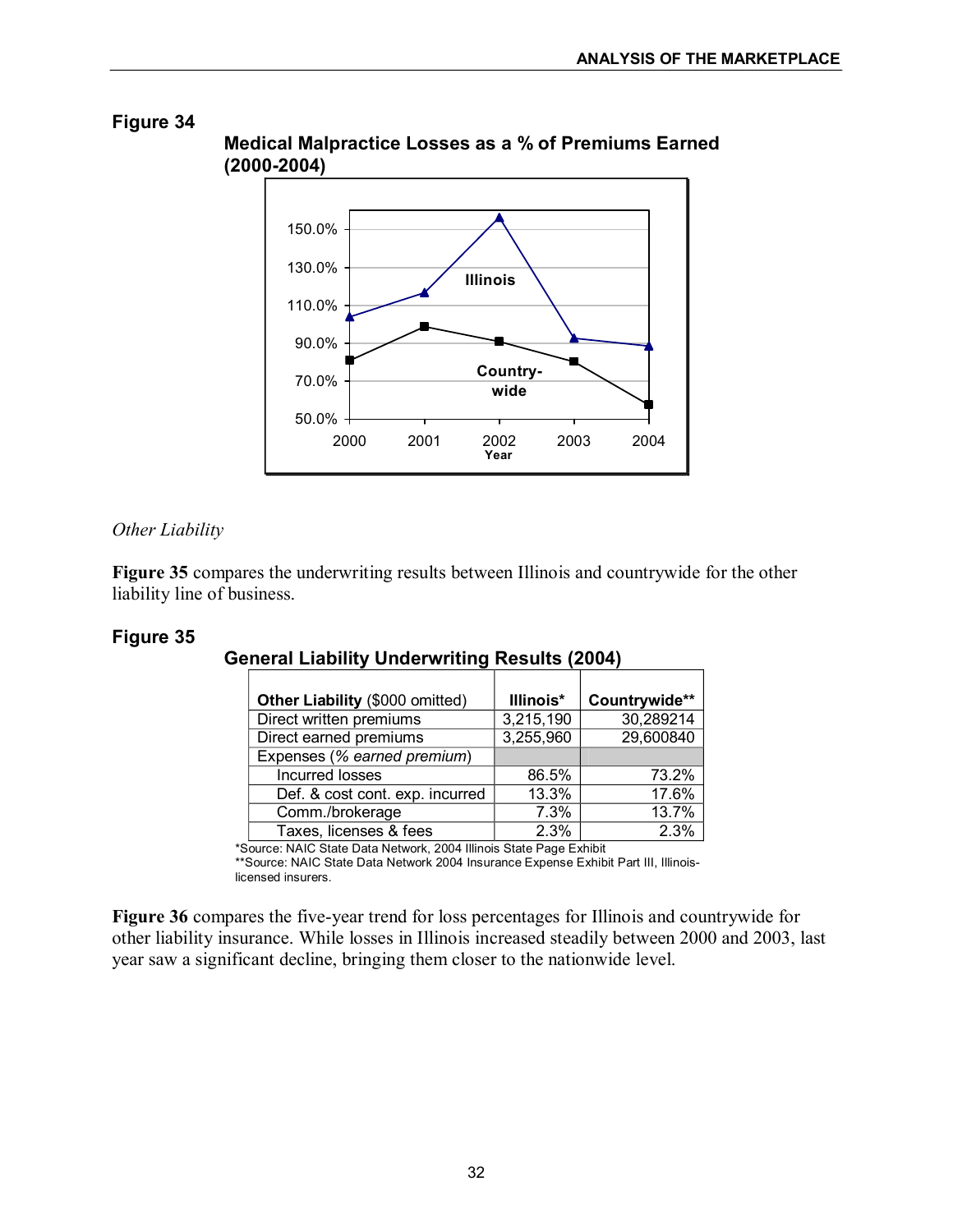**Figure 34**

**Medical Malpractice Losses as a % of Premiums Earned (2000-2004)**

**Other Liability**

**Figure 35** compares the underwriting results between Illinois and countrywide for the other liability line of business.

**Figure 35**

**General Liability Underwriting Results (2004)**

| **Other Liability** ($000 omitted) | **Illinois*** | **Countrywide**** |
|---|---|---|
| Direct written premiums | 3,215,190 | 30,289214 |
| Direct earned premiums | 3,255,960 | 29,600840 |
| Expenses (*% earned premium*) | | |
| Incurred losses | 86.5% | 73.2% |
| Def. & cost cont. exp. incurred | 13.3% | 17.6% |
| Comm./brokerage | 7.3% | 13.7% |
| Taxes, licenses & fees | 2.3% | 2.3% |

*Source: NAIC State Data Network, 2004 Illinois State Page Exhibit
**Source: NAIC State Data Network 2004 Insurance Expense Exhibit Part III, Illinois-licensed insurers.

**Figure 36** compares the five-year trend for loss percentages for Illinois and countrywide for other liability insurance. While losses in Illinois increased steadily between 2000 and 2003, last year saw a significant decline, bringing them closer to the nationwide level.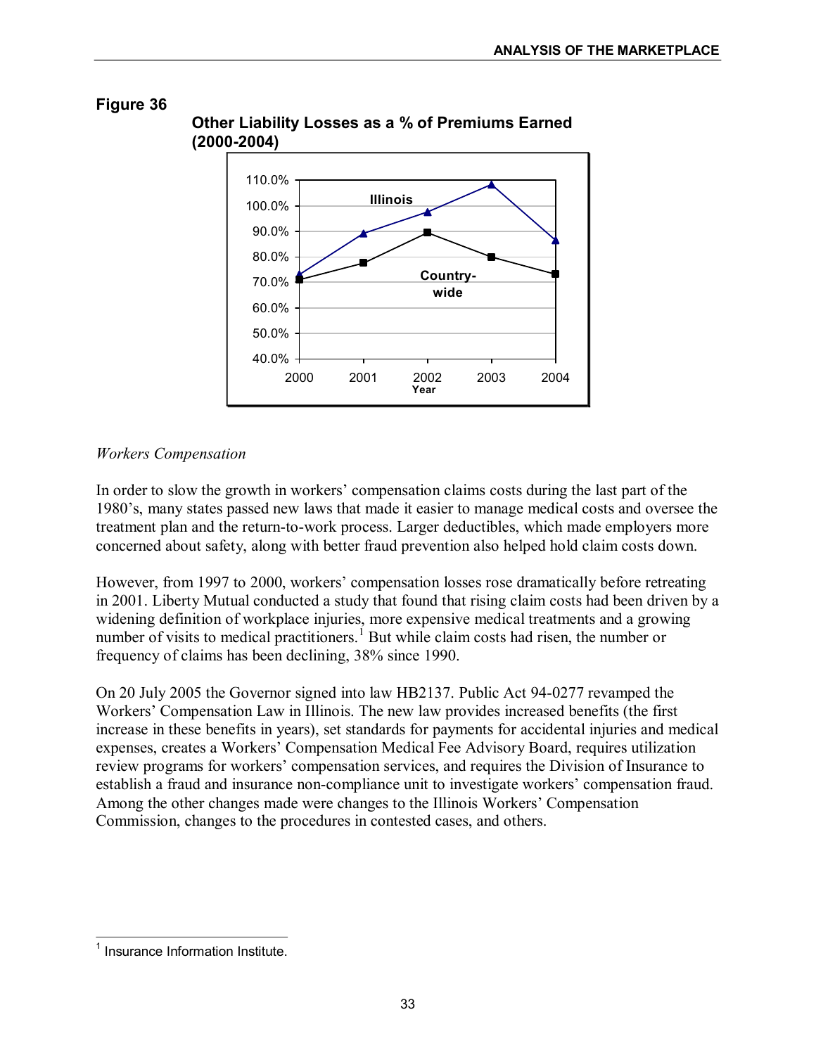**Figure 36**

**Other Liability Losses as a % of Premiums Earned (2000-2004)**

*Workers Compensation*

In order to slow the growth in workers' compensation claims costs during the last part of the 1980's, many states passed new laws that made it easier to manage medical costs and oversee the treatment plan and the return-to-work process. Larger deductibles, which made employers more concerned about safety, along with better fraud prevention also helped hold claim costs down.

However, from 1997 to 2000, workers' compensation losses rose dramatically before retreating in 2001. Liberty Mutual conducted a study that found that rising claim costs had been driven by a widening definition of workplace injuries, more expensive medical treatments and a growing number of visits to medical practitioners.[1] But while claim costs had risen, the number or frequency of claims has been declining, 38% since 1990.

On 20 July 2005 the Governor signed into law HB2137. Public Act 94-0277 revamped the Workers' Compensation Law in Illinois. The new law provides increased benefits (the first increase in these benefits in years), set standards for payments for accidental injuries and medical expenses, creates a Workers' Compensation Medical Fee Advisory Board, requires utilization review programs for workers' compensation services, and requires the Division of Insurance to establish a fraud and insurance non-compliance unit to investigate workers' compensation fraud. Among the other changes made were changes to the Illinois Workers' Compensation Commission, changes to the procedures in contested cases, and others.

[1] Insurance Information Institute.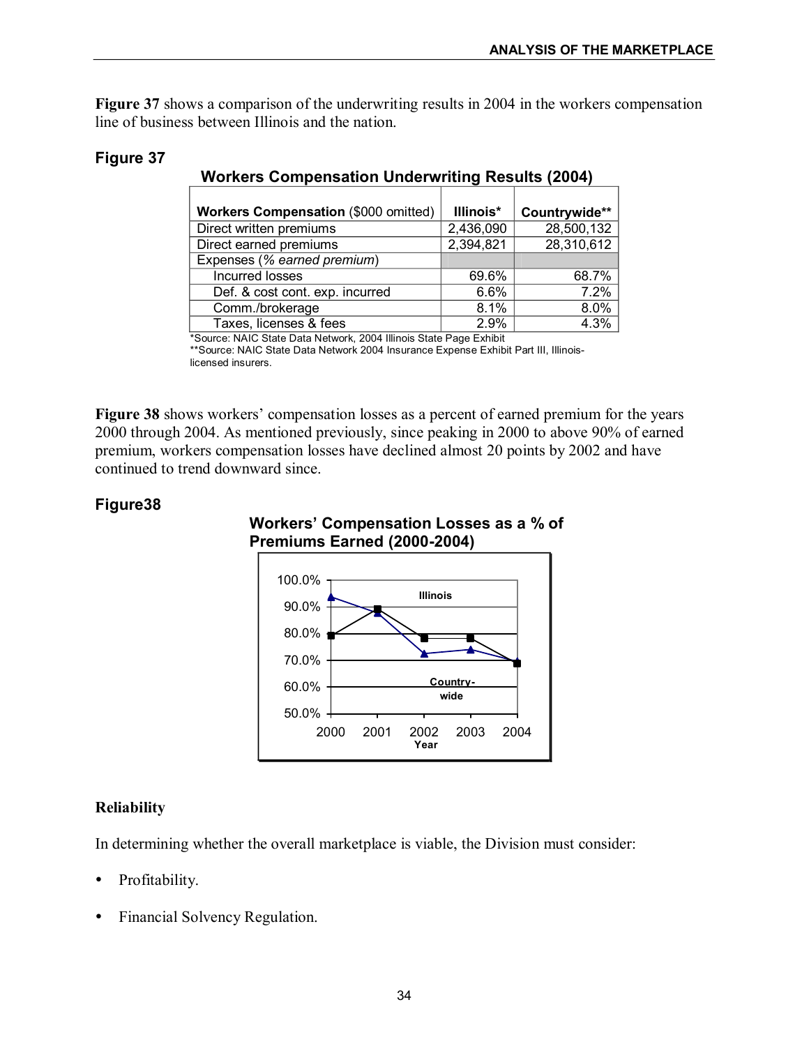**Figure 37** shows a comparison of the underwriting results in 2004 in the workers compensation line of business between Illinois and the nation.

### Figure 37

**Workers Compensation Underwriting Results (2004)**

| **Workers Compensation** ($000 omitted) | **Illinois*** | **Countrywide**** |
|---|---|---|
| Direct written premiums | 2,436,090 | 28,500,132 |
| Direct earned premiums | 2,394,821 | 28,310,612 |
| Expenses (*% earned premium*) | | |
| Incurred losses | 69.6% | 68.7% |
| Def. & cost cont. exp. incurred | 6.6% | 7.2% |
| Comm./brokerage | 8.1% | 8.0% |
| Taxes, licenses & fees | 2.9% | 4.3% |

*Source: NAIC State Data Network, 2004 Illinois State Page Exhibit
**Source: NAIC State Data Network 2004 Insurance Expense Exhibit Part III, Illinois-licensed insurers.

**Figure 38** shows workers' compensation losses as a percent of earned premium for the years 2000 through 2004. As mentioned previously, since peaking in 2000 to above 90% of earned premium, workers compensation losses have declined almost 20 points by 2002 and have continued to trend downward since.

### Figure38

**Workers' Compensation Losses as a % of Premiums Earned (2000-2004)**

## Reliability

In determining whether the overall marketplace is viable, the Division must consider:

- Profitability.
- Financial Solvency Regulation.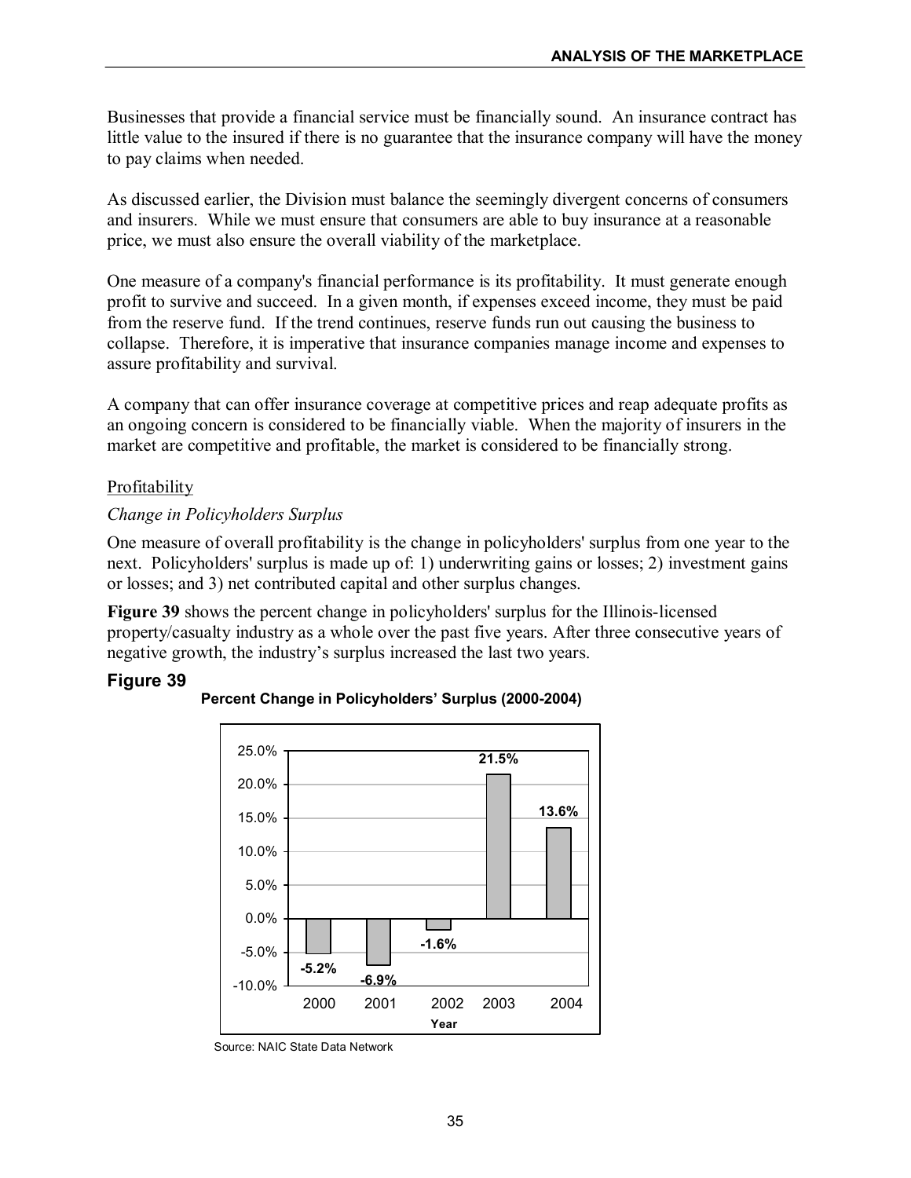Businesses that provide a financial service must be financially sound. An insurance contract has little value to the insured if there is no guarantee that the insurance company will have the money to pay claims when needed.

As discussed earlier, the Division must balance the seemingly divergent concerns of consumers and insurers. While we must ensure that consumers are able to buy insurance at a reasonable price, we must also ensure the overall viability of the marketplace.

One measure of a company's financial performance is its profitability. It must generate enough profit to survive and succeed. In a given month, if expenses exceed income, they must be paid from the reserve fund. If the trend continues, reserve funds run out causing the business to collapse. Therefore, it is imperative that insurance companies manage income and expenses to assure profitability and survival.

A company that can offer insurance coverage at competitive prices and reap adequate profits as an ongoing concern is considered to be financially viable. When the majority of insurers in the market are competitive and profitable, the market is considered to be financially strong.

## Profitability

### *Change in Policyholders Surplus*

One measure of overall profitability is the change in policyholders' surplus from one year to the next. Policyholders' surplus is made up of: 1) underwriting gains or losses; 2) investment gains or losses; and 3) net contributed capital and other surplus changes.

**Figure 39** shows the percent change in policyholders' surplus for the Illinois-licensed property/casualty industry as a whole over the past five years. After three consecutive years of negative growth, the industry's surplus increased the last two years.

**Figure 39**

**Percent Change in Policyholders' Surplus (2000-2004)**

| Year | Percent Change |
|---|---|
| 2000 | -5.2% |
| 2001 | -6.9% |
| 2002 | -1.6% |
| 2003 | 21.5% |
| 2004 | 13.6% |

Source: NAIC State Data Network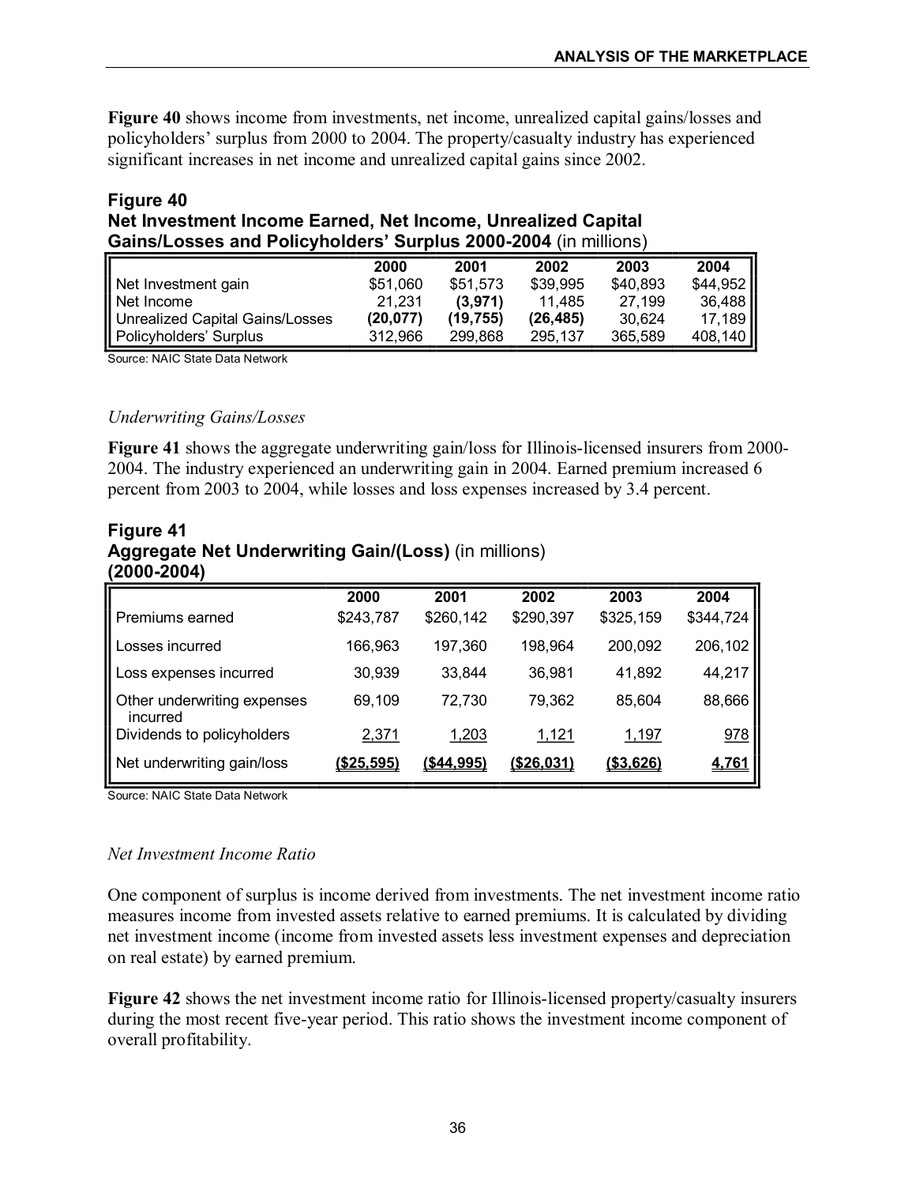**Figure 40** shows income from investments, net income, unrealized capital gains/losses and policyholders' surplus from 2000 to 2004. The property/casualty industry has experienced significant increases in net income and unrealized capital gains since 2002.

### Figure 40
**Net Investment Income Earned, Net Income, Unrealized Capital Gains/Losses and Policyholders' Surplus 2000-2004** (in millions)

| | 2000 | 2001 | 2002 | 2003 | 2004 |
|---|---|---|---|---|---|
| Net Investment gain | $51,060 | $51,573 | $39,995 | $40,893 | $44,952 |
| Net Income | 21,231 | **(3,971)** | 11,485 | 27,199 | 36,488 |
| Unrealized Capital Gains/Losses | **(20,077)** | **(19,755)** | **(26,485)** | 30,624 | 17,189 |
| Policyholders' Surplus | 312,966 | 299,868 | 295,137 | 365,589 | 408,140 |

Source: NAIC State Data Network

*Underwriting Gains/Losses*

**Figure 41** shows the aggregate underwriting gain/loss for Illinois-licensed insurers from 2000-2004. The industry experienced an underwriting gain in 2004. Earned premium increased 6 percent from 2003 to 2004, while losses and loss expenses increased by 3.4 percent.

### Figure 41
**Aggregate Net Underwriting Gain/(Loss)** (in millions) **(2000-2004)**

| | 2000 | 2001 | 2002 | 2003 | 2004 |
|---|---|---|---|---|---|
| Premiums earned | $243,787 | $260,142 | $290,397 | $325,159 | $344,724 |
| Losses incurred | 166,963 | 197,360 | 198,964 | 200,092 | 206,102 |
| Loss expenses incurred | 30,939 | 33,844 | 36,981 | 41,892 | 44,217 |
| Other underwriting expenses incurred | 69,109 | 72,730 | 79,362 | 85,604 | 88,666 |
| Dividends to policyholders | 2,371 | 1,203 | 1,121 | 1,197 | 978 |
| Net underwriting gain/loss | **($25,595)** | **($44,995)** | **($26,031)** | **($3,626)** | **4,761** |

Source: NAIC State Data Network

*Net Investment Income Ratio*

One component of surplus is income derived from investments. The net investment income ratio measures income from invested assets relative to earned premiums. It is calculated by dividing net investment income (income from invested assets less investment expenses and depreciation on real estate) by earned premium.

**Figure 42** shows the net investment income ratio for Illinois-licensed property/casualty insurers during the most recent five-year period. This ratio shows the investment income component of overall profitability.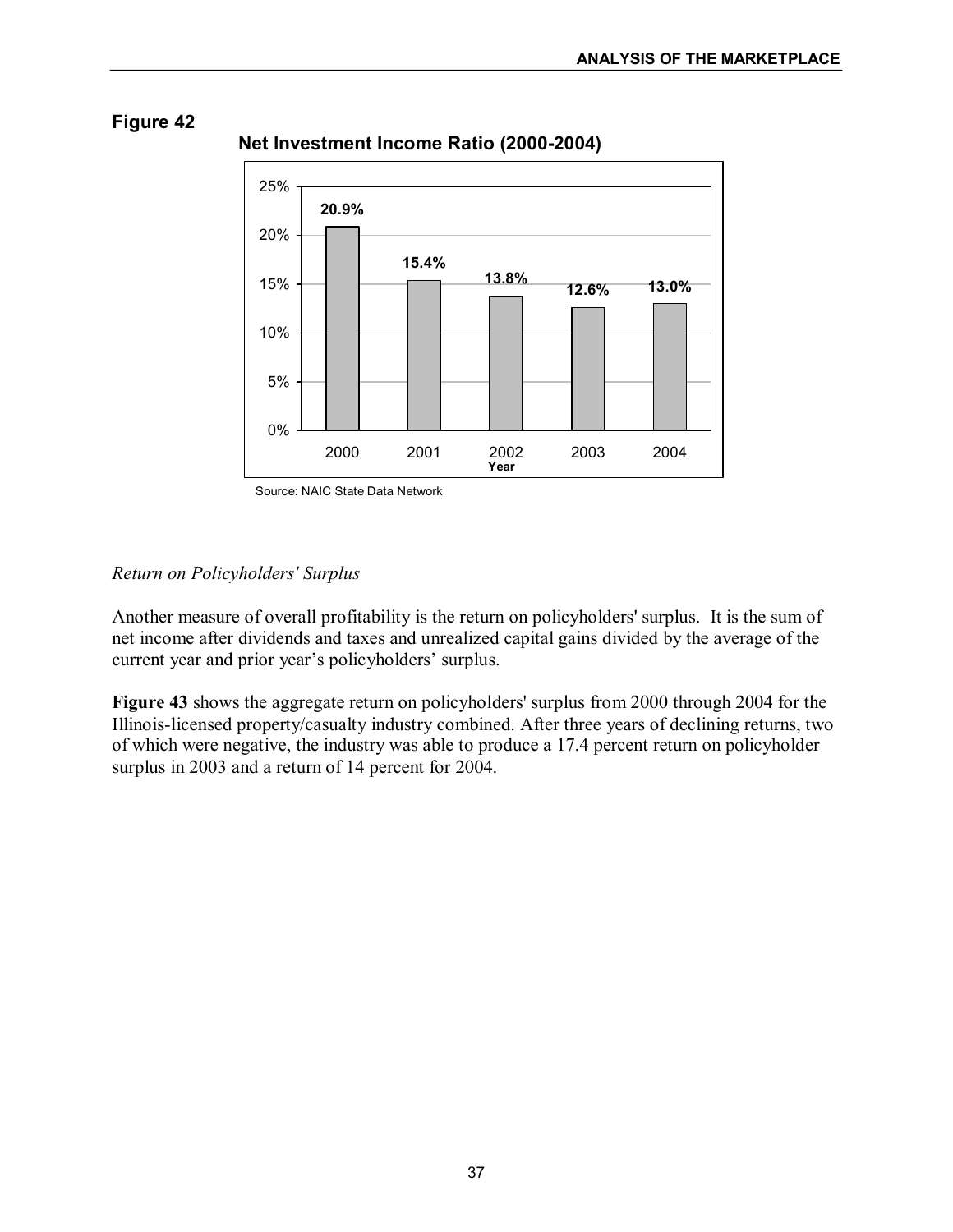**Figure 42**

**Net Investment Income Ratio (2000-2004)**

| Year | Net Investment Income Ratio |
|---|---|
| 2000 | 20.9% |
| 2001 | 15.4% |
| 2002 | 13.8% |
| 2003 | 12.6% |
| 2004 | 13.0% |

Source: NAIC State Data Network

*Return on Policyholders' Surplus*

Another measure of overall profitability is the return on policyholders' surplus. It is the sum of net income after dividends and taxes and unrealized capital gains divided by the average of the current year and prior year's policyholders' surplus.

**Figure 43** shows the aggregate return on policyholders' surplus from 2000 through 2004 for the Illinois-licensed property/casualty industry combined. After three years of declining returns, two of which were negative, the industry was able to produce a 17.4 percent return on policyholder surplus in 2003 and a return of 14 percent for 2004.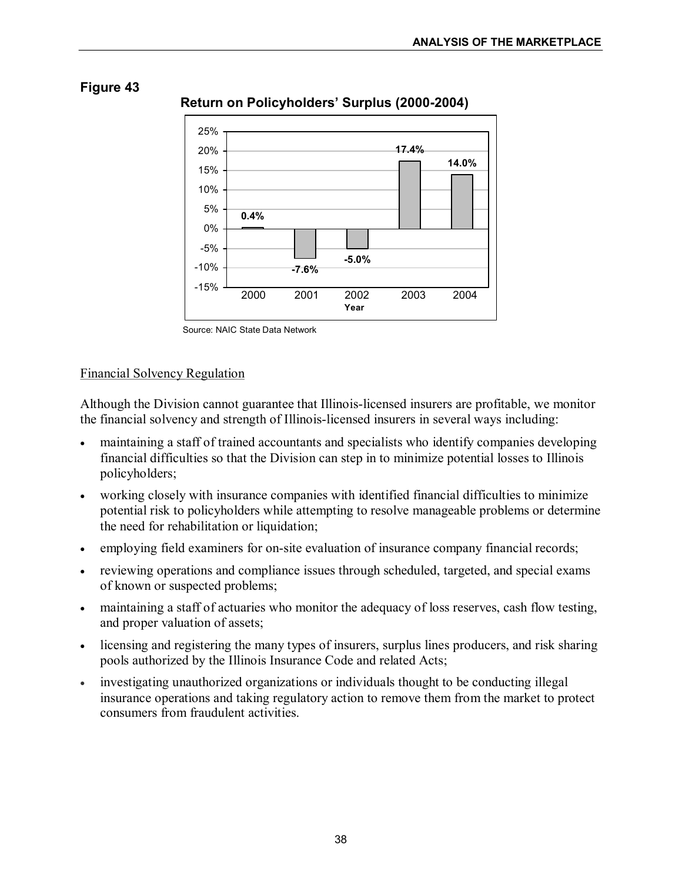**Figure 43**

**Return on Policyholders' Surplus (2000-2004)**

| Year | Return |
|---|---|
| 2000 | 0.4% |
| 2001 | -7.6% |
| 2002 | -5.0% |
| 2003 | 17.4% |
| 2004 | 14.0% |

Source: NAIC State Data Network

Financial Solvency Regulation

Although the Division cannot guarantee that Illinois-licensed insurers are profitable, we monitor the financial solvency and strength of Illinois-licensed insurers in several ways including:

- maintaining a staff of trained accountants and specialists who identify companies developing financial difficulties so that the Division can step in to minimize potential losses to Illinois policyholders;
- working closely with insurance companies with identified financial difficulties to minimize potential risk to policyholders while attempting to resolve manageable problems or determine the need for rehabilitation or liquidation;
- employing field examiners for on-site evaluation of insurance company financial records;
- reviewing operations and compliance issues through scheduled, targeted, and special exams of known or suspected problems;
- maintaining a staff of actuaries who monitor the adequacy of loss reserves, cash flow testing, and proper valuation of assets;
- licensing and registering the many types of insurers, surplus lines producers, and risk sharing pools authorized by the Illinois Insurance Code and related Acts;
- investigating unauthorized organizations or individuals thought to be conducting illegal insurance operations and taking regulatory action to remove them from the market to protect consumers from fraudulent activities.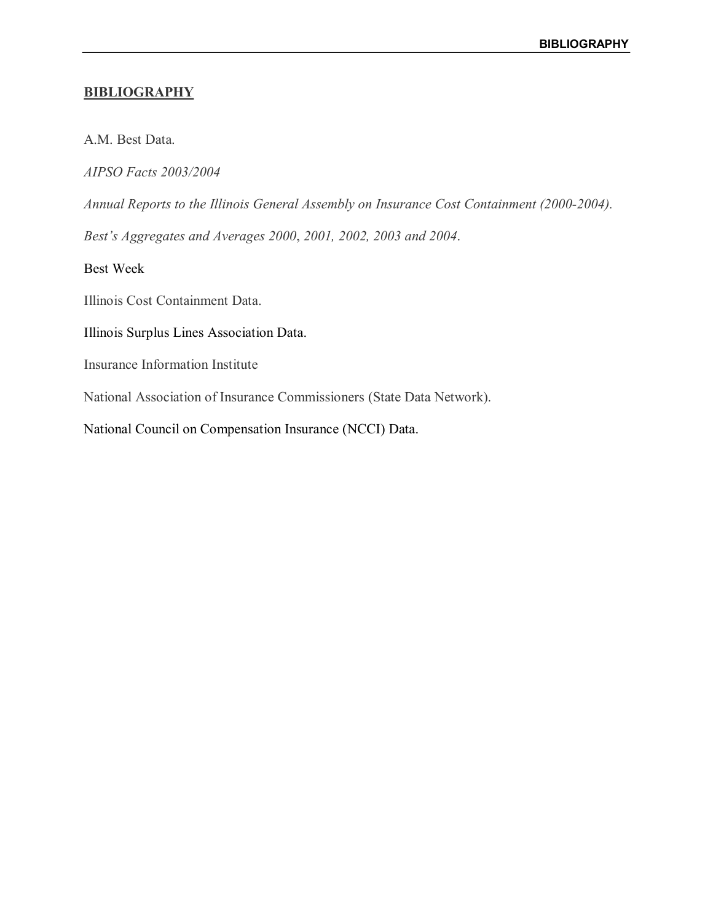# BIBLIOGRAPHY

A.M. Best Data.

*AIPSO Facts 2003/2004*

*Annual Reports to the Illinois General Assembly on Insurance Cost Containment (2000-2004).*

*Best's Aggregates and Averages 2000, 2001, 2002, 2003 and 2004.*

Best Week

Illinois Cost Containment Data.

Illinois Surplus Lines Association Data.

Insurance Information Institute

National Association of Insurance Commissioners (State Data Network).

National Council on Compensation Insurance (NCCI) Data.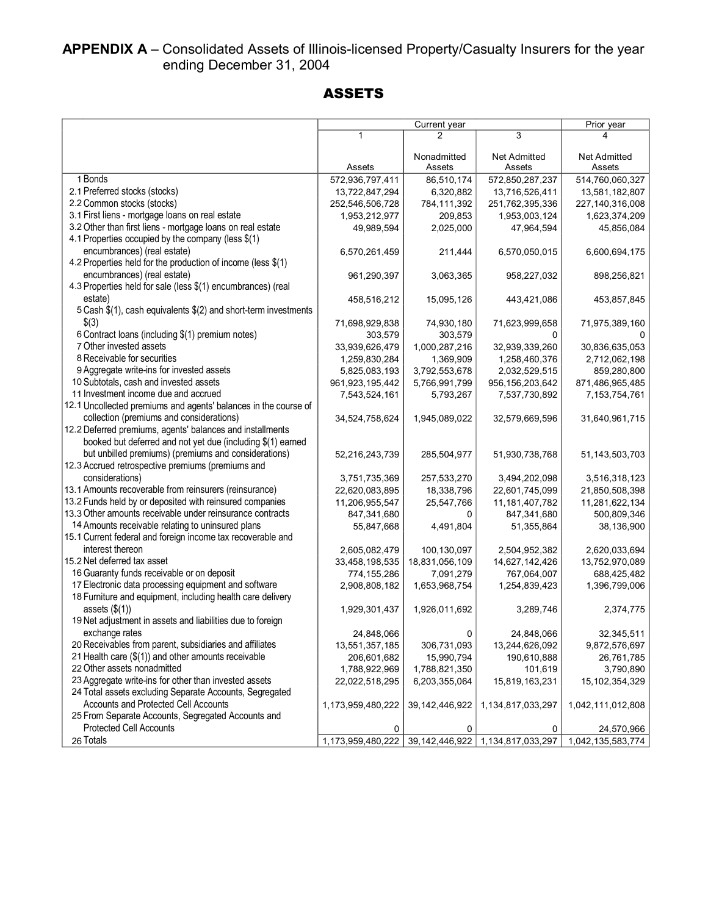**APPENDIX A** – Consolidated Assets of Illinois-licensed Property/Casualty Insurers for the year ending December 31, 2004

## ASSETS

| | Current year | | | Prior year |
|---|---|---|---|---|
| | 1 | 2 | 3 | 4 |
| | Assets | Nonadmitted Assets | Net Admitted Assets | Net Admitted Assets |
| 1 Bonds | 572,936,797,411 | 86,510,174 | 572,850,287,237 | 514,760,060,327 |
| 2.1 Preferred stocks (stocks) | 13,722,847,294 | 6,320,882 | 13,716,526,411 | 13,581,182,807 |
| 2.2 Common stocks (stocks) | 252,546,506,728 | 784,111,392 | 251,762,395,336 | 227,140,316,008 |
| 3.1 First liens - mortgage loans on real estate | 1,953,212,977 | 209,853 | 1,953,003,124 | 1,623,374,209 |
| 3.2 Other than first liens - mortgage loans on real estate | 49,989,594 | 2,025,000 | 47,964,594 | 45,856,084 |
| 4.1 Properties occupied by the company (less $(1) encumbrances) (real estate) | 6,570,261,459 | 211,444 | 6,570,050,015 | 6,600,694,175 |
| 4.2 Properties held for the production of income (less $(1) encumbrances) (real estate) | 961,290,397 | 3,063,365 | 958,227,032 | 898,256,821 |
| 4.3 Properties held for sale (less $(1) encumbrances) (real estate) | 458,516,212 | 15,095,126 | 443,421,086 | 453,857,845 |
| 5 Cash $(1), cash equivalents $(2) and short-term investments $(3) | 71,698,929,838 | 74,930,180 | 71,623,999,658 | 71,975,389,160 |
| 6 Contract loans (including $(1) premium notes) | 303,579 | 303,579 | 0 | 0 |
| 7 Other invested assets | 33,939,626,479 | 1,000,287,216 | 32,939,339,260 | 30,836,635,053 |
| 8 Receivable for securities | 1,259,830,284 | 1,369,909 | 1,258,460,376 | 2,712,062,198 |
| 9 Aggregate write-ins for invested assets | 5,825,083,193 | 3,792,553,678 | 2,032,529,515 | 859,280,800 |
| 10 Subtotals, cash and invested assets | 961,923,195,442 | 5,766,991,799 | 956,156,203,642 | 871,486,965,485 |
| 11 Investment income due and accrued | 7,543,524,161 | 5,793,267 | 7,537,730,892 | 7,153,754,761 |
| 12.1 Uncollected premiums and agents' balances in the course of collection (premiums and considerations) | 34,524,758,624 | 1,945,089,022 | 32,579,669,596 | 31,640,961,715 |
| 12.2 Deferred premiums, agents' balances and installments booked but deferred and not yet due (including $(1) earned but unbilled premiums) (premiums and considerations) | 52,216,243,739 | 285,504,977 | 51,930,738,768 | 51,143,503,703 |
| 12.3 Accrued retrospective premiums (premiums and considerations) | 3,751,735,369 | 257,533,270 | 3,494,202,098 | 3,516,318,123 |
| 13.1 Amounts recoverable from reinsurers (reinsurance) | 22,620,083,895 | 18,338,796 | 22,601,745,099 | 21,850,508,398 |
| 13.2 Funds held by or deposited with reinsured companies | 11,206,955,547 | 25,547,766 | 11,181,407,782 | 11,281,622,134 |
| 13.3 Other amounts receivable under reinsurance contracts | 847,341,680 | 0 | 847,341,680 | 500,809,346 |
| 14 Amounts receivable relating to uninsured plans | 55,847,668 | 4,491,804 | 51,355,864 | 38,136,900 |
| 15.1 Current federal and foreign income tax recoverable and interest thereon | 2,605,082,479 | 100,130,097 | 2,504,952,382 | 2,620,033,694 |
| 15.2 Net deferred tax asset | 33,458,198,535 | 18,831,056,109 | 14,627,142,426 | 13,752,970,089 |
| 16 Guaranty funds receivable or on deposit | 774,155,286 | 7,091,279 | 767,064,007 | 688,425,482 |
| 17 Electronic data processing equipment and software | 2,908,808,182 | 1,653,968,754 | 1,254,839,423 | 1,396,799,006 |
| 18 Furniture and equipment, including health care delivery assets ($(1)) | 1,929,301,437 | 1,926,011,692 | 3,289,746 | 2,374,775 |
| 19 Net adjustment in assets and liabilities due to foreign exchange rates | 24,848,066 | 0 | 24,848,066 | 32,345,511 |
| 20 Receivables from parent, subsidiaries and affiliates | 13,551,357,185 | 306,731,093 | 13,244,626,092 | 9,872,576,697 |
| 21 Health care ($(1)) and other amounts receivable | 206,601,682 | 15,990,794 | 190,610,888 | 26,761,785 |
| 22 Other assets nonadmitted | 1,788,922,969 | 1,788,821,350 | 101,619 | 3,790,890 |
| 23 Aggregate write-ins for other than invested assets | 22,022,518,295 | 6,203,355,064 | 15,819,163,231 | 15,102,354,329 |
| 24 Total assets excluding Separate Accounts, Segregated Accounts and Protected Cell Accounts | 1,173,959,480,222 | 39,142,446,922 | 1,134,817,033,297 | 1,042,111,012,808 |
| 25 From Separate Accounts, Segregated Accounts and Protected Cell Accounts | 0 | 0 | 0 | 24,570,966 |
| 26 Totals | 1,173,959,480,222 | 39,142,446,922 | 1,134,817,033,297 | 1,042,135,583,774 |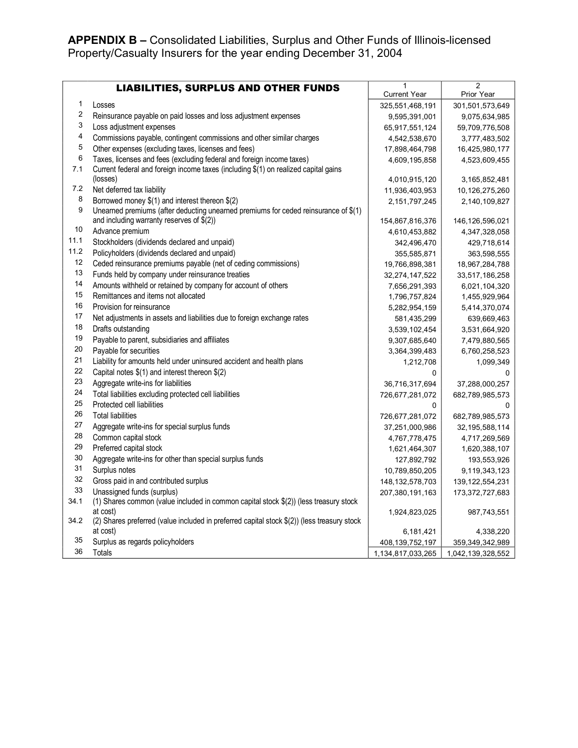**APPENDIX B –** Consolidated Liabilities, Surplus and Other Funds of Illinois-licensed Property/Casualty Insurers for the year ending December 31, 2004

| | LIABILITIES, SURPLUS AND OTHER FUNDS | 1<br>Current Year | 2<br>Prior Year |
|---|---|---|---|
| 1 | Losses | 325,551,468,191 | 301,501,573,649 |
| 2 | Reinsurance payable on paid losses and loss adjustment expenses | 9,595,391,001 | 9,075,634,985 |
| 3 | Loss adjustment expenses | 65,917,551,124 | 59,709,776,508 |
| 4 | Commissions payable, contingent commissions and other similar charges | 4,542,538,670 | 3,777,483,502 |
| 5 | Other expenses (excluding taxes, licenses and fees) | 17,898,464,798 | 16,425,980,177 |
| 6 | Taxes, licenses and fees (excluding federal and foreign income taxes) | 4,609,195,858 | 4,523,609,455 |
| 7.1 | Current federal and foreign income taxes (including $(1) on realized capital gains (losses) | 4,010,915,120 | 3,165,852,481 |
| 7.2 | Net deferred tax liability | 11,936,403,953 | 10,126,275,260 |
| 8 | Borrowed money $(1) and interest thereon $(2) | 2,151,797,245 | 2,140,109,827 |
| 9 | Unearned premiums (after deducting unearned premiums for ceded reinsurance of $(1) and including warranty reserves of $(2)) | 154,867,816,376 | 146,126,596,021 |
| 10 | Advance premium | 4,610,453,882 | 4,347,328,058 |
| 11.1 | Stockholders (dividends declared and unpaid) | 342,496,470 | 429,718,614 |
| 11.2 | Policyholders (dividends declared and unpaid) | 355,585,871 | 363,598,555 |
| 12 | Ceded reinsurance premiums payable (net of ceding commissions) | 19,766,898,381 | 18,967,284,788 |
| 13 | Funds held by company under reinsurance treaties | 32,274,147,522 | 33,517,186,258 |
| 14 | Amounts withheld or retained by company for account of others | 7,656,291,393 | 6,021,104,320 |
| 15 | Remittances and items not allocated | 1,796,757,824 | 1,455,929,964 |
| 16 | Provision for reinsurance | 5,282,954,159 | 5,414,370,074 |
| 17 | Net adjustments in assets and liabilities due to foreign exchange rates | 581,435,299 | 639,669,463 |
| 18 | Drafts outstanding | 3,539,102,454 | 3,531,664,920 |
| 19 | Payable to parent, subsidiaries and affiliates | 9,307,685,640 | 7,479,880,565 |
| 20 | Payable for securities | 3,364,399,483 | 6,760,258,523 |
| 21 | Liability for amounts held under uninsured accident and health plans | 1,212,708 | 1,099,349 |
| 22 | Capital notes $(1) and interest thereon $(2) | 0 | 0 |
| 23 | Aggregate write-ins for liabilities | 36,716,317,694 | 37,288,000,257 |
| 24 | Total liabilities excluding protected cell liabilities | 726,677,281,072 | 682,789,985,573 |
| 25 | Protected cell liabilities | 0 | 0 |
| 26 | Total liabilities | 726,677,281,072 | 682,789,985,573 |
| 27 | Aggregate write-ins for special surplus funds | 37,251,000,986 | 32,195,588,114 |
| 28 | Common capital stock | 4,767,778,475 | 4,717,269,569 |
| 29 | Preferred capital stock | 1,621,464,307 | 1,620,388,107 |
| 30 | Aggregate write-ins for other than special surplus funds | 127,892,792 | 193,553,926 |
| 31 | Surplus notes | 10,789,850,205 | 9,119,343,123 |
| 32 | Gross paid in and contributed surplus | 148,132,578,703 | 139,122,554,231 |
| 33 | Unassigned funds (surplus) | 207,380,191,163 | 173,372,727,683 |
| 34.1 | (1) Shares common (value included in common capital stock $(2)) (less treasury stock at cost) | 1,924,823,025 | 987,743,551 |
| 34.2 | (2) Shares preferred (value included in preferred capital stock $(2)) (less treasury stock at cost) | 6,181,421 | 4,338,220 |
| 35 | Surplus as regards policyholders | 408,139,752,197 | 359,349,342,989 |
| 36 | Totals | 1,134,817,033,265 | 1,042,139,328,552 |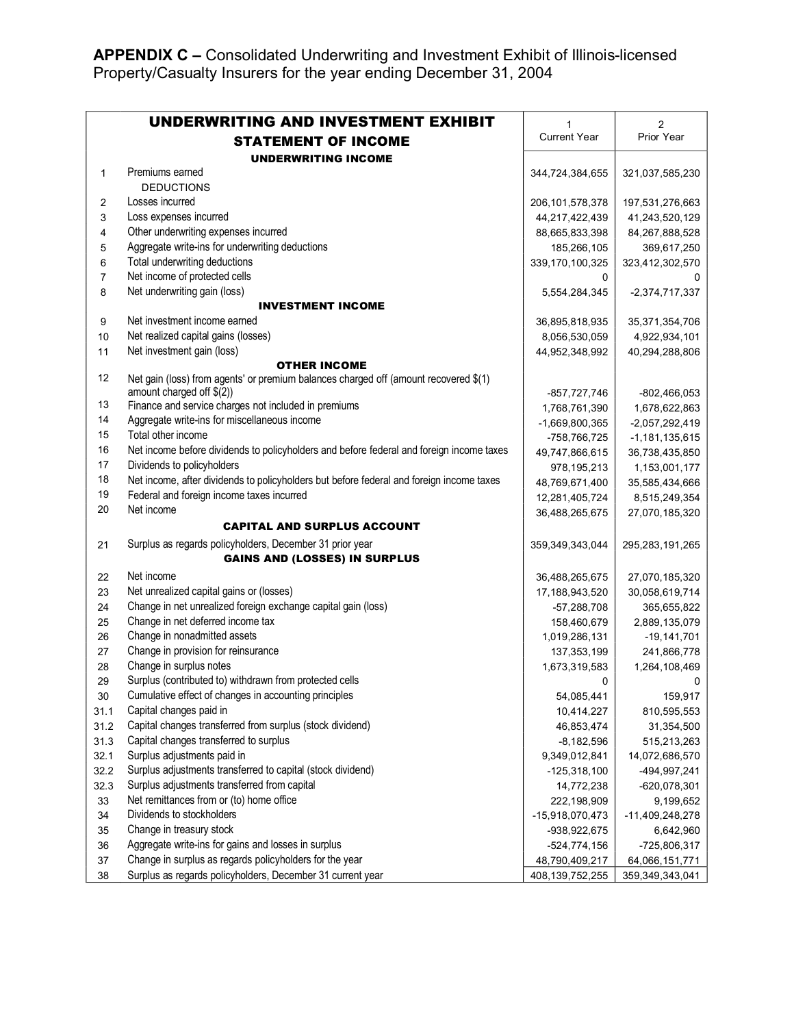**APPENDIX C –** Consolidated Underwriting and Investment Exhibit of Illinois-licensed Property/Casualty Insurers for the year ending December 31, 2004

| | UNDERWRITING AND INVESTMENT EXHIBIT<br>STATEMENT OF INCOME | 1<br>Current Year | 2<br>Prior Year |
|---|---|---|---|
| | **UNDERWRITING INCOME** | | |
| 1 | Premiums earned | 344,724,384,655 | 321,037,585,230 |
| | DEDUCTIONS | | |
| 2 | Losses incurred | 206,101,578,378 | 197,531,276,663 |
| 3 | Loss expenses incurred | 44,217,422,439 | 41,243,520,129 |
| 4 | Other underwriting expenses incurred | 88,665,833,398 | 84,267,888,528 |
| 5 | Aggregate write-ins for underwriting deductions | 185,266,105 | 369,617,250 |
| 6 | Total underwriting deductions | 339,170,100,325 | 323,412,302,570 |
| 7 | Net income of protected cells | 0 | 0 |
| 8 | Net underwriting gain (loss) | 5,554,284,345 | -2,374,717,337 |
| | **INVESTMENT INCOME** | | |
| 9 | Net investment income earned | 36,895,818,935 | 35,371,354,706 |
| 10 | Net realized capital gains (losses) | 8,056,530,059 | 4,922,934,101 |
| 11 | Net investment gain (loss) | 44,952,348,992 | 40,294,288,806 |
| | **OTHER INCOME** | | |
| 12 | Net gain (loss) from agents' or premium balances charged off (amount recovered $(1) amount charged off $(2)) | -857,727,746 | -802,466,053 |
| 13 | Finance and service charges not included in premiums | 1,768,761,390 | 1,678,622,863 |
| 14 | Aggregate write-ins for miscellaneous income | -1,669,800,365 | -2,057,292,419 |
| 15 | Total other income | -758,766,725 | -1,181,135,615 |
| 16 | Net income before dividends to policyholders and before federal and foreign income taxes | 49,747,866,615 | 36,738,435,850 |
| 17 | Dividends to policyholders | 978,195,213 | 1,153,001,177 |
| 18 | Net income, after dividends to policyholders but before federal and foreign income taxes | 48,769,671,400 | 35,585,434,666 |
| 19 | Federal and foreign income taxes incurred | 12,281,405,724 | 8,515,249,354 |
| 20 | Net income | 36,488,265,675 | 27,070,185,320 |
| | **CAPITAL AND SURPLUS ACCOUNT** | | |
| 21 | Surplus as regards policyholders, December 31 prior year | 359,349,343,044 | 295,283,191,265 |
| | **GAINS AND (LOSSES) IN SURPLUS** | | |
| 22 | Net income | 36,488,265,675 | 27,070,185,320 |
| 23 | Net unrealized capital gains or (losses) | 17,188,943,520 | 30,058,619,714 |
| 24 | Change in net unrealized foreign exchange capital gain (loss) | -57,288,708 | 365,655,822 |
| 25 | Change in net deferred income tax | 158,460,679 | 2,889,135,079 |
| 26 | Change in nonadmitted assets | 1,019,286,131 | -19,141,701 |
| 27 | Change in provision for reinsurance | 137,353,199 | 241,866,778 |
| 28 | Change in surplus notes | 1,673,319,583 | 1,264,108,469 |
| 29 | Surplus (contributed to) withdrawn from protected cells | 0 | 0 |
| 30 | Cumulative effect of changes in accounting principles | 54,085,441 | 159,917 |
| 31.1 | Capital changes paid in | 10,414,227 | 810,595,553 |
| 31.2 | Capital changes transferred from surplus (stock dividend) | 46,853,474 | 31,354,500 |
| 31.3 | Capital changes transferred to surplus | -8,182,596 | 515,213,263 |
| 32.1 | Surplus adjustments paid in | 9,349,012,841 | 14,072,686,570 |
| 32.2 | Surplus adjustments transferred to capital (stock dividend) | -125,318,100 | -494,997,241 |
| 32.3 | Surplus adjustments transferred from capital | 14,772,238 | -620,078,301 |
| 33 | Net remittances from or (to) home office | 222,198,909 | 9,199,652 |
| 34 | Dividends to stockholders | -15,918,070,473 | -11,409,248,278 |
| 35 | Change in treasury stock | -938,922,675 | 6,642,960 |
| 36 | Aggregate write-ins for gains and losses in surplus | -524,774,156 | -725,806,317 |
| 37 | Change in surplus as regards policyholders for the year | 48,790,409,217 | 64,066,151,771 |
| 38 | Surplus as regards policyholders, December 31 current year | 408,139,752,255 | 359,349,343,041 |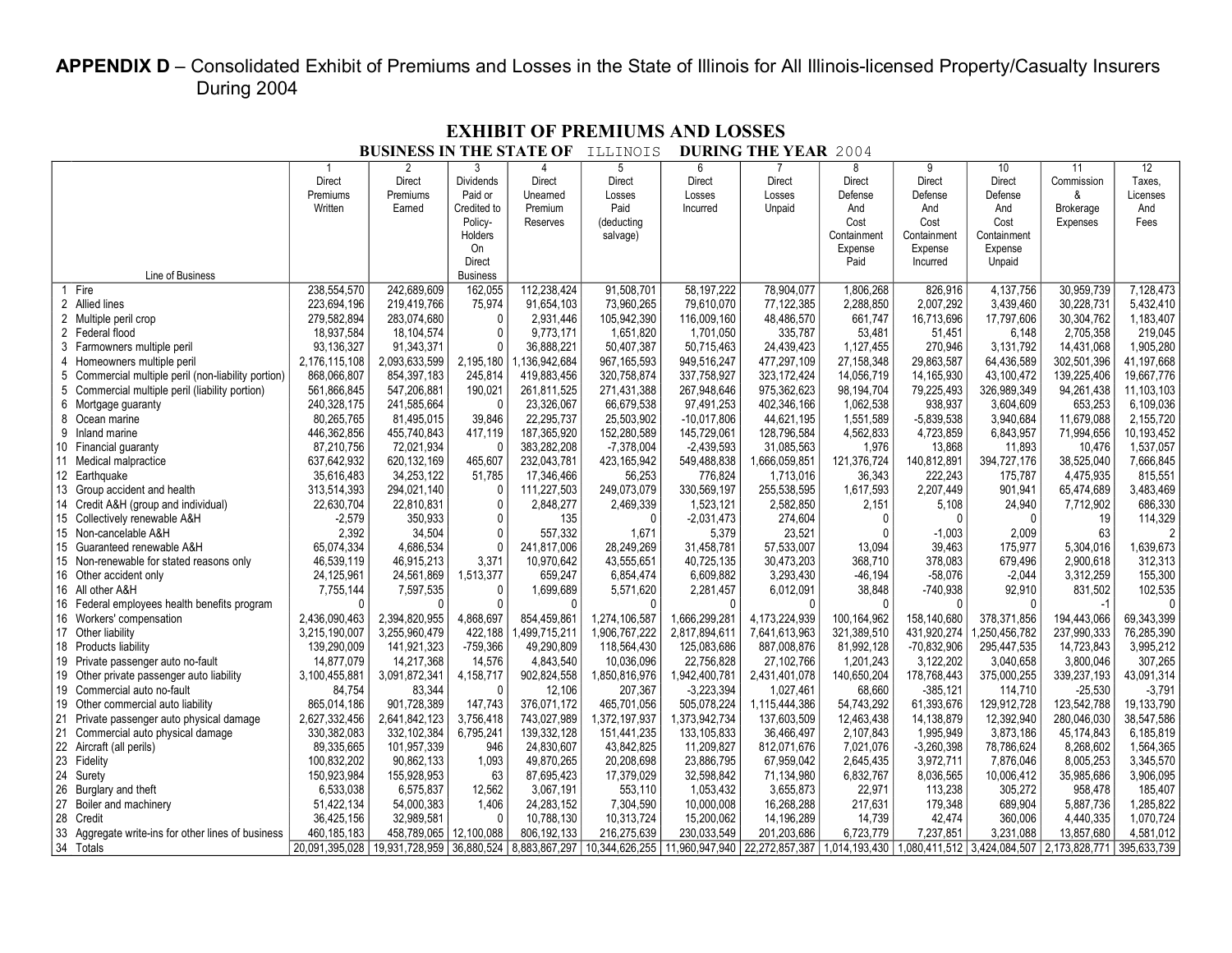**APPENDIX D** – Consolidated Exhibit of Premiums and Losses in the State of Illinois for All Illinois-licensed Property/Casualty Insurers During 2004

## EXHIBIT OF PREMIUMS AND LOSSES

**BUSINESS IN THE STATE OF** ILLINOIS **DURING THE YEAR** 2004

| Line of Business | 1 Direct Premiums Written | 2 Direct Premiums Earned | 3 Dividends Paid or Credited to Policy-Holders On Direct Business | 4 Direct Unearned Premium Reserves | 5 Direct Losses Paid (deducting salvage) | 6 Direct Losses Incurred | 7 Direct Losses Unpaid | 8 Direct Defense And Cost Containment Expense Paid | 9 Direct Defense And Cost Containment Expense Incurred | 10 Direct Defense And Cost Containment Expense Unpaid | 11 Commission & Brokerage Expenses | 12 Taxes, Licenses And Fees |
|---|---|---|---|---|---|---|---|---|---|---|---|---|
| 1 Fire | 238,554,570 | 242,689,609 | 162,055 | 112,238,424 | 91,508,701 | 58,197,222 | 78,904,077 | 1,806,268 | 826,916 | 4,137,756 | 30,959,739 | 7,128,473 |
| 2 Allied lines | 223,694,196 | 219,419,766 | 75,974 | 91,654,103 | 73,960,265 | 79,610,070 | 77,122,385 | 2,288,850 | 2,007,292 | 3,439,460 | 30,228,731 | 5,432,410 |
| 2 Multiple peril crop | 279,582,894 | 283,074,680 | 0 | 2,931,446 | 105,942,390 | 116,009,160 | 48,486,570 | 661,747 | 16,713,696 | 17,797,606 | 30,304,762 | 1,183,407 |
| 2 Federal flood | 18,937,584 | 18,104,574 | 0 | 9,773,171 | 1,651,820 | 1,701,050 | 335,787 | 53,481 | 51,451 | 6,148 | 2,705,358 | 219,045 |
| 3 Farmowners multiple peril | 93,136,327 | 91,343,371 | 0 | 36,888,221 | 50,407,387 | 50,715,463 | 24,439,423 | 1,127,455 | 270,946 | 3,131,792 | 14,431,068 | 1,905,280 |
| 4 Homeowners multiple peril | 2,176,115,108 | 2,093,633,599 | 2,195,180 | 1,136,942,684 | 967,165,593 | 949,516,247 | 477,297,109 | 27,158,348 | 29,863,587 | 64,436,589 | 302,501,396 | 41,197,668 |
| 5 Commercial multiple peril (non-liability portion) | 868,066,807 | 854,397,183 | 245,814 | 419,883,456 | 320,758,874 | 337,758,927 | 323,172,424 | 14,056,719 | 14,165,930 | 43,100,472 | 139,225,406 | 19,667,776 |
| 5 Commercial multiple peril (liability portion) | 561,866,845 | 547,206,881 | 190,021 | 261,811,525 | 271,431,388 | 267,948,646 | 975,362,623 | 98,194,704 | 79,225,493 | 326,989,349 | 94,261,438 | 11,103,103 |
| 6 Mortgage guaranty | 240,328,175 | 241,585,664 | 0 | 23,326,067 | 66,679,538 | 97,491,253 | 402,346,166 | 1,062,538 | 938,937 | 3,604,609 | 653,253 | 6,109,036 |
| 8 Ocean marine | 80,265,765 | 81,495,015 | 39,846 | 22,295,737 | 25,503,902 | -10,017,806 | 44,621,195 | 1,551,589 | -5,839,538 | 3,940,684 | 11,679,088 | 2,155,720 |
| 9 Inland marine | 446,362,856 | 455,740,843 | 417,119 | 187,365,920 | 152,280,589 | 145,729,061 | 128,796,584 | 4,562,833 | 4,723,859 | 6,843,957 | 71,994,656 | 10,193,452 |
| 10 Financial guaranty | 87,210,756 | 72,021,934 | 0 | 383,282,208 | -7,378,004 | -2,439,593 | 31,085,563 | 1,976 | 13,868 | 11,893 | 10,476 | 1,537,057 |
| 11 Medical malpractice | 637,642,932 | 620,132,169 | 465,607 | 232,043,781 | 423,165,942 | 549,488,838 | 1,666,059,851 | 121,376,724 | 140,812,891 | 394,727,176 | 38,525,040 | 7,666,845 |
| 12 Earthquake | 35,616,483 | 34,253,122 | 51,785 | 17,346,466 | 56,253 | 776,824 | 1,713,016 | 36,343 | 222,243 | 175,787 | 4,475,935 | 815,551 |
| 13 Group accident and health | 313,514,393 | 294,021,140 | 0 | 111,227,503 | 249,073,079 | 330,569,197 | 255,538,595 | 1,617,593 | 2,207,449 | 901,941 | 65,474,689 | 3,483,469 |
| 14 Credit A&H (group and individual) | 22,630,704 | 22,810,831 | 0 | 2,848,277 | 2,469,339 | 1,523,121 | 2,582,850 | 2,151 | 5,108 | 24,940 | 7,712,902 | 686,330 |
| 15 Collectively renewable A&H | -2,579 | 350,933 | 0 | 135 | 0 | -2,031,473 | 274,604 | 0 | 0 | 0 | 19 | 114,329 |
| 15 Non-cancelable A&H | 2,392 | 34,504 | 0 | 557,332 | 1,671 | 5,379 | 23,521 | 0 | -1,003 | 2,009 | 63 | 2 |
| 15 Guaranteed renewable A&H | 65,074,334 | 4,686,534 | 0 | 241,817,006 | 28,249,269 | 31,458,781 | 57,533,007 | 13,094 | 39,463 | 175,977 | 5,304,016 | 1,639,673 |
| 15 Non-renewable for stated reasons only | 46,539,119 | 46,915,213 | 3,371 | 10,970,642 | 43,555,651 | 40,725,135 | 30,473,203 | 368,710 | 378,083 | 679,496 | 2,900,618 | 312,313 |
| 16 Other accident only | 24,125,961 | 24,561,869 | 1,513,377 | 659,247 | 6,854,474 | 6,609,882 | 3,293,430 | -46,194 | -58,076 | -2,044 | 3,312,259 | 155,300 |
| 16 All other A&H | 7,755,144 | 7,597,535 | 0 | 1,699,689 | 5,571,620 | 2,281,457 | 6,012,091 | 38,848 | -740,938 | 92,910 | 831,502 | 102,535 |
| 16 Federal employees health benefits program | 0 | 0 | 0 | 0 | 0 | 0 | 0 | 0 | 0 | 0 | -1 | 0 |
| 16 Workers' compensation | 2,436,090,463 | 2,394,820,955 | 4,868,697 | 854,459,861 | 1,274,106,587 | 1,666,299,281 | 4,173,224,939 | 100,164,962 | 158,140,680 | 378,371,856 | 194,443,066 | 69,343,399 |
| 17 Other liability | 3,215,190,007 | 3,255,960,479 | 422,188 | 1,499,715,211 | 1,906,767,222 | 2,817,894,611 | 7,641,613,963 | 321,389,510 | 431,920,274 | 1,250,456,782 | 237,990,333 | 76,285,390 |
| 18 Products liability | 139,290,009 | 141,921,323 | -759,366 | 49,290,809 | 118,564,430 | 125,083,686 | 887,008,876 | 81,992,128 | -70,832,906 | 295,447,535 | 14,723,843 | 3,995,212 |
| 19 Private passenger auto no-fault | 14,877,079 | 14,217,368 | 14,576 | 4,843,540 | 10,036,096 | 22,756,828 | 27,102,766 | 1,201,243 | 3,122,202 | 3,040,658 | 3,800,046 | 307,265 |
| 19 Other private passenger auto liability | 3,100,455,881 | 3,091,872,341 | 4,158,717 | 902,824,558 | 1,850,816,976 | 1,942,400,781 | 2,431,401,078 | 140,650,204 | 178,768,443 | 375,000,255 | 339,237,193 | 43,091,314 |
| 19 Commercial auto no-fault | 84,754 | 83,344 | 0 | 12,106 | 207,367 | -3,223,394 | 1,027,461 | 68,660 | -385,121 | 114,710 | -25,530 | -3,791 |
| 19 Other commercial auto liability | 865,014,186 | 901,728,389 | 147,743 | 376,071,172 | 465,701,056 | 505,078,224 | 1,115,444,386 | 54,743,292 | 61,393,676 | 129,912,728 | 123,542,788 | 19,133,790 |
| 21 Private passenger auto physical damage | 2,627,332,456 | 2,641,842,123 | 3,756,418 | 743,027,989 | 1,372,197,937 | 1,373,942,734 | 137,603,509 | 12,463,438 | 14,138,879 | 12,392,940 | 280,046,030 | 38,547,586 |
| 21 Commercial auto physical damage | 330,382,083 | 332,102,384 | 6,795,241 | 139,332,128 | 151,441,235 | 133,105,833 | 36,466,497 | 2,107,843 | 1,995,949 | 3,873,186 | 45,174,843 | 6,185,819 |
| 22 Aircraft (all perils) | 89,335,665 | 101,957,339 | 946 | 24,830,607 | 43,842,825 | 11,209,827 | 812,071,676 | 7,021,076 | -3,260,398 | 78,786,624 | 8,268,602 | 1,564,365 |
| 23 Fidelity | 100,832,202 | 90,862,133 | 1,093 | 49,870,265 | 20,208,698 | 23,886,795 | 67,959,042 | 2,645,435 | 3,972,711 | 7,876,046 | 8,005,253 | 3,345,570 |
| 24 Surety | 150,923,984 | 155,928,953 | 63 | 87,695,423 | 17,379,029 | 32,598,842 | 71,134,980 | 6,832,767 | 8,036,565 | 10,006,412 | 35,985,686 | 3,906,095 |
| 26 Burglary and theft | 6,533,038 | 6,575,837 | 12,562 | 3,067,191 | 553,110 | 1,053,432 | 3,655,873 | 22,971 | 113,238 | 305,272 | 958,478 | 185,407 |
| 27 Boiler and machinery | 51,422,134 | 54,000,383 | 1,406 | 24,283,152 | 7,304,590 | 10,000,008 | 16,268,288 | 217,631 | 179,348 | 689,904 | 5,887,736 | 1,285,822 |
| 28 Credit | 36,425,156 | 32,989,581 | 0 | 10,788,130 | 10,313,724 | 15,200,062 | 14,196,289 | 14,739 | 42,474 | 360,006 | 4,440,335 | 1,070,724 |
| 33 Aggregate write-ins for other lines of business | 460,185,183 | 458,789,065 | 12,100,088 | 806,192,133 | 216,275,639 | 230,033,549 | 201,203,686 | 6,723,779 | 7,237,851 | 3,231,088 | 13,857,680 | 4,581,012 |
| 34 Totals | 20,091,395,028 | 19,931,728,959 | 36,880,524 | 8,883,867,297 | 10,344,626,255 | 11,960,947,940 | 22,272,857,387 | 1,014,193,430 | 1,080,411,512 | 3,424,084,507 | 2,173,828,771 | 395,633,739 |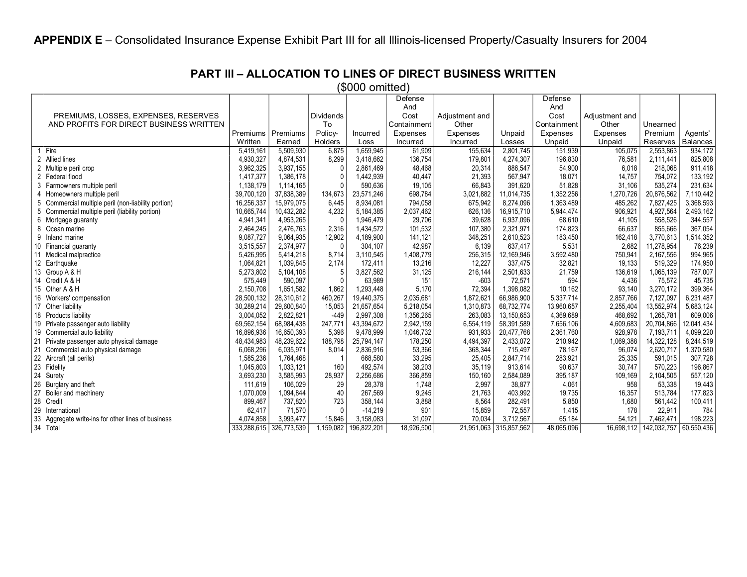**APPENDIX E** – Consolidated Insurance Expense Exhibit Part III for all Illinois-licensed Property/Casualty Insurers for 2004

## PART III – ALLOCATION TO LINES OF DIRECT BUSINESS WRITTEN

($000 omitted)

| PREMIUMS, LOSSES, EXPENSES, RESERVES AND PROFITS FOR DIRECT BUSINESS WRITTEN | Premiums Written | Premiums Earned | Dividends To Policy-Holders | Incurred Loss | Defense And Cost Containment Expenses Incurred | Adjustment and Other Expenses Incurred | Unpaid Losses | Defense And Cost Containment Expenses Unpaid | Adjustment and Other Expenses Unpaid | Unearned Premium Reserves | Agents' Balances |
|---|---|---|---|---|---|---|---|---|---|---|---|
| 1 Fire | 5,419,161 | 5,509,930 | 6,875 | 1,659,945 | 61,909 | 155,634 | 2,801,745 | 151,939 | 105,075 | 2,553,863 | 934,172 |
| 2 Allied lines | 4,930,327 | 4,874,531 | 8,299 | 3,418,662 | 136,754 | 179,801 | 4,274,307 | 196,830 | 76,581 | 2,111,441 | 825,808 |
| 2 Multiple peril crop | 3,962,325 | 3,937,155 | 0 | 2,861,469 | 48,468 | 20,314 | 886,547 | 54,900 | 6,018 | 218,068 | 911,418 |
| 2 Federal flood | 1,417,377 | 1,386,178 | 0 | 1,442,939 | 40,447 | 21,393 | 567,947 | 18,071 | 14,757 | 754,072 | 133,192 |
| 3 Farmowners multiple peril | 1,138,179 | 1,114,165 | 0 | 590,636 | 19,105 | 66,843 | 391,620 | 51,828 | 31,106 | 535,274 | 231,634 |
| 4 Homeowners multiple peril | 39,700,120 | 37,838,389 | 134,673 | 23,571,246 | 698,784 | 3,021,882 | 11,014,735 | 1,352,256 | 1,270,726 | 20,876,562 | 7,110,442 |
| 5 Commercial multiple peril (non-liability portion) | 16,256,337 | 15,979,075 | 6,445 | 8,934,081 | 794,058 | 675,942 | 8,274,096 | 1,363,489 | 485,262 | 7,827,425 | 3,368,593 |
| 5 Commercial multiple peril (liability portion) | 10,665,744 | 10,432,282 | 4,232 | 5,184,385 | 2,037,462 | 626,136 | 16,915,710 | 5,944,474 | 906,921 | 4,927,564 | 2,493,162 |
| 6 Mortgage guaranty | 4,941,341 | 4,953,265 | 0 | 1,946,479 | 29,706 | 39,628 | 6,937,096 | 68,610 | 41,105 | 558,526 | 344,557 |
| 8 Ocean marine | 2,464,245 | 2,476,763 | 2,316 | 1,434,572 | 101,532 | 107,380 | 2,321,971 | 174,823 | 66,637 | 855,666 | 367,054 |
| 9 Inland marine | 9,087,727 | 9,064,935 | 12,902 | 4,189,900 | 141,121 | 348,251 | 2,610,523 | 183,450 | 162,418 | 3,770,613 | 1,514,352 |
| 10 Financial guaranty | 3,515,557 | 2,374,977 | 0 | 304,107 | 42,987 | 6,139 | 637,417 | 5,531 | 2,682 | 11,278,954 | 76,239 |
| 11 Medical malpractice | 5,426,995 | 5,414,218 | 8,714 | 3,110,545 | 1,408,779 | 256,315 | 12,169,946 | 3,592,480 | 750,941 | 2,167,556 | 994,965 |
| 12 Earthquake | 1,064,821 | 1,039,845 | 2,174 | 172,411 | 13,216 | 12,227 | 337,475 | 32,821 | 19,133 | 519,329 | 174,950 |
| 13 Group A & H | 5,273,802 | 5,104,108 | 5 | 3,827,562 | 31,125 | 216,144 | 2,501,633 | 21,759 | 136,619 | 1,065,139 | 787,007 |
| 14 Credit A & H | 575,449 | 590,097 | 0 | 63,989 | 151 | -603 | 72,571 | 594 | 4,436 | 75,572 | 45,735 |
| 15 Other A & H | 2,150,708 | 1,651,582 | 1,862 | 1,293,448 | 5,170 | 72,394 | 1,398,082 | 10,162 | 93,140 | 3,270,172 | 399,364 |
| 16 Workers' compensation | 28,500,132 | 28,310,612 | 460,267 | 19,440,375 | 2,035,681 | 1,872,621 | 66,986,900 | 5,337,714 | 2,857,766 | 7,127,097 | 6,231,487 |
| 17 Other liability | 30,289,214 | 29,600,840 | 15,053 | 21,657,654 | 5,218,054 | 1,310,873 | 68,732,774 | 13,960,657 | 2,255,404 | 13,552,974 | 5,683,124 |
| 18 Products liability | 3,004,052 | 2,822,821 | -449 | 2,997,308 | 1,356,265 | 263,083 | 13,150,653 | 4,369,689 | 468,692 | 1,265,781 | 609,006 |
| 19 Private passenger auto liability | 69,562,154 | 68,984,438 | 247,771 | 43,394,672 | 2,942,159 | 6,554,119 | 58,391,589 | 7,656,106 | 4,609,683 | 20,704,866 | 12,041,434 |
| 19 Commercial auto liability | 16,896,936 | 16,650,393 | 5,396 | 9,478,999 | 1,046,732 | 931,933 | 20,477,768 | 2,361,760 | 928,978 | 7,193,711 | 4,099,220 |
| 21 Private passenger auto physical damage | 48,434,983 | 48,239,622 | 188,798 | 25,794,147 | 178,250 | 4,494,397 | 2,433,072 | 210,942 | 1,069,388 | 14,322,128 | 8,244,519 |
| 21 Commercial auto physical damage | 6,068,296 | 6,035,971 | 8,014 | 2,836,916 | 53,366 | 368,344 | 715,497 | 78,167 | 96,074 | 2,620,717 | 1,370,580 |
| 22 Aircraft (all perils) | 1,585,236 | 1,764,468 | 1 | 668,580 | 33,295 | 25,405 | 2,847,714 | 283,921 | 25,335 | 591,015 | 307,728 |
| 23 Fidelity | 1,045,803 | 1,033,121 | 160 | 492,574 | 38,203 | 35,119 | 913,614 | 90,637 | 30,747 | 570,223 | 196,867 |
| 24 Surety | 3,693,230 | 3,585,993 | 28,937 | 2,256,686 | 366,859 | 150,160 | 2,584,089 | 395,187 | 109,169 | 2,104,505 | 557,120 |
| 26 Burglary and theft | 111,619 | 106,029 | 29 | 28,378 | 1,748 | 2,997 | 38,877 | 4,061 | 958 | 53,338 | 19,443 |
| 27 Boiler and machinery | 1,070,009 | 1,094,844 | 40 | 267,569 | 9,245 | 21,763 | 403,992 | 19,735 | 16,357 | 513,784 | 177,823 |
| 28 Credit | 899,467 | 737,820 | 723 | 358,144 | 3,888 | 8,564 | 282,491 | 5,850 | 1,680 | 561,442 | 100,411 |
| 29 International | 62,417 | 71,570 | 0 | -14,219 | 901 | 15,859 | 72,557 | 1,415 | 178 | 22,911 | 784 |
| 33 Aggregate write-ins for other lines of business | 4,074,858 | 3,993,477 | 15,846 | 3,158,083 | 31,097 | 70,034 | 3,712,567 | 65,184 | 54,121 | 7,462,471 | 198,223 |
| 34 Total | 333,288,615 | 326,773,539 | 1,159,082 | 196,822,201 | 18,926,500 | 21,951,063 | 315,857,562 | 48,065,096 | 16,698,112 | 142,032,757 | 60,550,436 |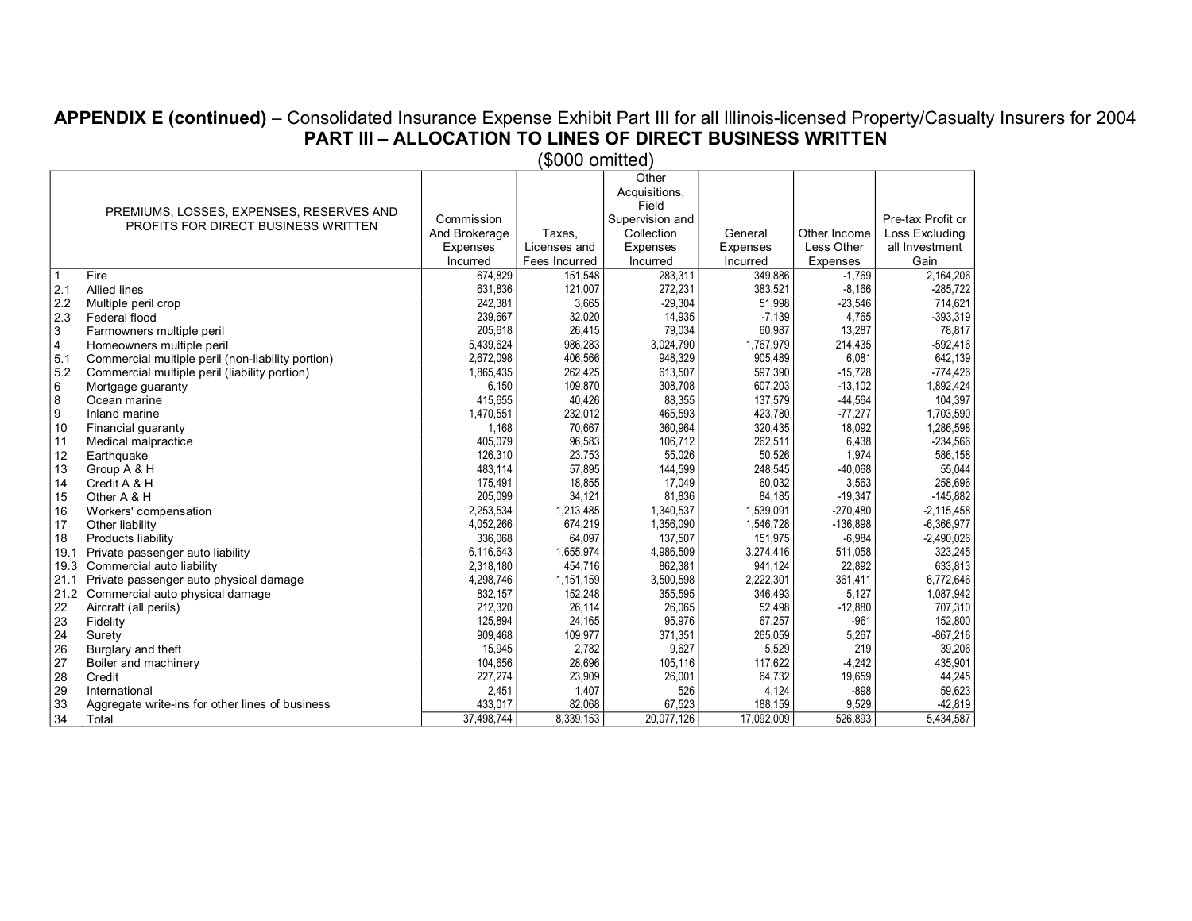**APPENDIX E (continued)** – Consolidated Insurance Expense Exhibit Part III for all Illinois-licensed Property/Casualty Insurers for 2004

## PART III – ALLOCATION TO LINES OF DIRECT BUSINESS WRITTEN

($000 omitted)

| | PREMIUMS, LOSSES, EXPENSES, RESERVES AND PROFITS FOR DIRECT BUSINESS WRITTEN | Commission And Brokerage Expenses Incurred | Taxes, Licenses and Fees Incurred | Other Acquisitions, Field Supervision and Collection Expenses Incurred | General Expenses Incurred | Other Income Less Other Expenses | Pre-tax Profit or Loss Excluding all Investment Gain |
|---|---|---|---|---|---|---|---|
| 1 | Fire | 674,829 | 151,548 | 283,311 | 349,886 | -1,769 | 2,164,206 |
| 2.1 | Allied lines | 631,836 | 121,007 | 272,231 | 383,521 | -8,166 | -285,722 |
| 2.2 | Multiple peril crop | 242,381 | 3,665 | -29,304 | 51,998 | -23,546 | 714,621 |
| 2.3 | Federal flood | 239,667 | 32,020 | 14,935 | -7,139 | 4,765 | -393,319 |
| 3 | Farmowners multiple peril | 205,618 | 26,415 | 79,034 | 60,987 | 13,287 | 78,817 |
| 4 | Homeowners multiple peril | 5,439,624 | 986,283 | 3,024,790 | 1,767,979 | 214,435 | -592,416 |
| 5.1 | Commercial multiple peril (non-liability portion) | 2,672,098 | 406,566 | 948,329 | 905,489 | 6,081 | 642,139 |
| 5.2 | Commercial multiple peril (liability portion) | 1,865,435 | 262,425 | 613,507 | 597,390 | -15,728 | -774,426 |
| 6 | Mortgage guaranty | 6,150 | 109,870 | 308,708 | 607,203 | -13,102 | 1,892,424 |
| 8 | Ocean marine | 415,655 | 40,426 | 88,355 | 137,579 | -44,564 | 104,397 |
| 9 | Inland marine | 1,470,551 | 232,012 | 465,593 | 423,780 | -77,277 | 1,703,590 |
| 10 | Financial guaranty | 1,168 | 70,667 | 360,964 | 320,435 | 18,092 | 1,286,598 |
| 11 | Medical malpractice | 405,079 | 96,583 | 106,712 | 262,511 | 6,438 | -234,566 |
| 12 | Earthquake | 126,310 | 23,753 | 55,026 | 50,526 | 1,974 | 586,158 |
| 13 | Group A & H | 483,114 | 57,895 | 144,599 | 248,545 | -40,068 | 55,044 |
| 14 | Credit A & H | 175,491 | 18,855 | 17,049 | 60,032 | 3,563 | 258,696 |
| 15 | Other A & H | 205,099 | 34,121 | 81,836 | 84,185 | -19,347 | -145,882 |
| 16 | Workers' compensation | 2,253,534 | 1,213,485 | 1,340,537 | 1,539,091 | -270,480 | -2,115,458 |
| 17 | Other liability | 4,052,266 | 674,219 | 1,356,090 | 1,546,728 | -136,898 | -6,366,977 |
| 18 | Products liability | 336,068 | 64,097 | 137,507 | 151,975 | -6,984 | -2,490,026 |
| 19.1 | Private passenger auto liability | 6,116,643 | 1,655,974 | 4,986,509 | 3,274,416 | 511,058 | 323,245 |
| 19.3 | Commercial auto liability | 2,318,180 | 454,716 | 862,381 | 941,124 | 22,892 | 633,813 |
| 21.1 | Private passenger auto physical damage | 4,298,746 | 1,151,159 | 3,500,598 | 2,222,301 | 361,411 | 6,772,646 |
| 21.2 | Commercial auto physical damage | 832,157 | 152,248 | 355,595 | 346,493 | 5,127 | 1,087,942 |
| 22 | Aircraft (all perils) | 212,320 | 26,114 | 26,065 | 52,498 | -12,880 | 707,310 |
| 23 | Fidelity | 125,894 | 24,165 | 95,976 | 67,257 | -961 | 152,800 |
| 24 | Surety | 909,468 | 109,977 | 371,351 | 265,059 | 5,267 | -867,216 |
| 26 | Burglary and theft | 15,945 | 2,782 | 9,627 | 5,529 | 219 | 39,206 |
| 27 | Boiler and machinery | 104,656 | 28,696 | 105,116 | 117,622 | -4,242 | 435,901 |
| 28 | Credit | 227,274 | 23,909 | 26,001 | 64,732 | 19,659 | 44,245 |
| 29 | International | 2,451 | 1,407 | 526 | 4,124 | -898 | 59,623 |
| 33 | Aggregate write-ins for other lines of business | 433,017 | 82,068 | 67,523 | 188,159 | 9,529 | -42,819 |
| 34 | Total | 37,498,744 | 8,339,153 | 20,077,126 | 17,092,009 | 526,893 | 5,434,587 |